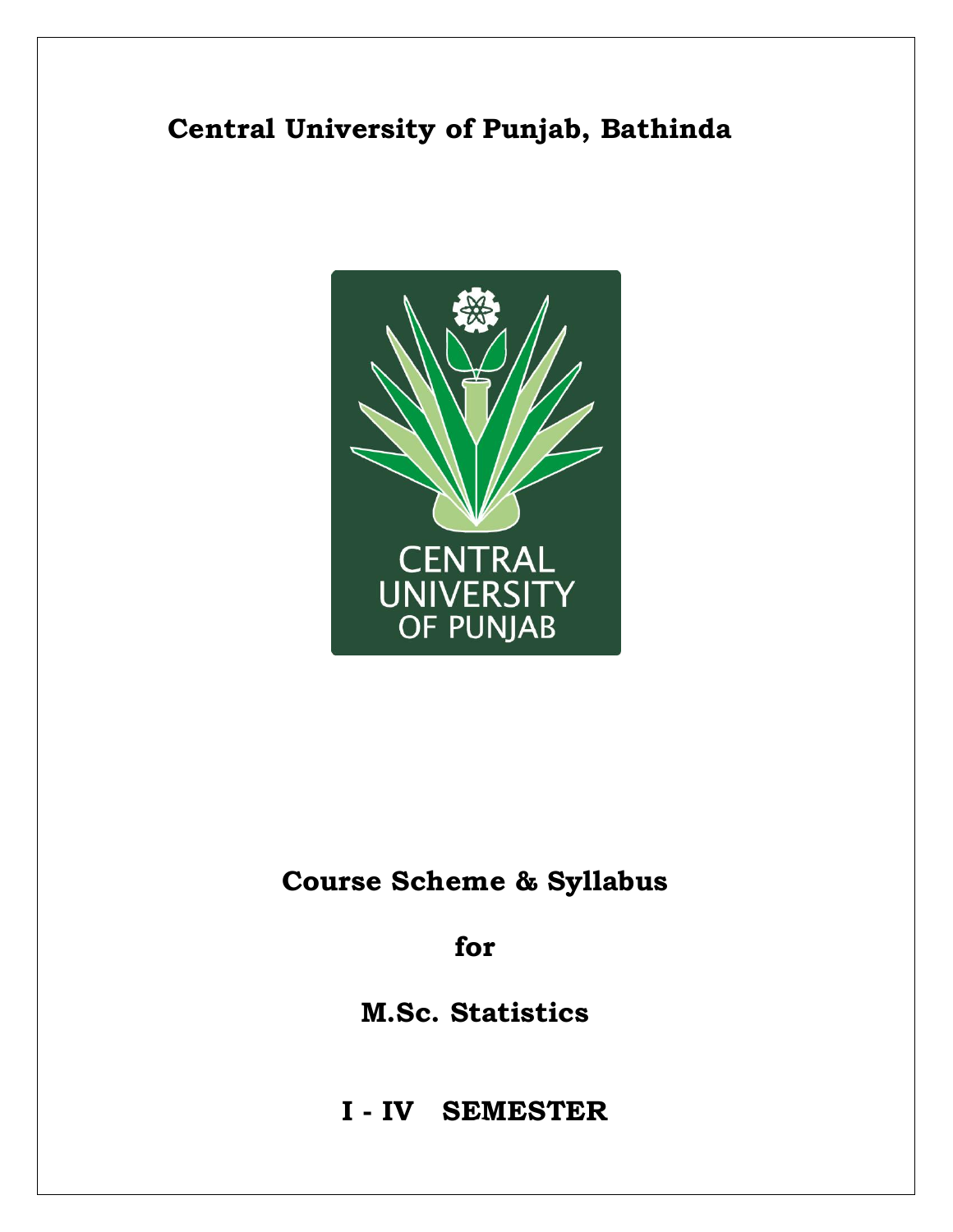# Central University of Punjab, Bathinda

CENTRAL UNIVERSITY OF PUNJAB

## Course Scheme & Syllabus

## for

## M.Sc. Statistics

## I - IV SEMESTER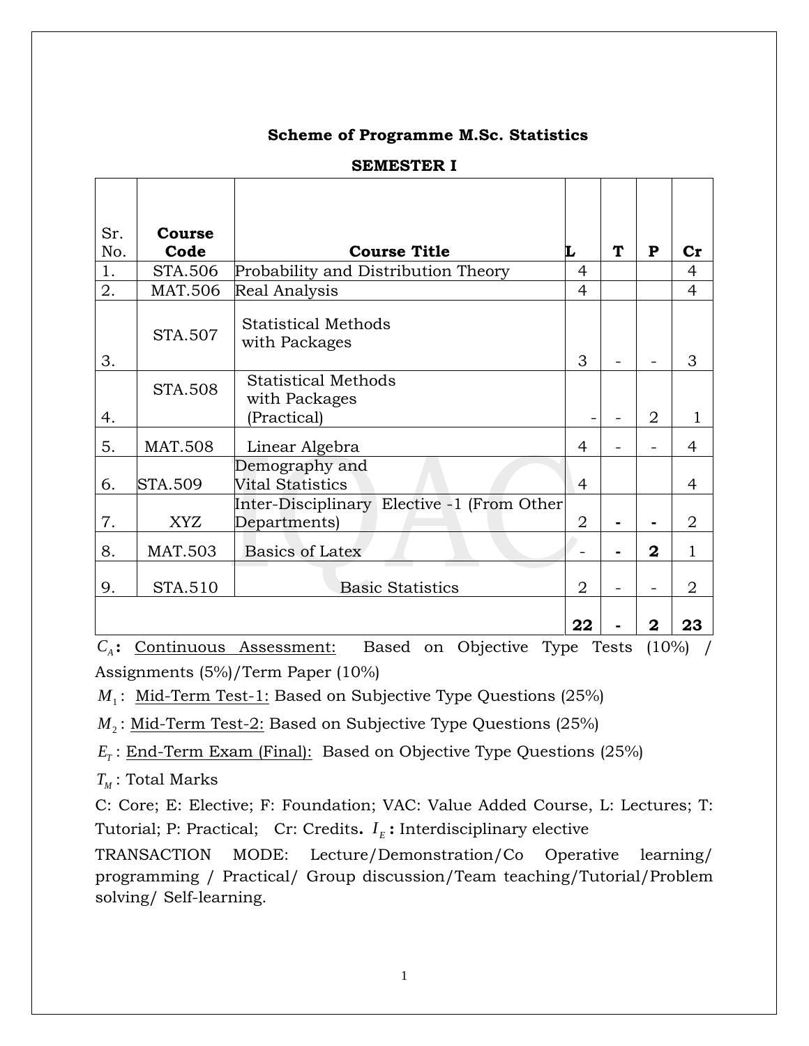**Scheme of Programme M.Sc. Statistics**

**SEMESTER I**

| Sr. No. | Course Code | Course Title | L | T | P | Cr |
|---|---|---|---|---|---|---|
| 1. | STA.506 | Probability and Distribution Theory | 4 | | | 4 |
| 2. | MAT.506 | Real Analysis | 4 | | | 4 |
| 3. | STA.507 | Statistical Methods with Packages | 3 | - | - | 3 |
| 4. | STA.508 | Statistical Methods with Packages (Practical) | - | - | 2 | 1 |
| 5. | MAT.508 | Linear Algebra | 4 | - | - | 4 |
| 6. | STA.509 | Demography and Vital Statistics | 4 | | | 4 |
| 7. | XYZ | Inter-Disciplinary Elective -1 (From Other Departments) | 2 | **-** | **-** | 2 |
| 8. | MAT.503 | Basics of Latex | - | **-** | **2** | 1 |
| 9. | STA.510 | Basic Statistics | 2 | - | - | 2 |
| | | | **22** | **-** | **2** | **23** |

$C_A$**:** Continuous Assessment: Based on Objective Type Tests (10%) / Assignments (5%)/Term Paper (10%)

$M_1$: Mid-Term Test-1: Based on Subjective Type Questions (25%)

$M_2$: Mid-Term Test-2: Based on Subjective Type Questions (25%)

$E_T$: End-Term Exam (Final): Based on Objective Type Questions (25%)

$T_M$: Total Marks

C: Core; E: Elective; F: Foundation; VAC: Value Added Course, L: Lectures; T: Tutorial; P: Practical; Cr: Credits**.** $I_E$ **:** Interdisciplinary elective

TRANSACTION MODE: Lecture/Demonstration/Co Operative learning/ programming / Practical/ Group discussion/Team teaching/Tutorial/Problem solving/ Self-learning.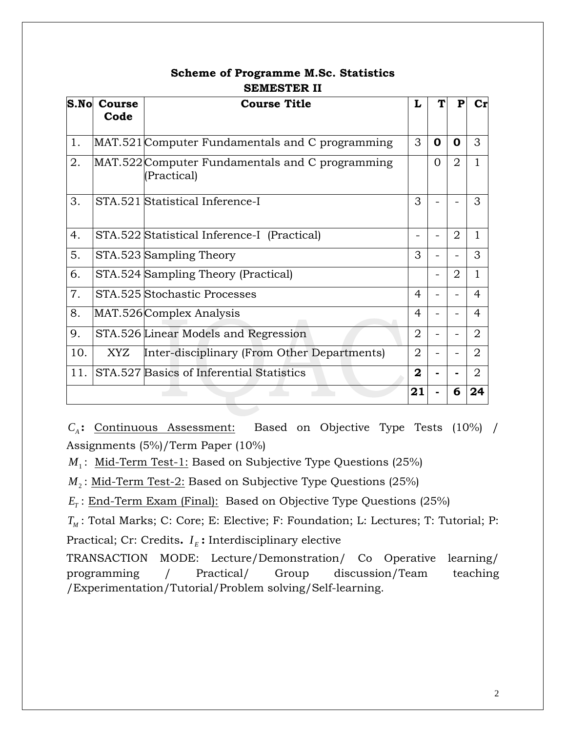## Scheme of Programme M.Sc. Statistics

### SEMESTER II

| S.No | Course Code | Course Title | L | T | P | Cr |
|---|---|---|---|---|---|---|
| 1. | MAT.521 | Computer Fundamentals and C programming | 3 | **0** | **0** | 3 |
| 2. | MAT.522 | Computer Fundamentals and C programming (Practical) | | 0 | 2 | 1 |
| 3. | STA.521 | Statistical Inference-I | 3 | - | - | 3 |
| 4. | STA.522 | Statistical Inference-I (Practical) | - | - | 2 | 1 |
| 5. | STA.523 | Sampling Theory | 3 | - | - | 3 |
| 6. | STA.524 | Sampling Theory (Practical) | | - | 2 | 1 |
| 7. | STA.525 | Stochastic Processes | 4 | - | - | 4 |
| 8. | MAT.526 | Complex Analysis | 4 | - | - | 4 |
| 9. | STA.526 | Linear Models and Regression | 2 | - | - | 2 |
| 10. | XYZ | Inter-disciplinary (From Other Departments) | 2 | - | - | 2 |
| 11. | STA.527 | Basics of Inferential Statistics | **2** | **-** | **-** | 2 |
| | | | **21** | **-** | **6** | **24** |

$C_A$**:** Continuous Assessment: Based on Objective Type Tests (10%) / Assignments (5%)/Term Paper (10%)

$M_1$: Mid-Term Test-1: Based on Subjective Type Questions (25%)

$M_2$: Mid-Term Test-2: Based on Subjective Type Questions (25%)

$E_T$: End-Term Exam (Final): Based on Objective Type Questions (25%)

$T_M$: Total Marks; C: Core; E: Elective; F: Foundation; L: Lectures; T: Tutorial; P: Practical; Cr: Credits**.** $I_E$**:** Interdisciplinary elective

TRANSACTION MODE: Lecture/Demonstration/ Co Operative learning/ programming / Practical/ Group discussion/Team teaching /Experimentation/Tutorial/Problem solving/Self-learning.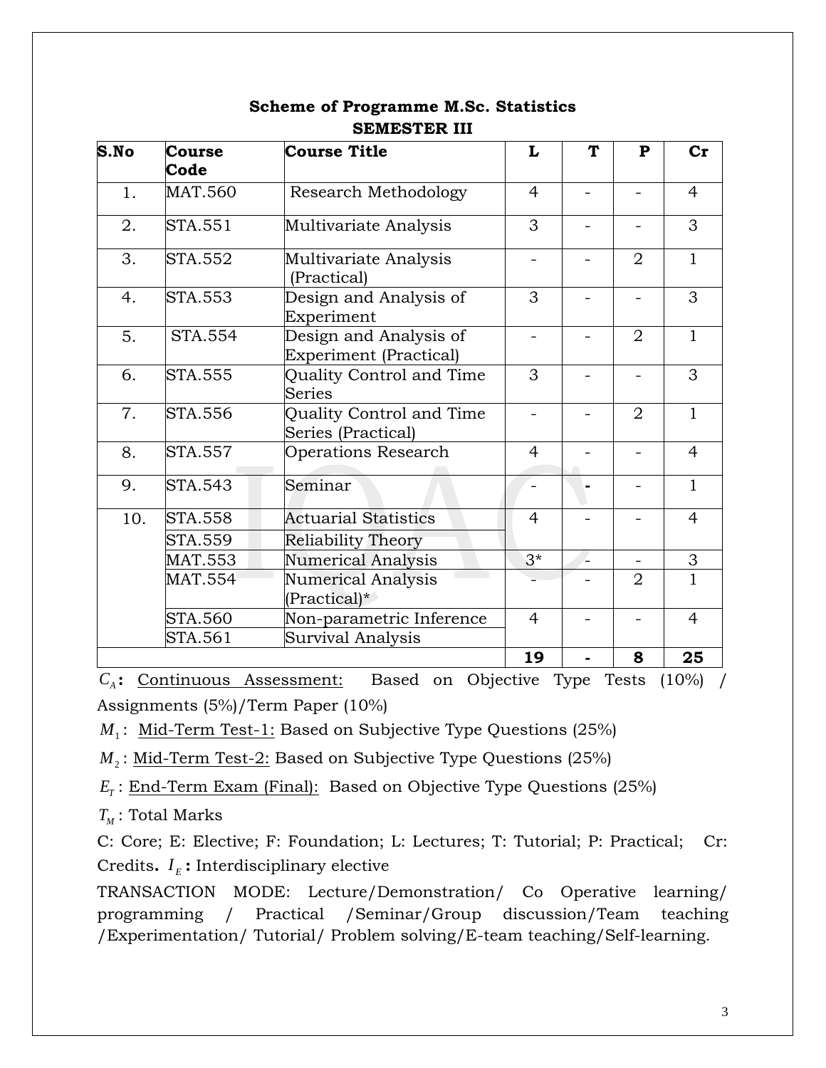## Scheme of Programme M.Sc. Statistics

### SEMESTER III

| S.No | Course Code | Course Title | L | T | P | Cr |
|---|---|---|---|---|---|---|
| 1. | MAT.560 | Research Methodology | 4 | - | - | 4 |
| 2. | STA.551 | Multivariate Analysis | 3 | - | - | 3 |
| 3. | STA.552 | Multivariate Analysis (Practical) | - | - | 2 | 1 |
| 4. | STA.553 | Design and Analysis of Experiment | 3 | - | - | 3 |
| 5. | STA.554 | Design and Analysis of Experiment (Practical) | - | - | 2 | 1 |
| 6. | STA.555 | Quality Control and Time Series | 3 | - | - | 3 |
| 7. | STA.556 | Quality Control and Time Series (Practical) | - | - | 2 | 1 |
| 8. | STA.557 | Operations Research | 4 | - | - | 4 |
| 9. | STA.543 | Seminar | - | - | - | 1 |
| 10. | STA.558 | Actuarial Statistics | 4 | - | - | 4 |
| | STA.559 | Reliability Theory | | | | |
| | MAT.553 | Numerical Analysis | 3* | - | - | 3 |
| | MAT.554 | Numerical Analysis (Practical)* | - | - | 2 | 1 |
| | STA.560 | Non-parametric Inference | 4 | - | - | 4 |
| | STA.561 | Survival Analysis | | | | |
| | | | **19** | **-** | **8** | **25** |

$C_A$**:** Continuous Assessment: Based on Objective Type Tests (10%) / Assignments (5%)/Term Paper (10%)

$M_1$: Mid-Term Test-1: Based on Subjective Type Questions (25%)

$M_2$: Mid-Term Test-2: Based on Subjective Type Questions (25%)

$E_T$: End-Term Exam (Final): Based on Objective Type Questions (25%)

$T_M$: Total Marks

C: Core; E: Elective; F: Foundation; L: Lectures; T: Tutorial; P: Practical; Cr: Credits. $I_E$**:** Interdisciplinary elective

TRANSACTION MODE: Lecture/Demonstration/ Co Operative learning/ programming / Practical /Seminar/Group discussion/Team teaching /Experimentation/ Tutorial/ Problem solving/E-team teaching/Self-learning.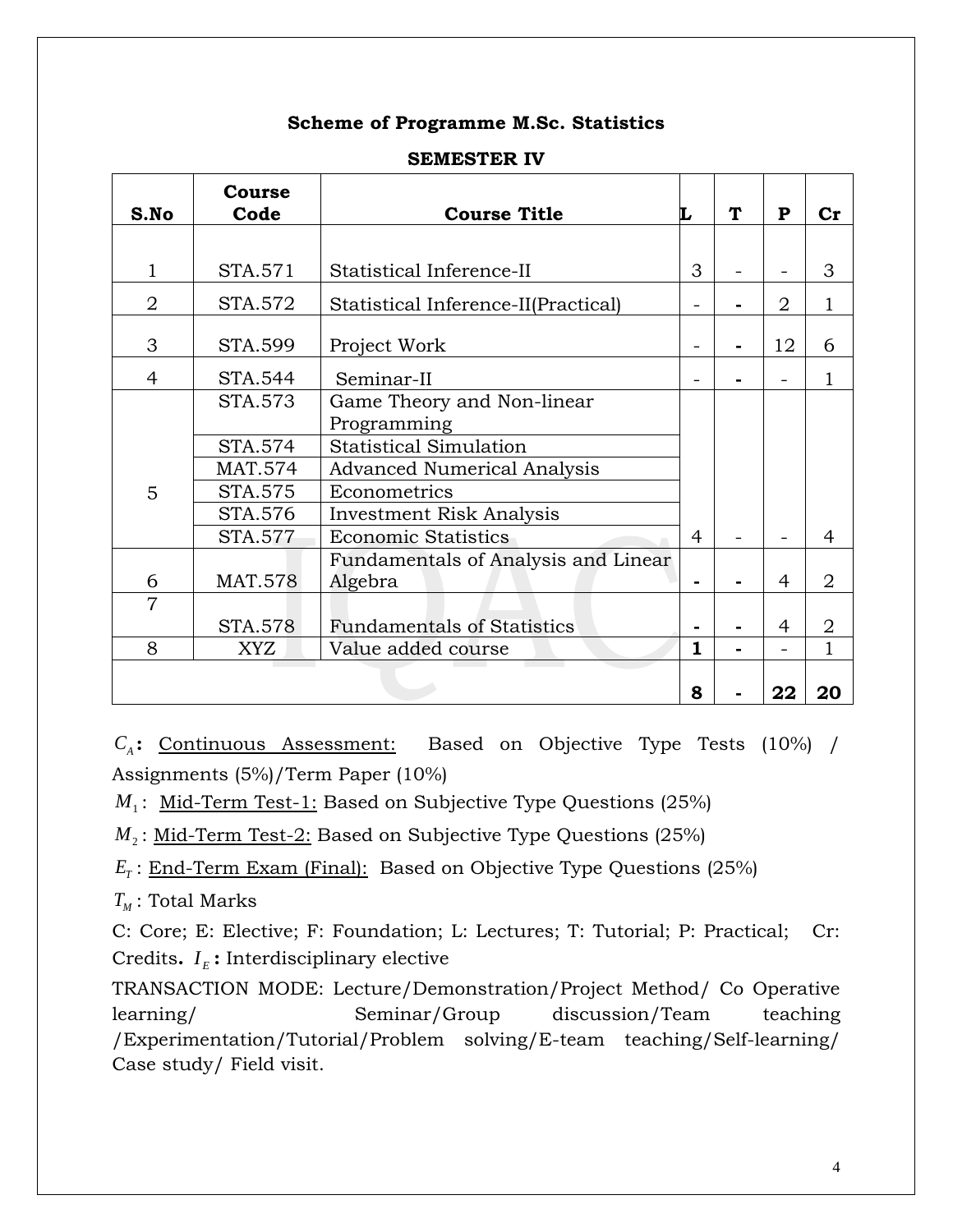**Scheme of Programme M.Sc. Statistics**

**SEMESTER IV**

| S.No | Course Code | Course Title | L | T | P | Cr |
|---|---|---|---|---|---|---|
| 1 | STA.571 | Statistical Inference-II | 3 | - | - | 3 |
| 2 | STA.572 | Statistical Inference-II(Practical) | - | - | 2 | 1 |
| 3 | STA.599 | Project Work | - | - | 12 | 6 |
| 4 | STA.544 | Seminar-II | - | - | - | 1 |
| 5 | STA.573 | Game Theory and Non-linear Programming | 4 | - | - | 4 |
| | STA.574 | Statistical Simulation | | | | |
| | MAT.574 | Advanced Numerical Analysis | | | | |
| | STA.575 | Econometrics | | | | |
| | STA.576 | Investment Risk Analysis | | | | |
| | STA.577 | Economic Statistics | | | | |
| 6 | MAT.578 | Fundamentals of Analysis and Linear Algebra | - | - | 4 | 2 |
| 7 | STA.578 | Fundamentals of Statistics | - | - | 4 | 2 |
| 8 | XYZ | Value added course | **1** | - | - | 1 |
| | | | **8** | - | **22** | **20** |

$C_A$**:** Continuous Assessment: Based on Objective Type Tests (10%) / Assignments (5%)/Term Paper (10%)

$M_1$: Mid-Term Test-1: Based on Subjective Type Questions (25%)

$M_2$: Mid-Term Test-2: Based on Subjective Type Questions (25%)

$E_T$: End-Term Exam (Final): Based on Objective Type Questions (25%)

$T_M$: Total Marks

C: Core; E: Elective; F: Foundation; L: Lectures; T: Tutorial; P: Practical; Cr: Credits**.** $I_E$**:** Interdisciplinary elective

TRANSACTION MODE: Lecture/Demonstration/Project Method/ Co Operative learning/ Seminar/Group discussion/Team teaching /Experimentation/Tutorial/Problem solving/E-team teaching/Self-learning/ Case study/ Field visit.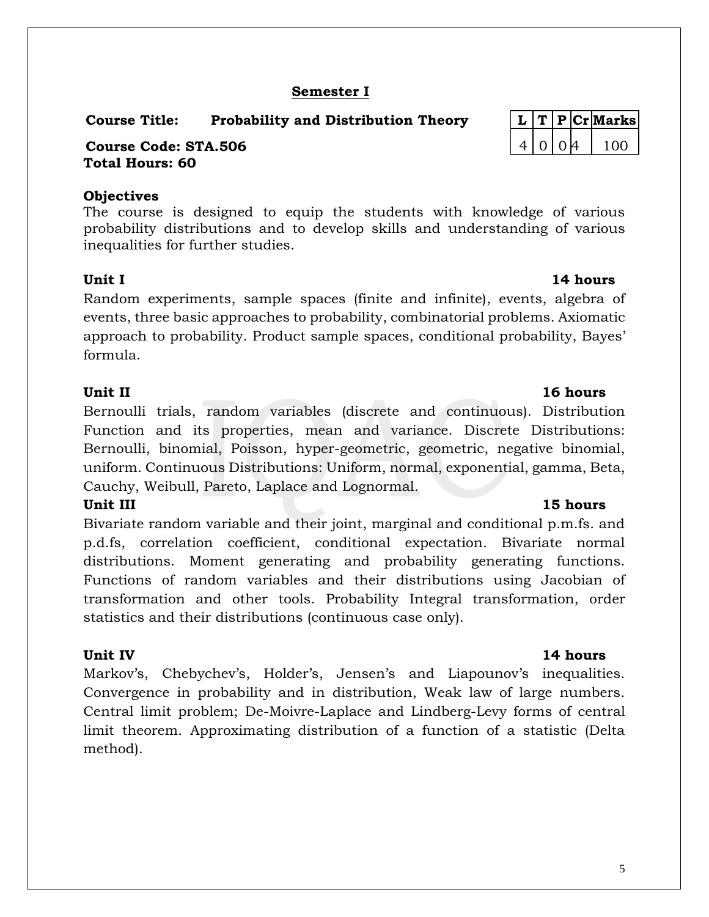## Semester I

**Course Title: Probability and Distribution Theory**

**Course Code: STA.506**

**Total Hours: 60**

| L | T | P | Cr | Marks |
|---|---|---|---|---|
| 4 | 0 | 0 | 4 | 100 |

**Objectives**

The course is designed to equip the students with knowledge of various probability distributions and to develop skills and understanding of various inequalities for further studies.

**Unit I** **14 hours**

Random experiments, sample spaces (finite and infinite), events, algebra of events, three basic approaches to probability, combinatorial problems. Axiomatic approach to probability. Product sample spaces, conditional probability, Bayes' formula.

**Unit II** **16 hours**

Bernoulli trials, random variables (discrete and continuous). Distribution Function and its properties, mean and variance. Discrete Distributions: Bernoulli, binomial, Poisson, hyper-geometric, geometric, negative binomial, uniform. Continuous Distributions: Uniform, normal, exponential, gamma, Beta, Cauchy, Weibull, Pareto, Laplace and Lognormal.

**Unit III** **15 hours**

Bivariate random variable and their joint, marginal and conditional p.m.fs. and p.d.fs, correlation coefficient, conditional expectation. Bivariate normal distributions. Moment generating and probability generating functions. Functions of random variables and their distributions using Jacobian of transformation and other tools. Probability Integral transformation, order statistics and their distributions (continuous case only).

**Unit IV** **14 hours**

Markov's, Chebychev's, Holder's, Jensen's and Liapounov's inequalities. Convergence in probability and in distribution, Weak law of large numbers. Central limit problem; De-Moivre-Laplace and Lindberg-Levy forms of central limit theorem. Approximating distribution of a function of a statistic (Delta method).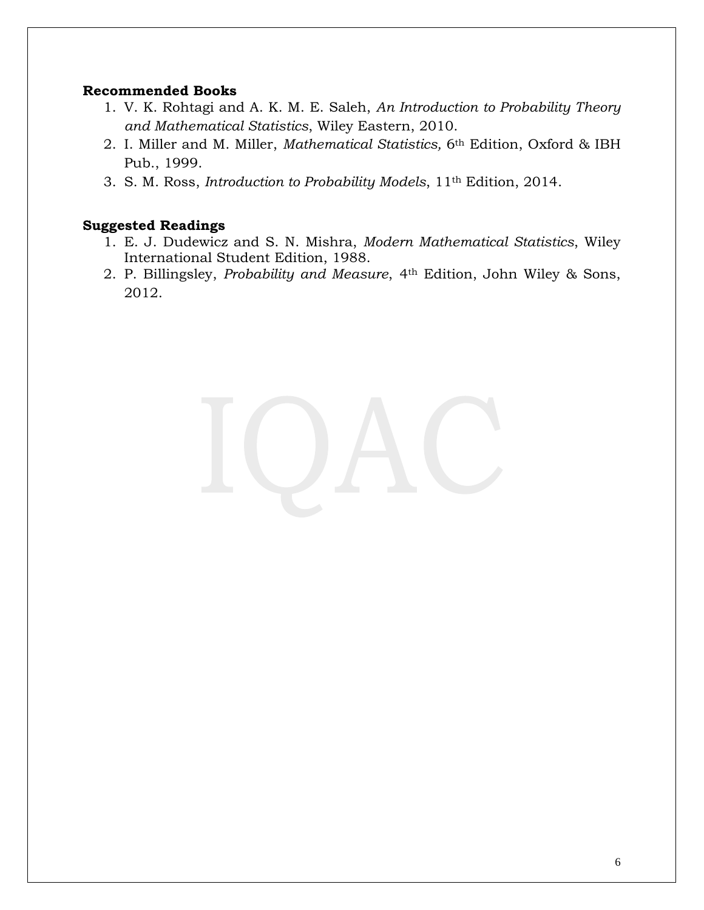**Recommended Books**

1. V. K. Rohtagi and A. K. M. E. Saleh, *An Introduction to Probability Theory and Mathematical Statistics*, Wiley Eastern, 2010.
2. I. Miller and M. Miller, *Mathematical Statistics,* 6th Edition, Oxford & IBH Pub., 1999.
3. S. M. Ross, *Introduction to Probability Models*, 11th Edition, 2014.

**Suggested Readings**

1. E. J. Dudewicz and S. N. Mishra, *Modern Mathematical Statistics*, Wiley International Student Edition, 1988.
2. P. Billingsley, *Probability and Measure*, 4th Edition, John Wiley & Sons, 2012.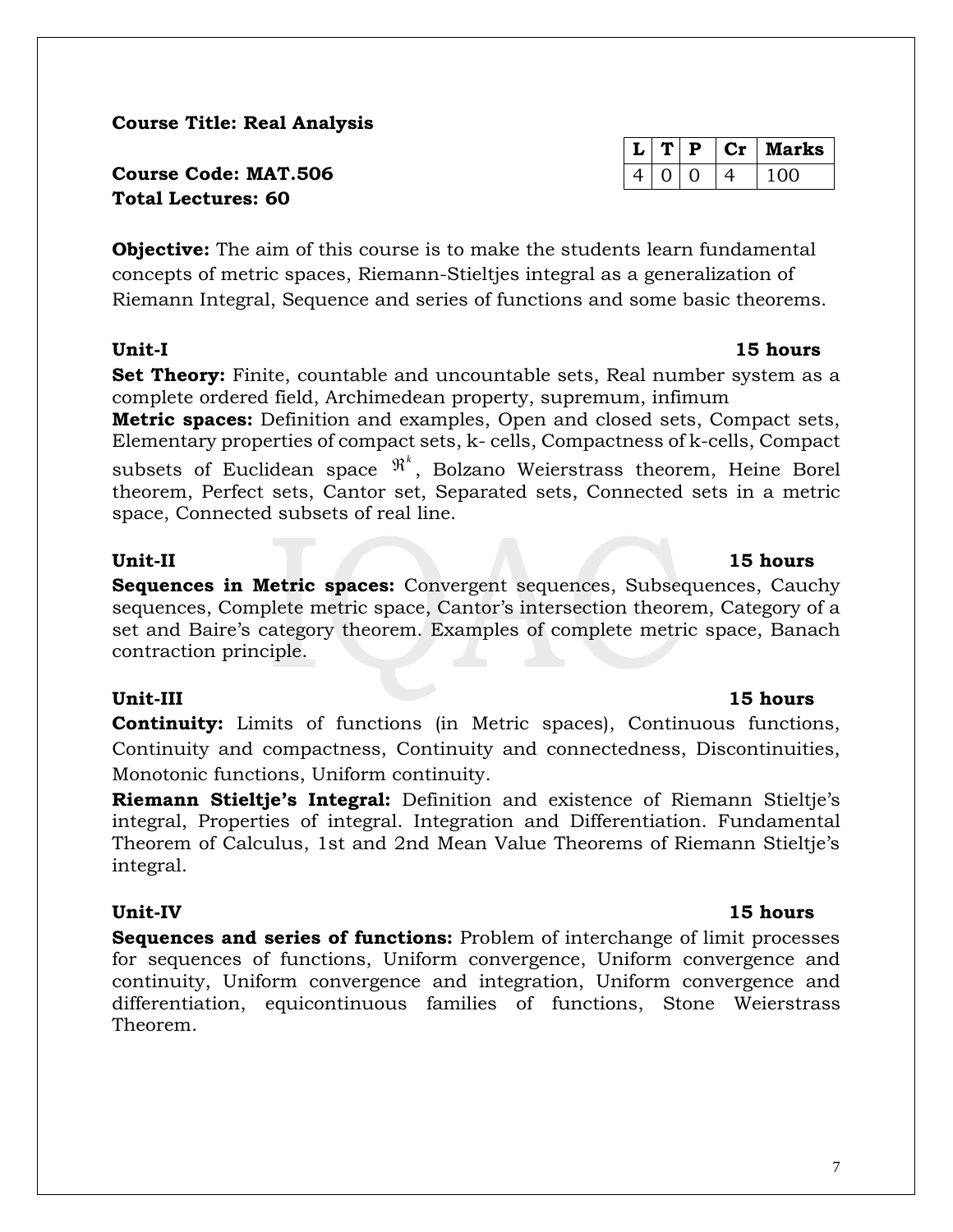**Course Title: Real Analysis**

**Course Code: MAT.506**
**Total Lectures: 60**

| L | T | P | Cr | Marks |
|---|---|---|---|---|
| 4 | 0 | 0 | 4 | 100 |

**Objective:** The aim of this course is to make the students learn fundamental concepts of metric spaces, Riemann-Stieltjes integral as a generalization of Riemann Integral, Sequence and series of functions and some basic theorems.

**Unit-I** **15 hours**

**Set Theory:** Finite, countable and uncountable sets, Real number system as a complete ordered field, Archimedean property, supremum, infimum
**Metric spaces:** Definition and examples, Open and closed sets, Compact sets, Elementary properties of compact sets, k- cells, Compactness of k-cells, Compact subsets of Euclidean space $\Re^k$, Bolzano Weierstrass theorem, Heine Borel theorem, Perfect sets, Cantor set, Separated sets, Connected sets in a metric space, Connected subsets of real line.

**Unit-II** **15 hours**

**Sequences in Metric spaces:** Convergent sequences, Subsequences, Cauchy sequences, Complete metric space, Cantor's intersection theorem, Category of a set and Baire's category theorem. Examples of complete metric space, Banach contraction principle.

**Unit-III** **15 hours**

**Continuity:** Limits of functions (in Metric spaces), Continuous functions, Continuity and compactness, Continuity and connectedness, Discontinuities, Monotonic functions, Uniform continuity.

**Riemann Stieltje's Integral:** Definition and existence of Riemann Stieltje's integral, Properties of integral. Integration and Differentiation. Fundamental Theorem of Calculus, 1st and 2nd Mean Value Theorems of Riemann Stieltje's integral.

**Unit-IV** **15 hours**

**Sequences and series of functions:** Problem of interchange of limit processes for sequences of functions, Uniform convergence, Uniform convergence and continuity, Uniform convergence and integration, Uniform convergence and differentiation, equicontinuous families of functions, Stone Weierstrass Theorem.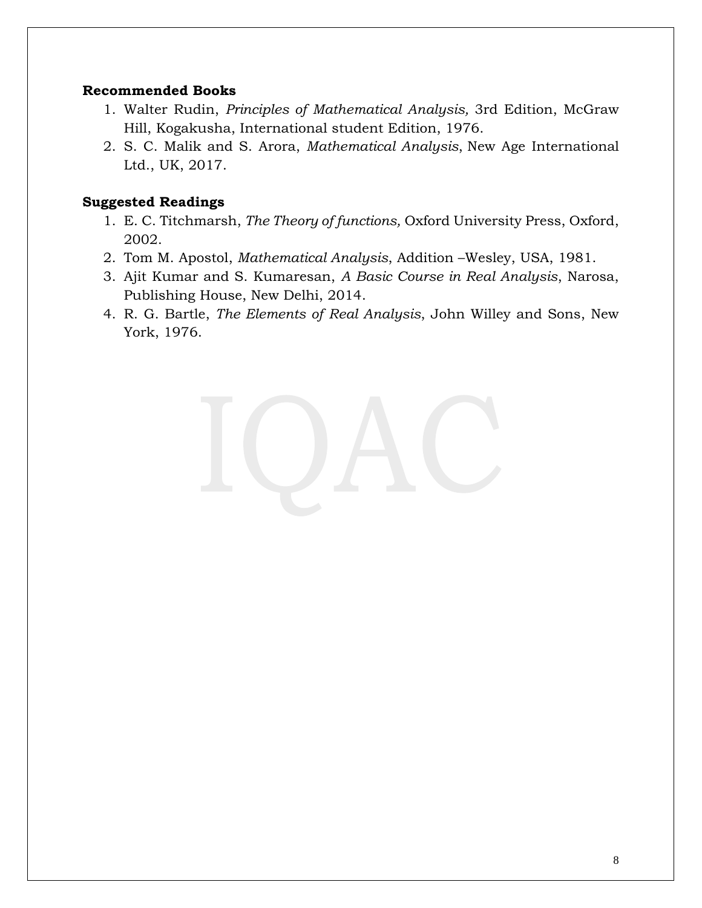**Recommended Books**

1. Walter Rudin, *Principles of Mathematical Analysis,* 3rd Edition, McGraw Hill, Kogakusha, International student Edition, 1976.
2. S. C. Malik and S. Arora, *Mathematical Analysis*, New Age International Ltd., UK, 2017.

**Suggested Readings**

1. E. C. Titchmarsh, *The Theory of functions,* Oxford University Press, Oxford, 2002.
2. Tom M. Apostol, *Mathematical Analysis*, Addition –Wesley, USA, 1981.
3. Ajit Kumar and S. Kumaresan, *A Basic Course in Real Analysis*, Narosa, Publishing House, New Delhi, 2014.
4. R. G. Bartle, *The Elements of Real Analysis*, John Willey and Sons, New York, 1976.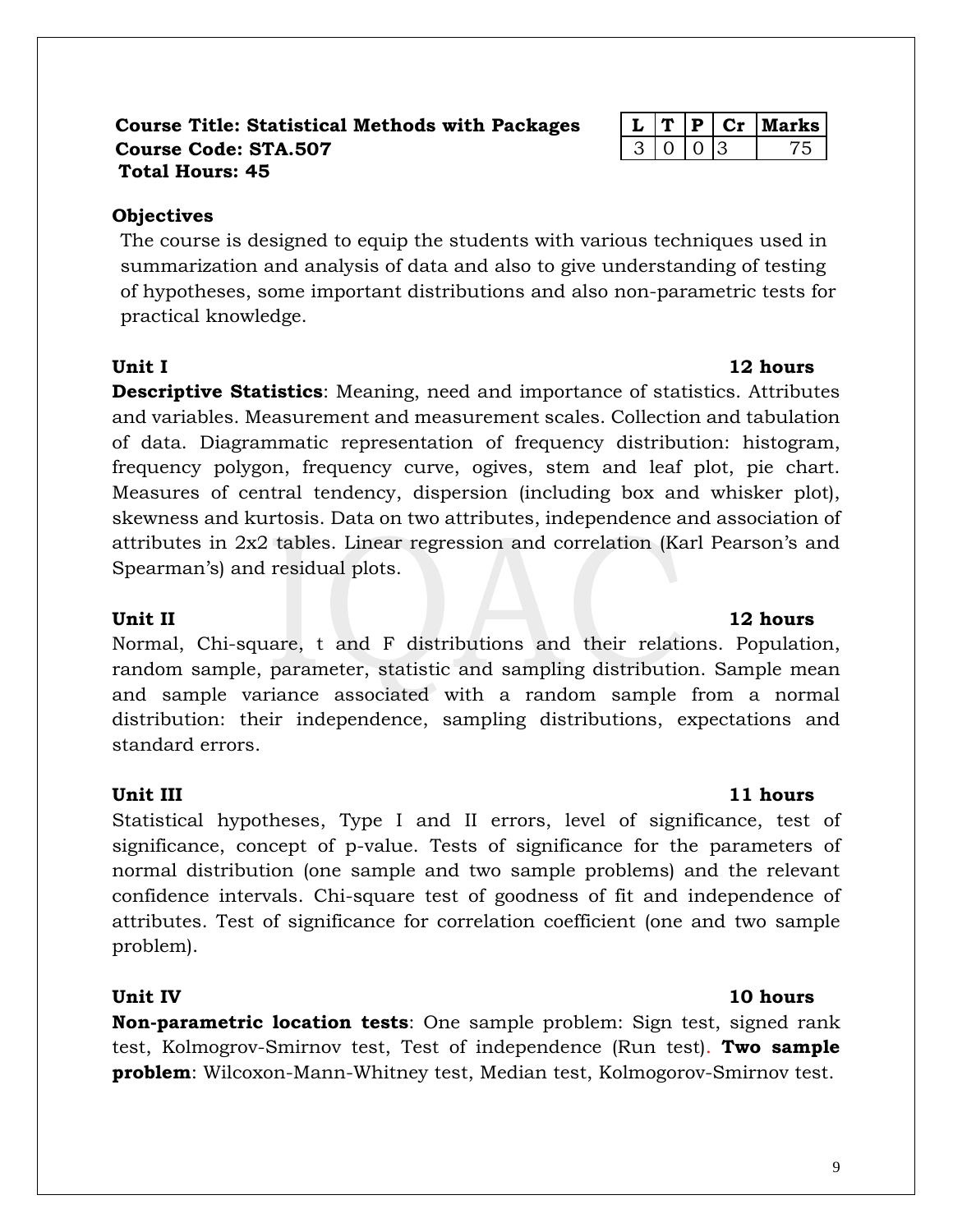**Course Title: Statistical Methods with Packages**
**Course Code: STA.507**
**Total Hours: 45**

| L | T | P | Cr | Marks |
|---|---|---|---|---|
| 3 | 0 | 0 | 3 | 75 |

**Objectives**

The course is designed to equip the students with various techniques used in summarization and analysis of data and also to give understanding of testing of hypotheses, some important distributions and also non-parametric tests for practical knowledge.

**Unit I** **12 hours**

**Descriptive Statistics**: Meaning, need and importance of statistics. Attributes and variables. Measurement and measurement scales. Collection and tabulation of data. Diagrammatic representation of frequency distribution: histogram, frequency polygon, frequency curve, ogives, stem and leaf plot, pie chart. Measures of central tendency, dispersion (including box and whisker plot), skewness and kurtosis. Data on two attributes, independence and association of attributes in 2x2 tables. Linear regression and correlation (Karl Pearson's and Spearman's) and residual plots.

**Unit II** **12 hours**

Normal, Chi-square, t and F distributions and their relations. Population, random sample, parameter, statistic and sampling distribution. Sample mean and sample variance associated with a random sample from a normal distribution: their independence, sampling distributions, expectations and standard errors.

**Unit III** **11 hours**

Statistical hypotheses, Type I and II errors, level of significance, test of significance, concept of p-value. Tests of significance for the parameters of normal distribution (one sample and two sample problems) and the relevant confidence intervals. Chi-square test of goodness of fit and independence of attributes. Test of significance for correlation coefficient (one and two sample problem).

**Unit IV** **10 hours**

**Non-parametric location tests**: One sample problem: Sign test, signed rank test, Kolmogrov-Smirnov test, Test of independence (Run test). **Two sample problem**: Wilcoxon-Mann-Whitney test, Median test, Kolmogorov-Smirnov test.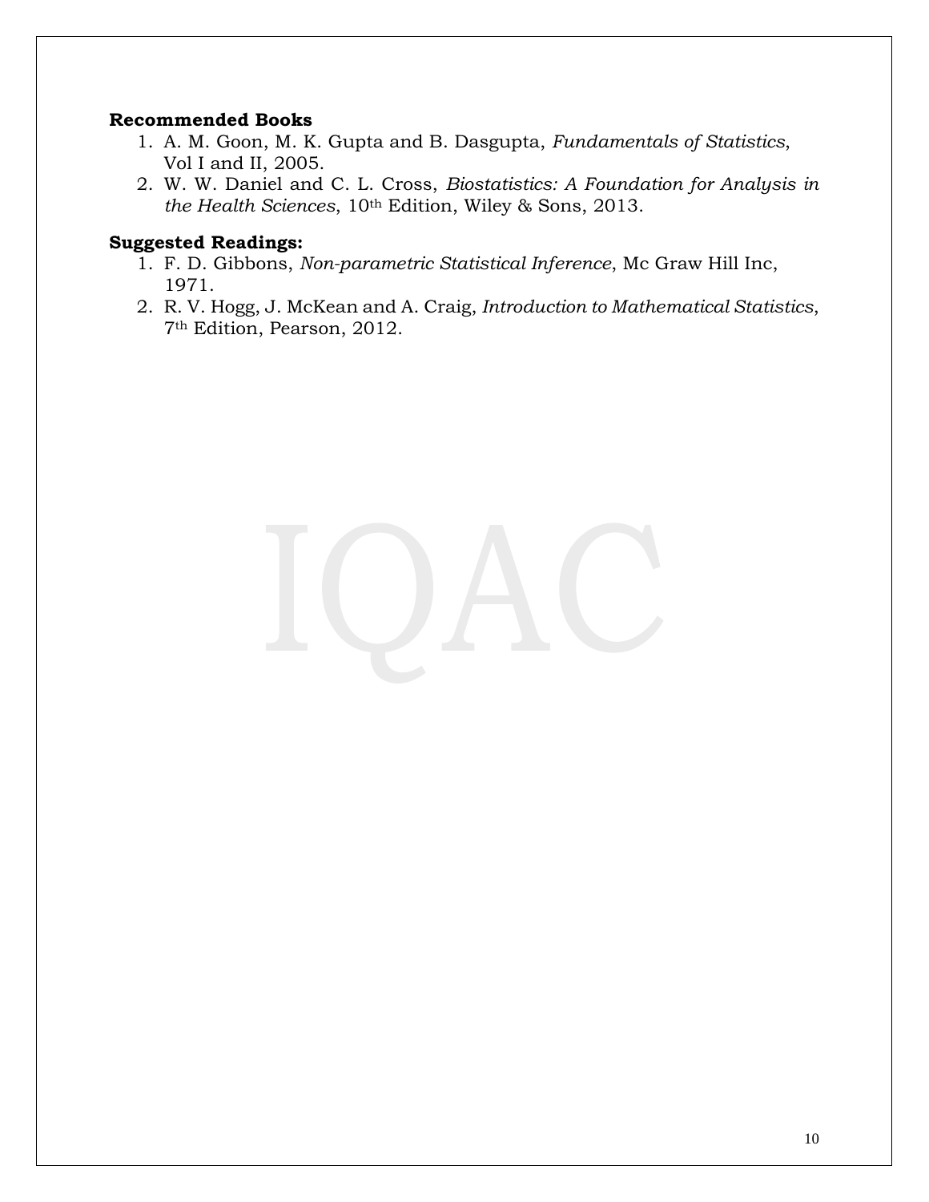**Recommended Books**

1. A. M. Goon, M. K. Gupta and B. Dasgupta, *Fundamentals of Statistics*, Vol I and II, 2005.
2. W. W. Daniel and C. L. Cross, *Biostatistics: A Foundation for Analysis in the Health Sciences*, 10th Edition, Wiley & Sons, 2013.

**Suggested Readings:**

1. F. D. Gibbons, *Non-parametric Statistical Inference*, Mc Graw Hill Inc, 1971.
2. R. V. Hogg, J. McKean and A. Craig, *Introduction to Mathematical Statistics*, 7th Edition, Pearson, 2012.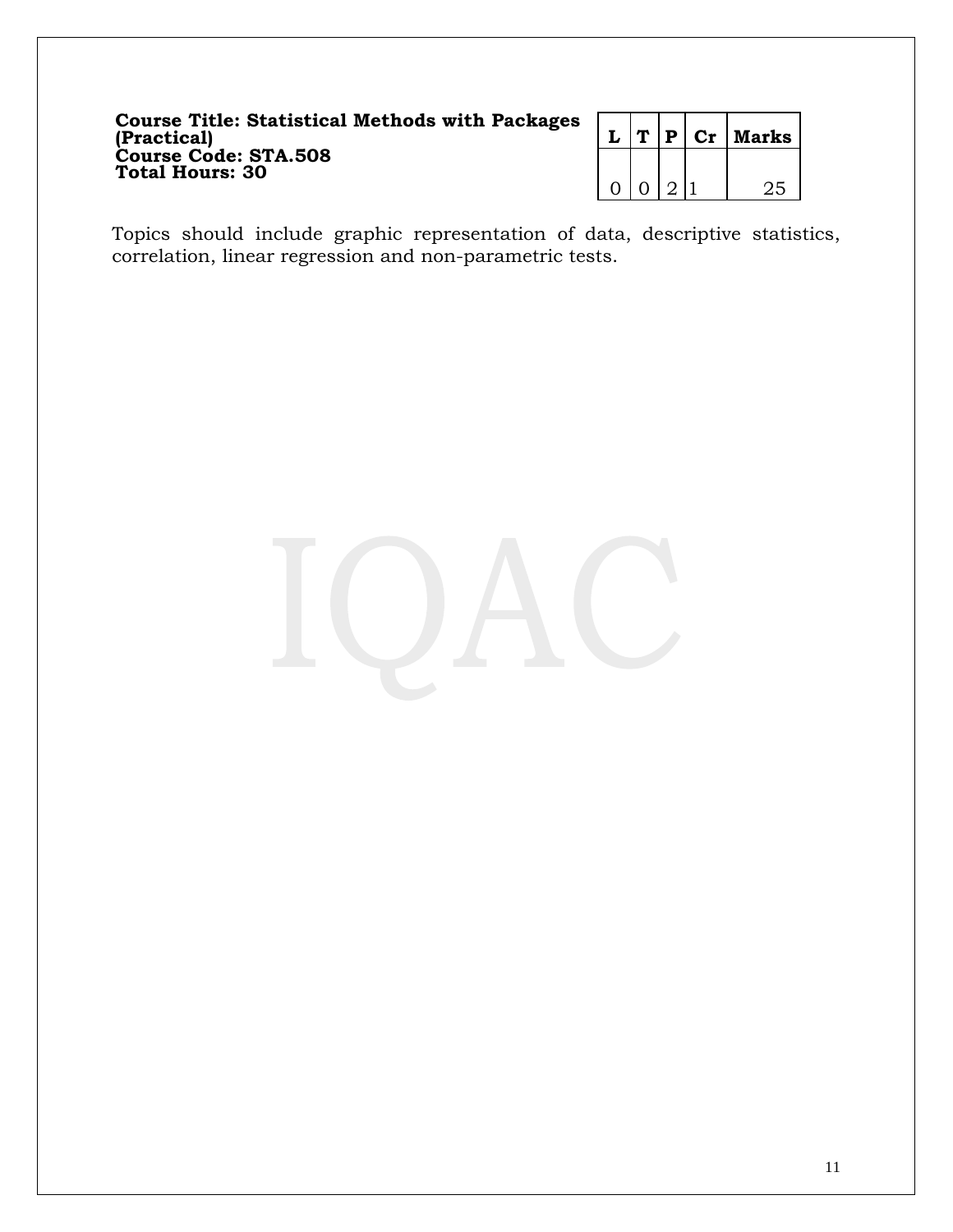**Course Title: Statistical Methods with Packages (Practical)**
**Course Code: STA.508**
**Total Hours: 30**

| L | T | P | Cr | Marks |
|---|---|---|---|---|
| 0 | 0 | 2 | 1 | 25 |

Topics should include graphic representation of data, descriptive statistics, correlation, linear regression and non-parametric tests.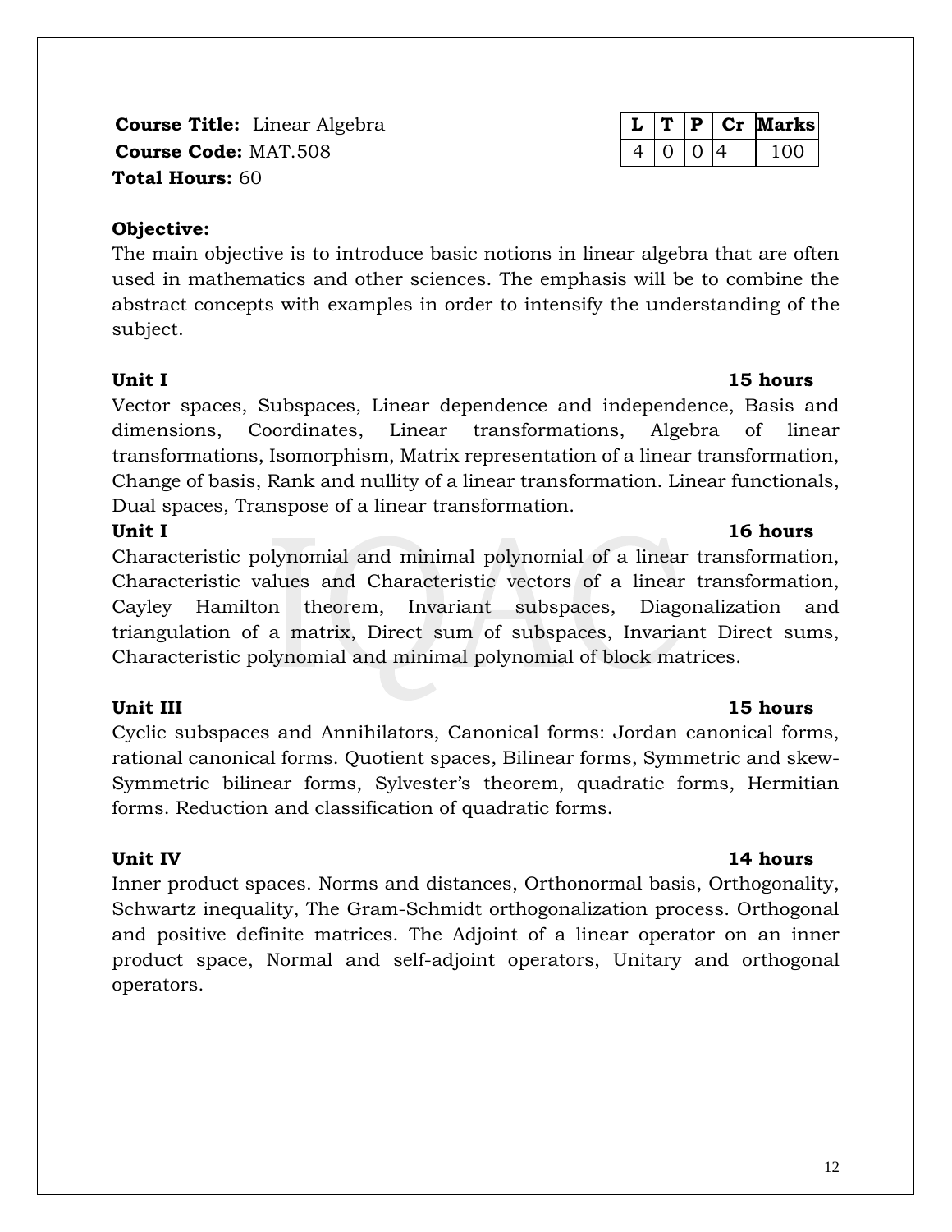**Course Title:** Linear Algebra
**Course Code:** MAT.508
**Total Hours:** 60

| L | T | P | Cr | Marks |
|---|---|---|---|---|
| 4 | 0 | 0 | 4 | 100 |

**Objective:**

The main objective is to introduce basic notions in linear algebra that are often used in mathematics and other sciences. The emphasis will be to combine the abstract concepts with examples in order to intensify the understanding of the subject.

**Unit I** **15 hours**

Vector spaces, Subspaces, Linear dependence and independence, Basis and dimensions, Coordinates, Linear transformations, Algebra of linear transformations, Isomorphism, Matrix representation of a linear transformation, Change of basis, Rank and nullity of a linear transformation. Linear functionals, Dual spaces, Transpose of a linear transformation.

**Unit I** **16 hours**

Characteristic polynomial and minimal polynomial of a linear transformation, Characteristic values and Characteristic vectors of a linear transformation, Cayley Hamilton theorem, Invariant subspaces, Diagonalization and triangulation of a matrix, Direct sum of subspaces, Invariant Direct sums, Characteristic polynomial and minimal polynomial of block matrices.

**Unit III** **15 hours**

Cyclic subspaces and Annihilators, Canonical forms: Jordan canonical forms, rational canonical forms. Quotient spaces, Bilinear forms, Symmetric and skew-Symmetric bilinear forms, Sylvester's theorem, quadratic forms, Hermitian forms. Reduction and classification of quadratic forms.

**Unit IV** **14 hours**

Inner product spaces. Norms and distances, Orthonormal basis, Orthogonality, Schwartz inequality, The Gram-Schmidt orthogonalization process. Orthogonal and positive definite matrices. The Adjoint of a linear operator on an inner product space, Normal and self-adjoint operators, Unitary and orthogonal operators.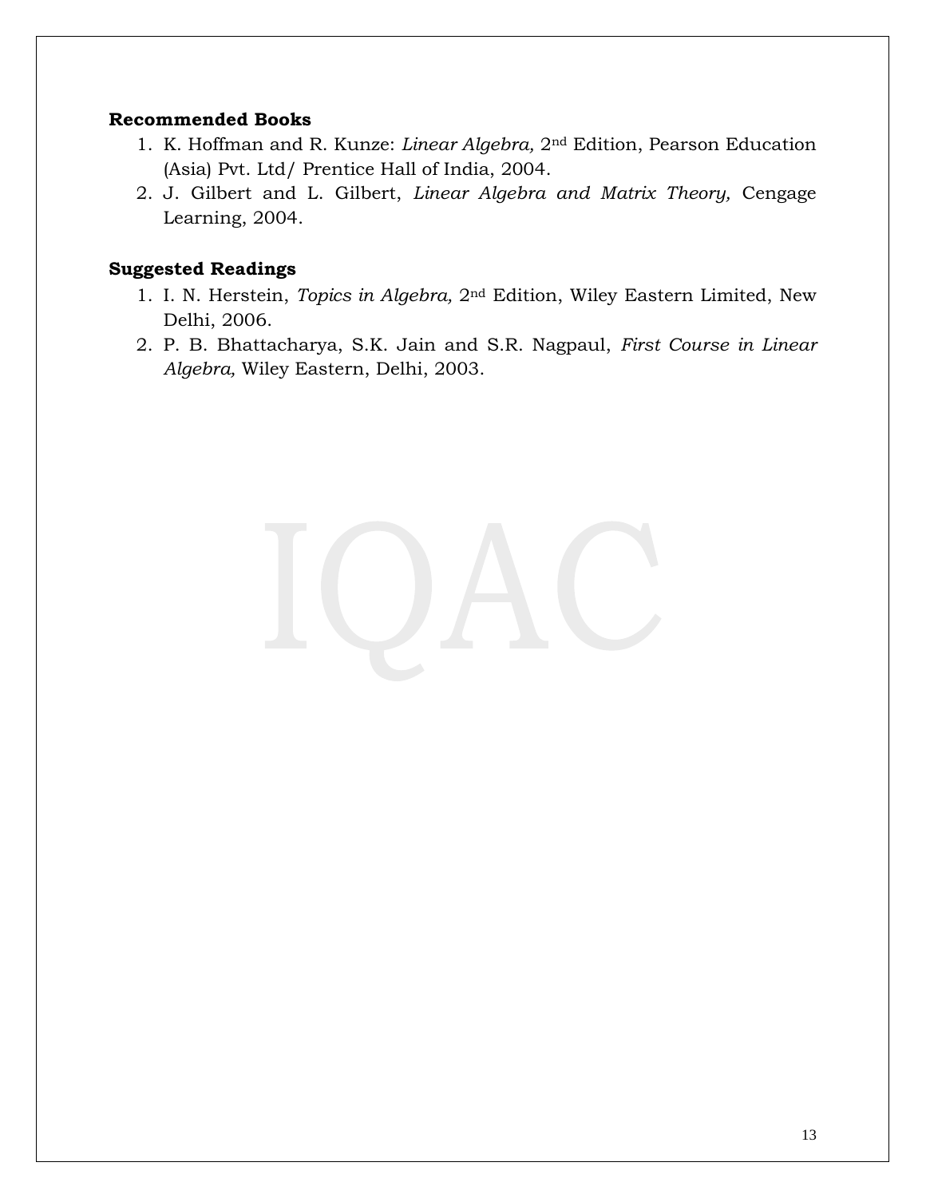**Recommended Books**

1. K. Hoffman and R. Kunze: *Linear Algebra,* 2nd Edition, Pearson Education (Asia) Pvt. Ltd/ Prentice Hall of India, 2004.
2. J. Gilbert and L. Gilbert, *Linear Algebra and Matrix Theory,* Cengage Learning, 2004.

**Suggested Readings**

1. I. N. Herstein, *Topics in Algebra,* 2nd Edition, Wiley Eastern Limited, New Delhi, 2006.
2. P. B. Bhattacharya, S.K. Jain and S.R. Nagpaul, *First Course in Linear Algebra,* Wiley Eastern, Delhi, 2003.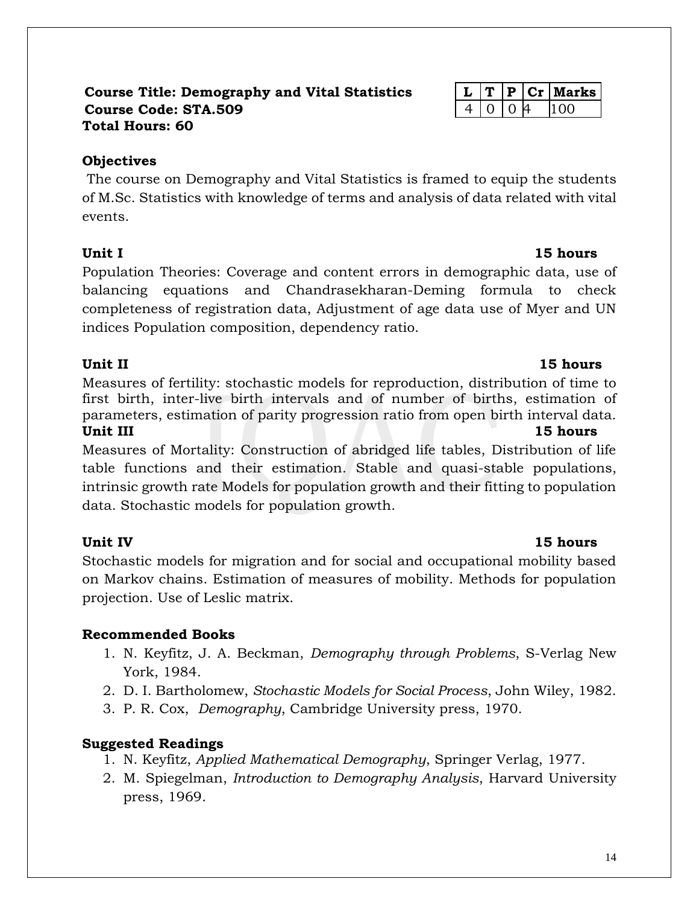**Course Title: Demography and Vital Statistics**
**Course Code: STA.509**
**Total Hours: 60**

| L | T | P | Cr | Marks |
|---|---|---|---|---|
| 4 | 0 | 0 | 4 | 100 |

**Objectives**

The course on Demography and Vital Statistics is framed to equip the students of M.Sc. Statistics with knowledge of terms and analysis of data related with vital events.

**Unit I** **15 hours**

Population Theories: Coverage and content errors in demographic data, use of balancing equations and Chandrasekharan-Deming formula to check completeness of registration data, Adjustment of age data use of Myer and UN indices Population composition, dependency ratio.

**Unit II** **15 hours**

Measures of fertility: stochastic models for reproduction, distribution of time to first birth, inter-live birth intervals and of number of births, estimation of parameters, estimation of parity progression ratio from open birth interval data.

**Unit III** **15 hours**

Measures of Mortality: Construction of abridged life tables, Distribution of life table functions and their estimation. Stable and quasi-stable populations, intrinsic growth rate Models for population growth and their fitting to population data. Stochastic models for population growth.

**Unit IV** **15 hours**

Stochastic models for migration and for social and occupational mobility based on Markov chains. Estimation of measures of mobility. Methods for population projection. Use of Leslic matrix.

**Recommended Books**

1. N. Keyfitz, J. A. Beckman, *Demography through Problems*, S-Verlag New York, 1984.
2. D. I. Bartholomew, *Stochastic Models for Social Process*, John Wiley, 1982.
3. P. R. Cox, *Demography*, Cambridge University press, 1970.

**Suggested Readings**

1. N. Keyfitz, *Applied Mathematical Demography*, Springer Verlag, 1977.
2. M. Spiegelman, *Introduction to Demography Analysis,* Harvard University press, 1969.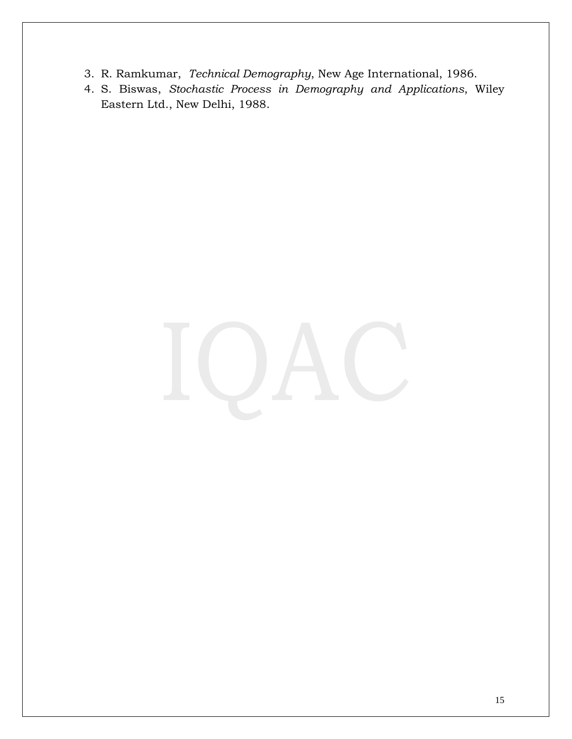3. R. Ramkumar, *Technical Demography*, New Age International, 1986.
4. S. Biswas, *Stochastic Process in Demography and Applications*, Wiley Eastern Ltd., New Delhi, 1988.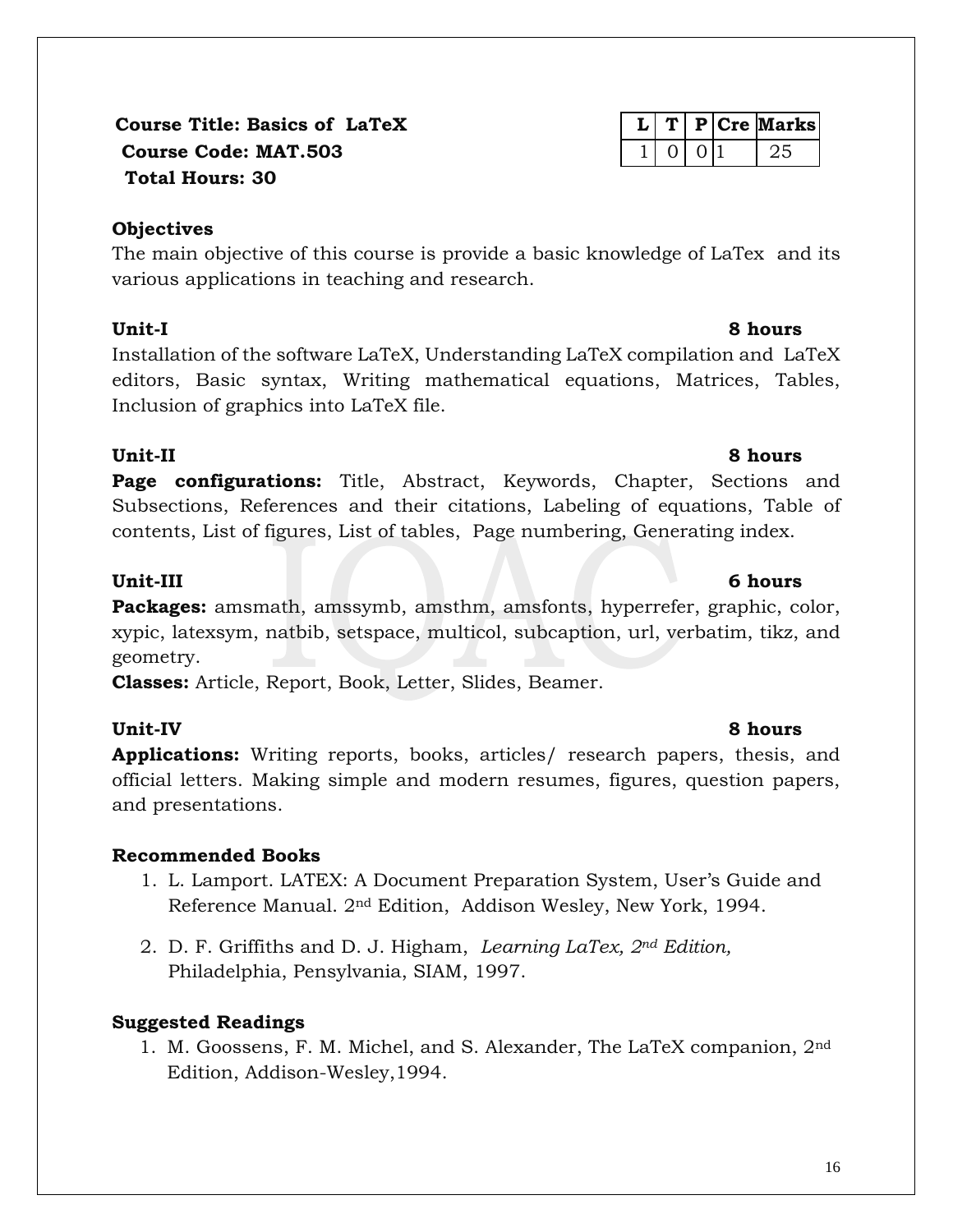**Course Title: Basics of LaTeX**
**Course Code: MAT.503**
**Total Hours: 30**

| L | T | P | Cre | Marks |
|---|---|---|---|---|
| 1 | 0 | 0 | 1 | 25 |

**Objectives**

The main objective of this course is provide a basic knowledge of LaTex and its various applications in teaching and research.

**Unit-I** **8 hours**

Installation of the software LaTeX, Understanding LaTeX compilation and LaTeX editors, Basic syntax, Writing mathematical equations, Matrices, Tables, Inclusion of graphics into LaTeX file.

**Unit-II** **8 hours**

**Page configurations:** Title, Abstract, Keywords, Chapter, Sections and Subsections, References and their citations, Labeling of equations, Table of contents, List of figures, List of tables, Page numbering, Generating index.

**Unit-III** **6 hours**

**Packages:** amsmath, amssymb, amsthm, amsfonts, hyperrefer, graphic, color, xypic, latexsym, natbib, setspace, multicol, subcaption, url, verbatim, tikz, and geometry.

**Classes:** Article, Report, Book, Letter, Slides, Beamer.

**Unit-IV** **8 hours**

**Applications:** Writing reports, books, articles/ research papers, thesis, and official letters. Making simple and modern resumes, figures, question papers, and presentations.

**Recommended Books**

1. L. Lamport. LATEX: A Document Preparation System, User's Guide and Reference Manual. 2nd Edition, Addison Wesley, New York, 1994.
2. D. F. Griffiths and D. J. Higham, *Learning LaTex, 2nd Edition,* Philadelphia, Pensylvania, SIAM, 1997.

**Suggested Readings**

1. M. Goossens, F. M. Michel, and S. Alexander, The LaTeX companion, 2nd Edition, Addison-Wesley,1994.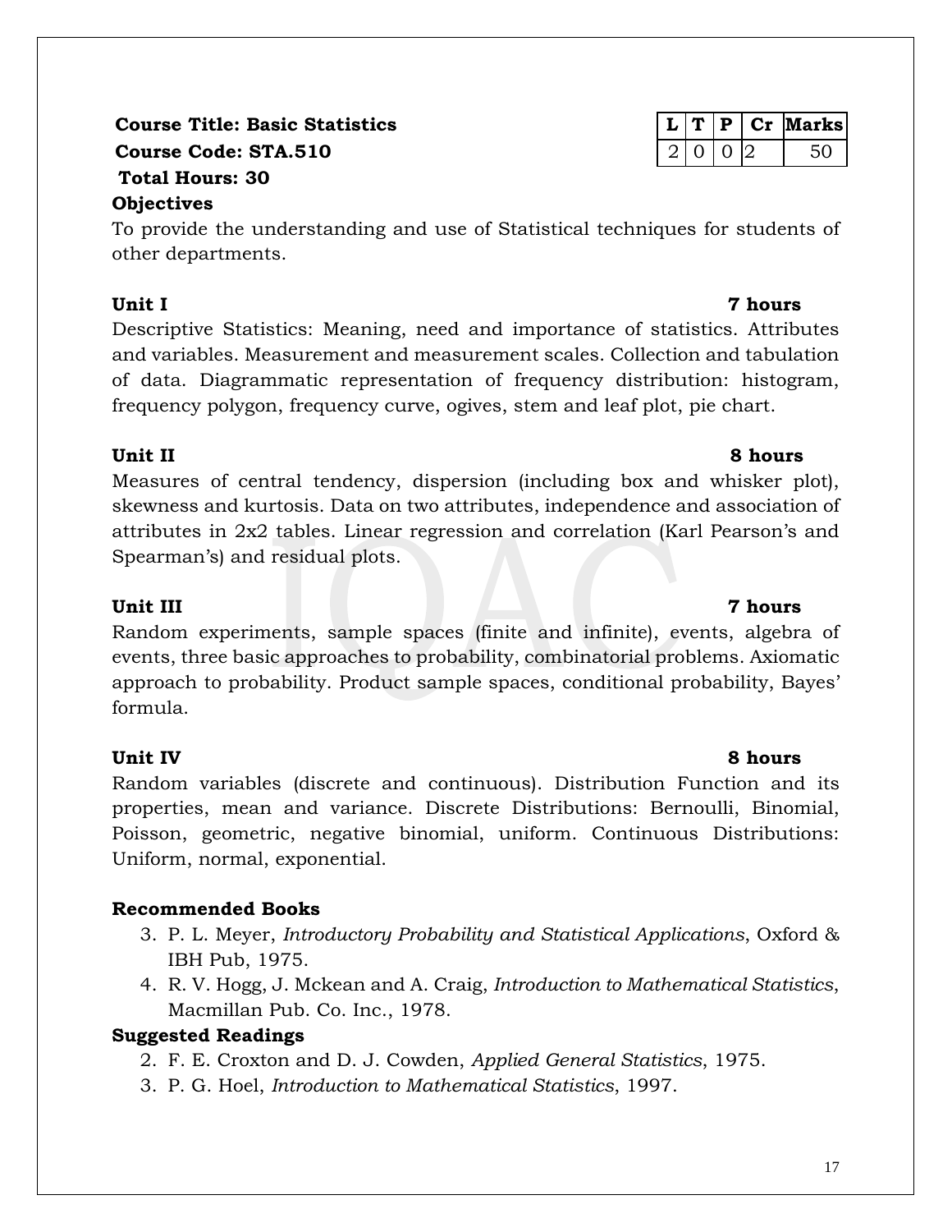**Course Title: Basic Statistics**
**Course Code: STA.510**
**Total Hours: 30**

| L | T | P | Cr | Marks |
|---|---|---|---|---|
| 2 | 0 | 0 | 2 | 50 |

**Objectives**

To provide the understanding and use of Statistical techniques for students of other departments.

**Unit I** **7 hours**

Descriptive Statistics: Meaning, need and importance of statistics. Attributes and variables. Measurement and measurement scales. Collection and tabulation of data. Diagrammatic representation of frequency distribution: histogram, frequency polygon, frequency curve, ogives, stem and leaf plot, pie chart.

**Unit II** **8 hours**

Measures of central tendency, dispersion (including box and whisker plot), skewness and kurtosis. Data on two attributes, independence and association of attributes in 2x2 tables. Linear regression and correlation (Karl Pearson's and Spearman's) and residual plots.

**Unit III** **7 hours**

Random experiments, sample spaces (finite and infinite), events, algebra of events, three basic approaches to probability, combinatorial problems. Axiomatic approach to probability. Product sample spaces, conditional probability, Bayes' formula.

**Unit IV** **8 hours**

Random variables (discrete and continuous). Distribution Function and its properties, mean and variance. Discrete Distributions: Bernoulli, Binomial, Poisson, geometric, negative binomial, uniform. Continuous Distributions: Uniform, normal, exponential.

**Recommended Books**

3. P. L. Meyer, *Introductory Probability and Statistical Applications*, Oxford & IBH Pub, 1975.
4. R. V. Hogg, J. Mckean and A. Craig, *Introduction to Mathematical Statistics*, Macmillan Pub. Co. Inc., 1978.

**Suggested Readings**

2. F. E. Croxton and D. J. Cowden, *Applied General Statistics*, 1975.
3. P. G. Hoel, *Introduction to Mathematical Statistics*, 1997.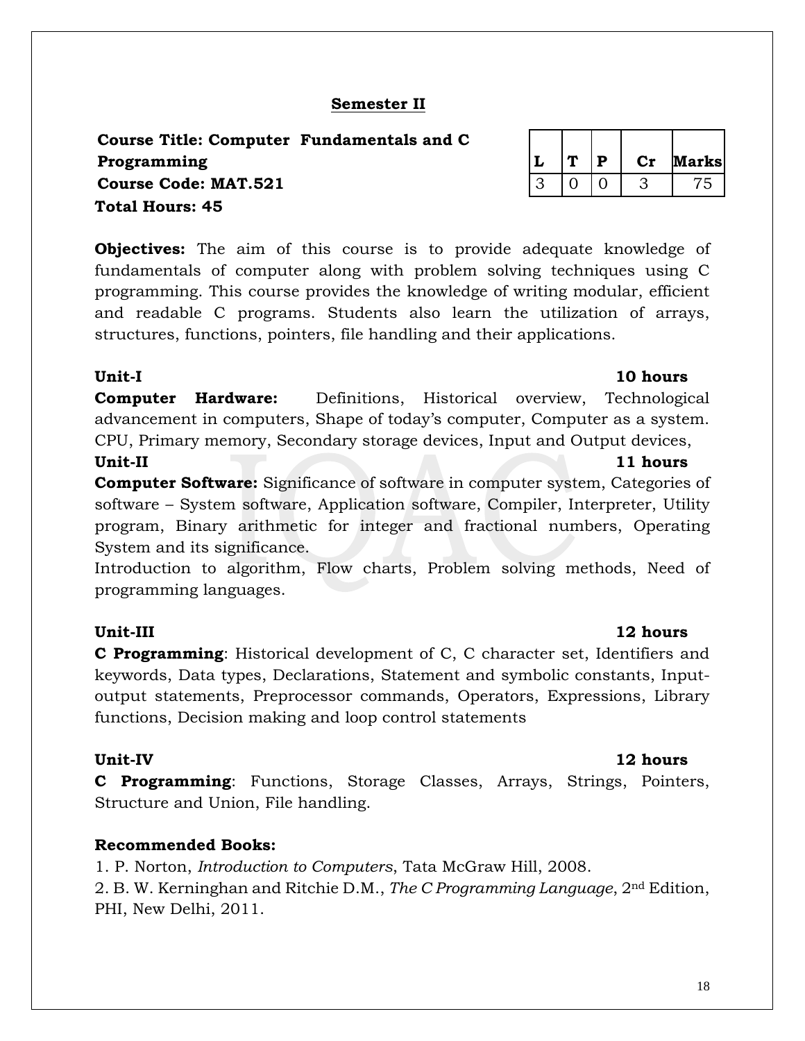## Semester II

**Course Title: Computer Fundamentals and C Programming**
**Course Code: MAT.521**
**Total Hours: 45**

| L | T | P | Cr | Marks |
|---|---|---|---|---|
| 3 | 0 | 0 | 3 | 75 |

**Objectives:** The aim of this course is to provide adequate knowledge of fundamentals of computer along with problem solving techniques using C programming. This course provides the knowledge of writing modular, efficient and readable C programs. Students also learn the utilization of arrays, structures, functions, pointers, file handling and their applications.

**Unit-I** **10 hours**

**Computer Hardware:** Definitions, Historical overview, Technological advancement in computers, Shape of today's computer, Computer as a system. CPU, Primary memory, Secondary storage devices, Input and Output devices,

**Unit-II** **11 hours**

**Computer Software:** Significance of software in computer system, Categories of software – System software, Application software, Compiler, Interpreter, Utility program, Binary arithmetic for integer and fractional numbers, Operating System and its significance.

Introduction to algorithm, Flow charts, Problem solving methods, Need of programming languages.

**Unit-III** **12 hours**

**C Programming**: Historical development of C, C character set, Identifiers and keywords, Data types, Declarations, Statement and symbolic constants, Input-output statements, Preprocessor commands, Operators, Expressions, Library functions, Decision making and loop control statements

**Unit-IV** **12 hours**

**C Programming**: Functions, Storage Classes, Arrays, Strings, Pointers, Structure and Union, File handling.

**Recommended Books:**

1. P. Norton, *Introduction to Computers*, Tata McGraw Hill, 2008.
2. B. W. Kerninghan and Ritchie D.M., *The C Programming Language*, 2nd Edition, PHI, New Delhi, 2011.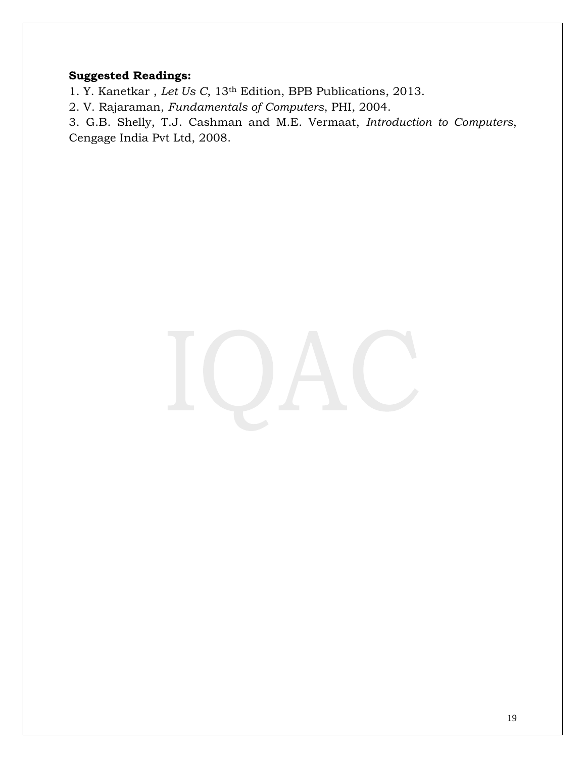**Suggested Readings:**

1. Y. Kanetkar , *Let Us C*, 13th Edition, BPB Publications, 2013.
2. V. Rajaraman, *Fundamentals of Computers*, PHI, 2004.
3. G.B. Shelly, T.J. Cashman and M.E. Vermaat, *Introduction to Computers*, Cengage India Pvt Ltd, 2008.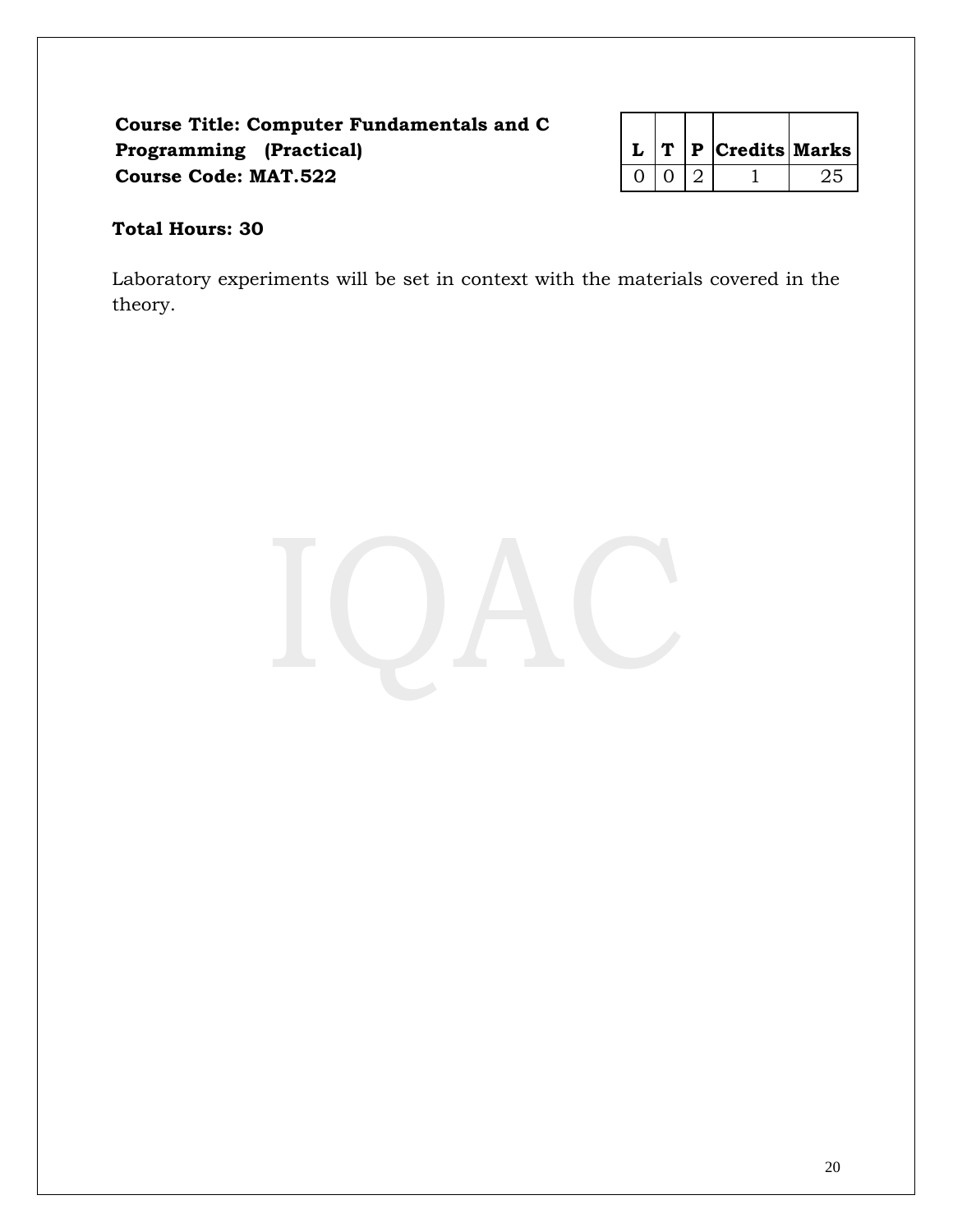**Course Title: Computer Fundamentals and C Programming (Practical)**
**Course Code: MAT.522**

| L | T | P | Credits | Marks |
|---|---|---|---|---|
| 0 | 0 | 2 | 1 | 25 |

**Total Hours: 30**

Laboratory experiments will be set in context with the materials covered in the theory.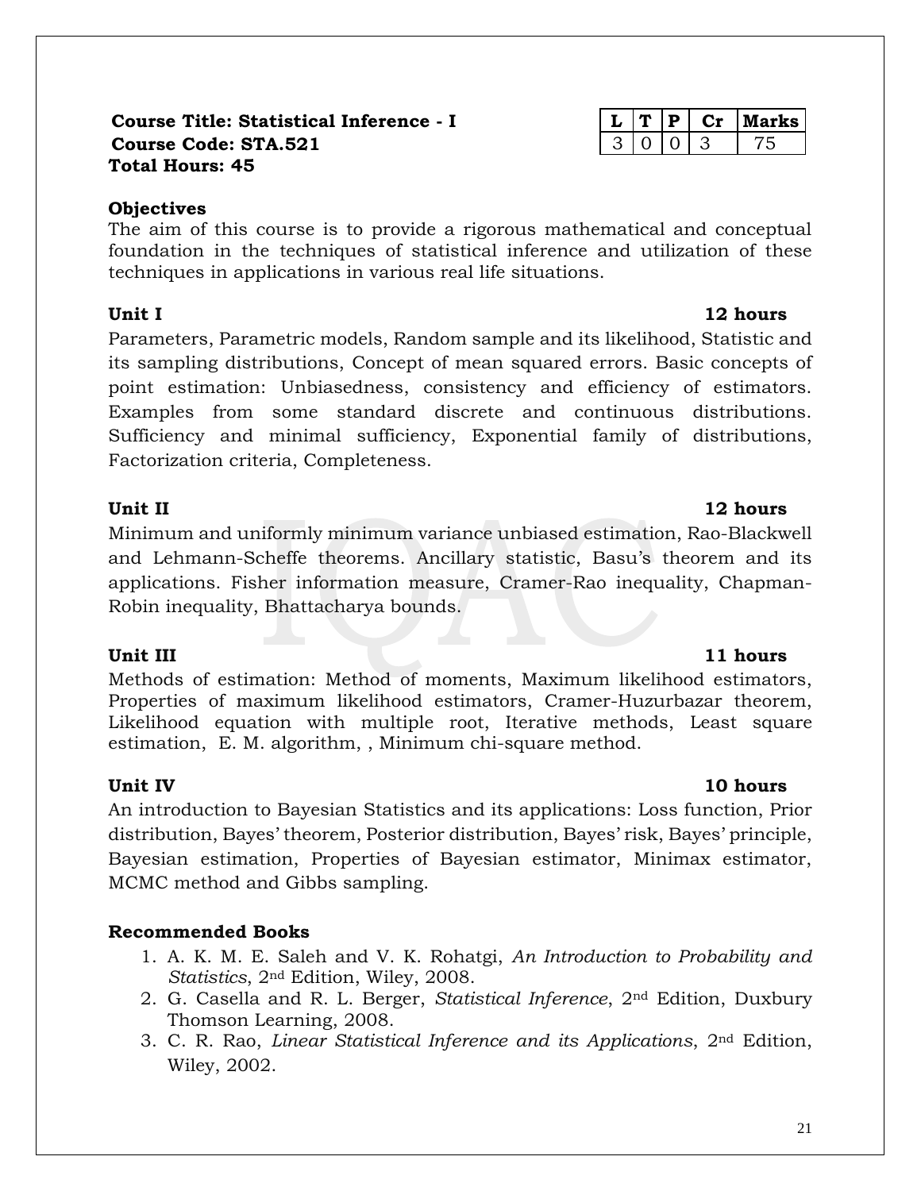**Course Title: Statistical Inference - I**
**Course Code: STA.521**
**Total Hours: 45**

| L | T | P | Cr | Marks |
|---|---|---|---|---|
| 3 | 0 | 0 | 3 | 75 |

**Objectives**

The aim of this course is to provide a rigorous mathematical and conceptual foundation in the techniques of statistical inference and utilization of these techniques in applications in various real life situations.

**Unit I** **12 hours**

Parameters, Parametric models, Random sample and its likelihood, Statistic and its sampling distributions, Concept of mean squared errors. Basic concepts of point estimation: Unbiasedness, consistency and efficiency of estimators. Examples from some standard discrete and continuous distributions. Sufficiency and minimal sufficiency, Exponential family of distributions, Factorization criteria, Completeness.

**Unit II** **12 hours**

Minimum and uniformly minimum variance unbiased estimation, Rao-Blackwell and Lehmann-Scheffe theorems. Ancillary statistic, Basu's theorem and its applications. Fisher information measure, Cramer-Rao inequality, Chapman-Robin inequality, Bhattacharya bounds.

**Unit III** **11 hours**

Methods of estimation: Method of moments, Maximum likelihood estimators, Properties of maximum likelihood estimators, Cramer-Huzurbazar theorem, Likelihood equation with multiple root, Iterative methods, Least square estimation, E. M. algorithm, , Minimum chi-square method.

**Unit IV** **10 hours**

An introduction to Bayesian Statistics and its applications: Loss function, Prior distribution, Bayes' theorem, Posterior distribution, Bayes' risk, Bayes' principle, Bayesian estimation, Properties of Bayesian estimator, Minimax estimator, MCMC method and Gibbs sampling.

**Recommended Books**

1. A. K. M. E. Saleh and V. K. Rohatgi, *An Introduction to Probability and Statistics*, 2nd Edition, Wiley, 2008.
2. G. Casella and R. L. Berger, *Statistical Inference*, 2nd Edition, Duxbury Thomson Learning, 2008.
3. C. R. Rao, *Linear Statistical Inference and its Applications*, 2nd Edition, Wiley, 2002.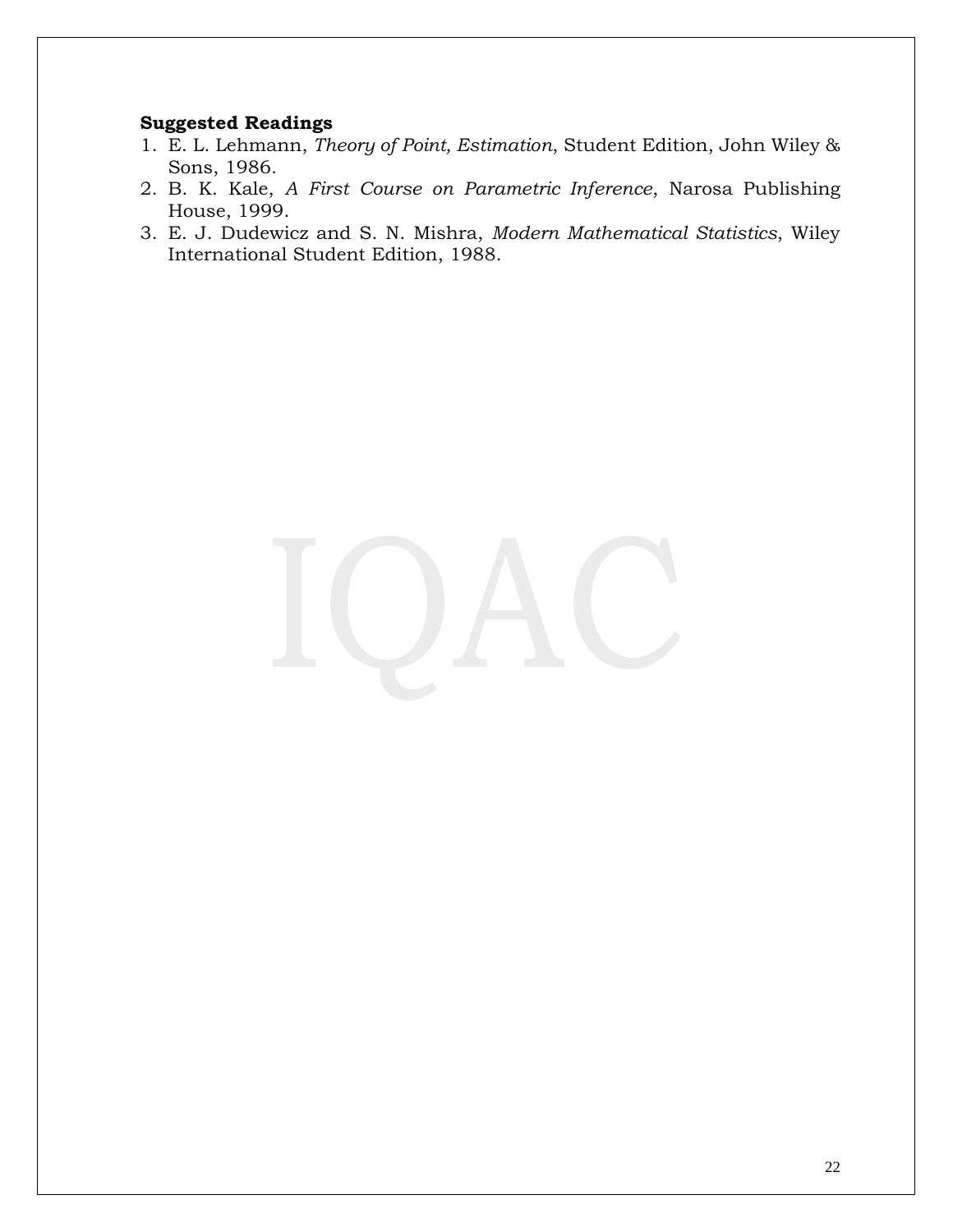**Suggested Readings**

1. E. L. Lehmann, *Theory of Point, Estimation*, Student Edition, John Wiley & Sons, 1986.
2. B. K. Kale, *A First Course on Parametric Inference*, Narosa Publishing House, 1999.
3. E. J. Dudewicz and S. N. Mishra, *Modern Mathematical Statistics*, Wiley International Student Edition, 1988.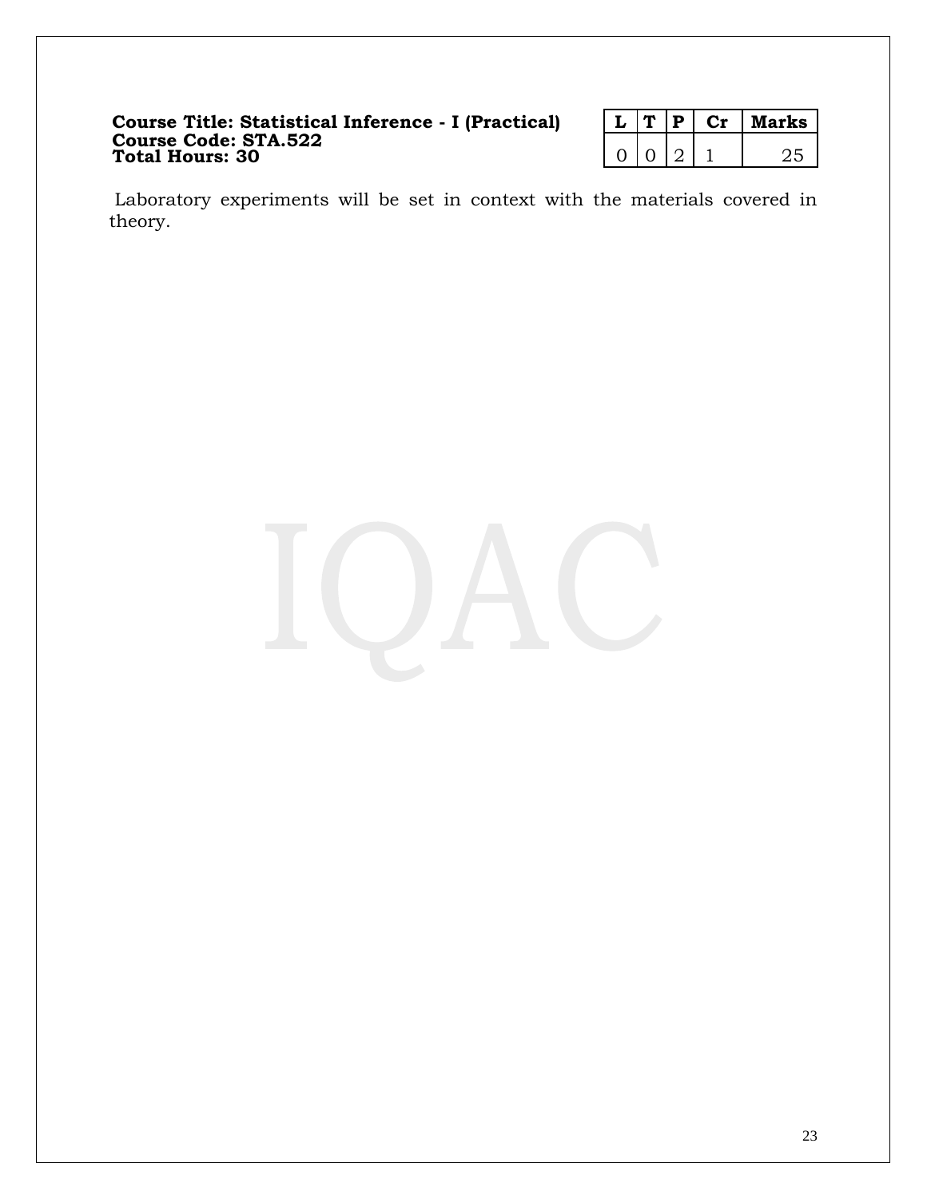**Course Title: Statistical Inference - I (Practical)**
**Course Code: STA.522**
**Total Hours: 30**

| L | T | P | Cr | Marks |
|---|---|---|---|---|
| 0 | 0 | 2 | 1 | 25 |

Laboratory experiments will be set in context with the materials covered in theory.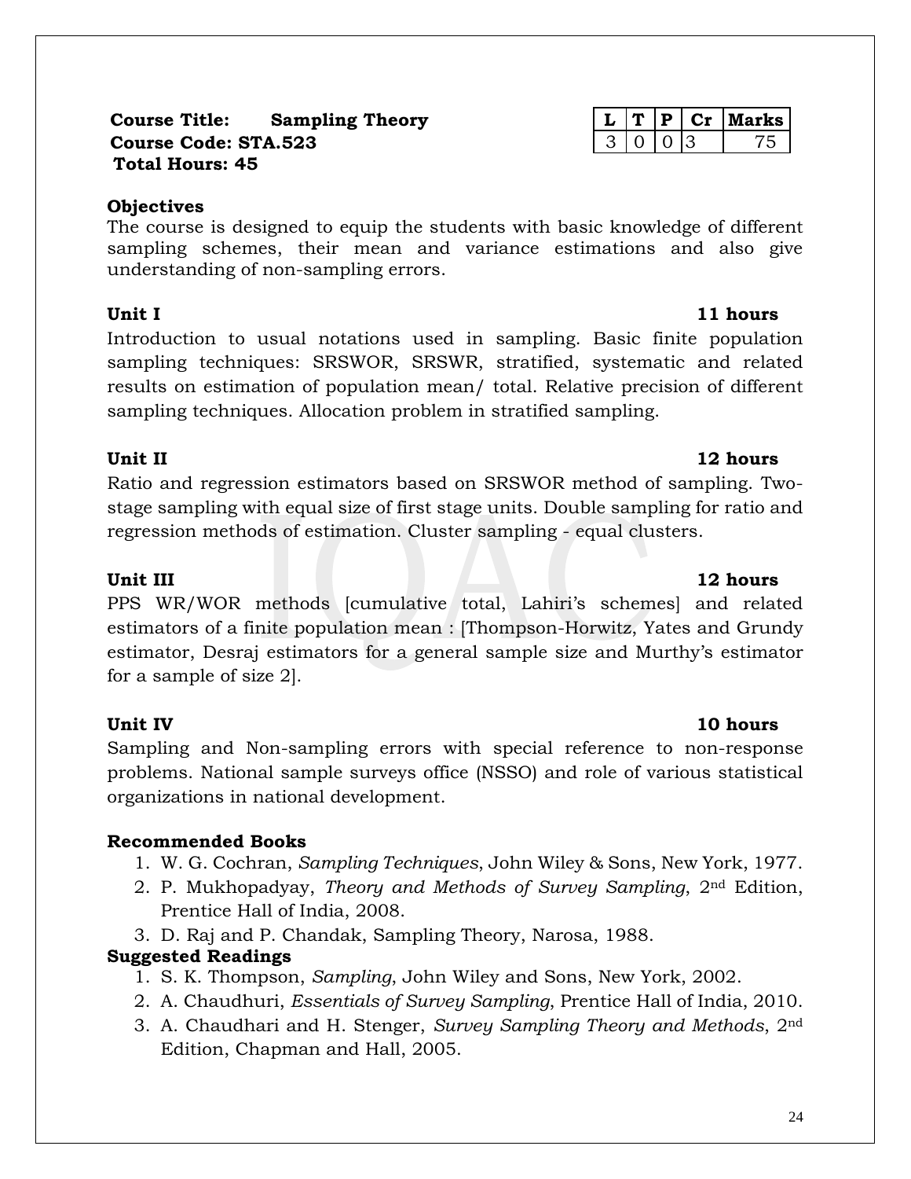**Course Title: Sampling Theory**
**Course Code: STA.523**
**Total Hours: 45**

| L | T | P | Cr | Marks |
|---|---|---|---|---|
| 3 | 0 | 0 | 3 | 75 |

**Objectives**

The course is designed to equip the students with basic knowledge of different sampling schemes, their mean and variance estimations and also give understanding of non-sampling errors.

**Unit I** **11 hours**

Introduction to usual notations used in sampling. Basic finite population sampling techniques: SRSWOR, SRSWR, stratified, systematic and related results on estimation of population mean/ total. Relative precision of different sampling techniques. Allocation problem in stratified sampling.

**Unit II** **12 hours**

Ratio and regression estimators based on SRSWOR method of sampling. Two-stage sampling with equal size of first stage units. Double sampling for ratio and regression methods of estimation. Cluster sampling - equal clusters.

**Unit III** **12 hours**

PPS WR/WOR methods [cumulative total, Lahiri's schemes] and related estimators of a finite population mean : [Thompson-Horwitz, Yates and Grundy estimator, Desraj estimators for a general sample size and Murthy's estimator for a sample of size 2].

**Unit IV** **10 hours**

Sampling and Non-sampling errors with special reference to non-response problems. National sample surveys office (NSSO) and role of various statistical organizations in national development.

**Recommended Books**

1. W. G. Cochran, *Sampling Techniques*, John Wiley & Sons, New York, 1977.
2. P. Mukhopadyay, *Theory and Methods of Survey Sampling*, 2nd Edition, Prentice Hall of India, 2008.
3. D. Raj and P. Chandak, Sampling Theory, Narosa, 1988.

**Suggested Readings**

1. S. K. Thompson, *Sampling*, John Wiley and Sons, New York, 2002.
2. A. Chaudhuri, *Essentials of Survey Sampling*, Prentice Hall of India, 2010.
3. A. Chaudhari and H. Stenger, *Survey Sampling Theory and Methods*, 2nd Edition, Chapman and Hall, 2005.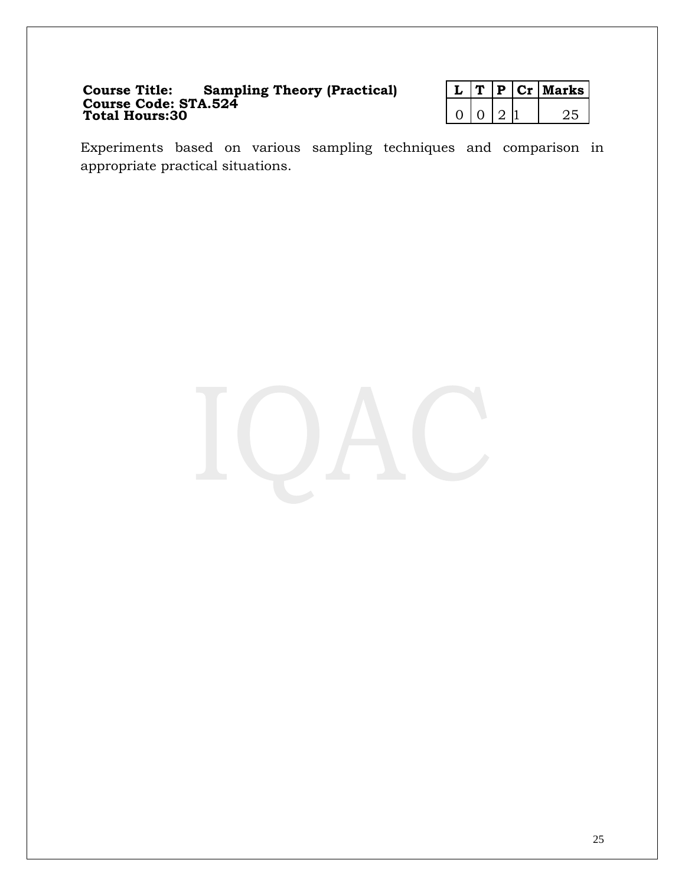**Course Title: Sampling Theory (Practical)**
**Course Code: STA.524**
**Total Hours:30**

| L | T | P | Cr | Marks |
|---|---|---|---|---|
| 0 | 0 | 2 | 1 | 25 |

Experiments based on various sampling techniques and comparison in appropriate practical situations.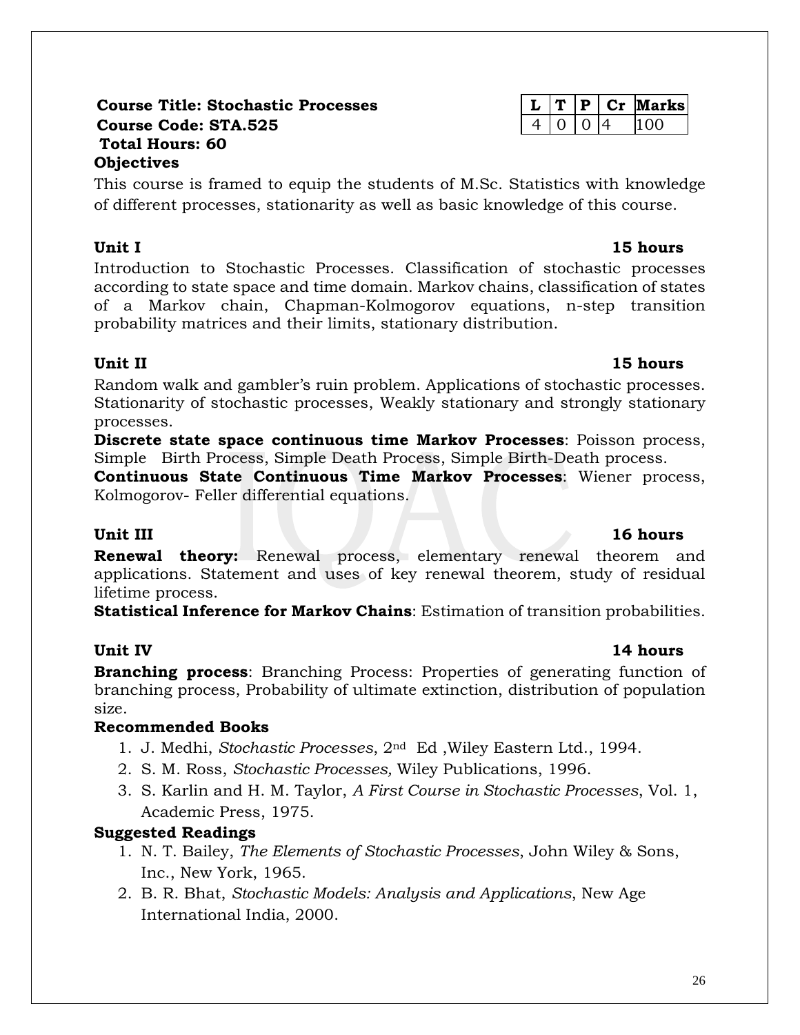**Course Title: Stochastic Processes**
**Course Code: STA.525**
**Total Hours: 60**

| L | T | P | Cr | Marks |
|---|---|---|---|---|
| 4 | 0 | 0 | 4 | 100 |

**Objectives**

This course is framed to equip the students of M.Sc. Statistics with knowledge of different processes, stationarity as well as basic knowledge of this course.

**Unit I** **15 hours**

Introduction to Stochastic Processes. Classification of stochastic processes according to state space and time domain. Markov chains, classification of states of a Markov chain, Chapman-Kolmogorov equations, n-step transition probability matrices and their limits, stationary distribution.

**Unit II** **15 hours**

Random walk and gambler's ruin problem. Applications of stochastic processes. Stationarity of stochastic processes, Weakly stationary and strongly stationary processes.

**Discrete state space continuous time Markov Processes**: Poisson process, Simple Birth Process, Simple Death Process, Simple Birth-Death process.

**Continuous State Continuous Time Markov Processes**: Wiener process, Kolmogorov- Feller differential equations.

**Unit III** **16 hours**

**Renewal theory:** Renewal process, elementary renewal theorem and applications. Statement and uses of key renewal theorem, study of residual lifetime process.

**Statistical Inference for Markov Chains**: Estimation of transition probabilities.

**Unit IV** **14 hours**

**Branching process**: Branching Process: Properties of generating function of branching process, Probability of ultimate extinction, distribution of population size.

**Recommended Books**

1. J. Medhi, *Stochastic Processes*, 2nd Ed ,Wiley Eastern Ltd., 1994.
2. S. M. Ross, *Stochastic Processes,* Wiley Publications, 1996.
3. S. Karlin and H. M. Taylor, *A First Course in Stochastic Processes*, Vol. 1, Academic Press, 1975.

**Suggested Readings**

1. N. T. Bailey, *The Elements of Stochastic Processes*, John Wiley & Sons, Inc., New York, 1965.
2. B. R. Bhat, *Stochastic Models: Analysis and Applications*, New Age International India, 2000.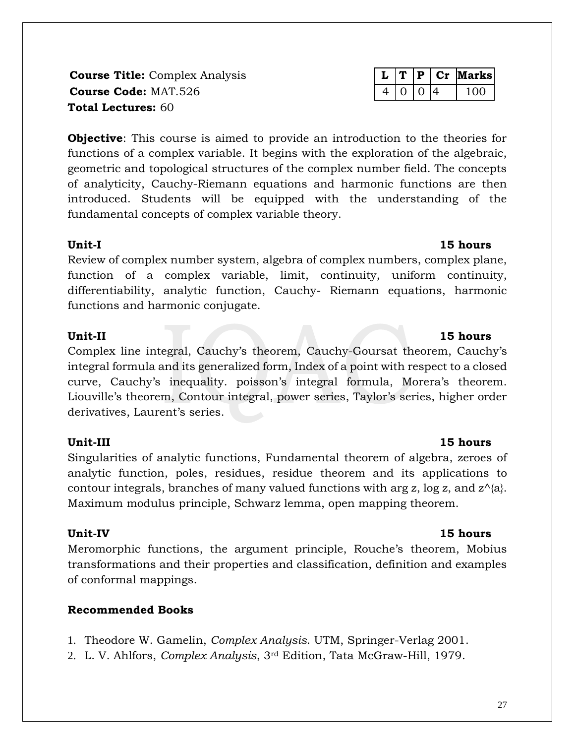**Course Title:** Complex Analysis
**Course Code:** MAT.526
**Total Lectures:** 60

| L | T | P | Cr | Marks |
|---|---|---|---|---|
| 4 | 0 | 0 | 4 | 100 |

**Objective**: This course is aimed to provide an introduction to the theories for functions of a complex variable. It begins with the exploration of the algebraic, geometric and topological structures of the complex number field. The concepts of analyticity, Cauchy-Riemann equations and harmonic functions are then introduced. Students will be equipped with the understanding of the fundamental concepts of complex variable theory.

**Unit-I** **15 hours**

Review of complex number system, algebra of complex numbers, complex plane, function of a complex variable, limit, continuity, uniform continuity, differentiability, analytic function, Cauchy- Riemann equations, harmonic functions and harmonic conjugate.

**Unit-II** **15 hours**

Complex line integral, Cauchy's theorem, Cauchy-Goursat theorem, Cauchy's integral formula and its generalized form, Index of a point with respect to a closed curve, Cauchy's inequality. poisson's integral formula, Morera's theorem. Liouville's theorem, Contour integral, power series, Taylor's series, higher order derivatives, Laurent's series.

**Unit-III** **15 hours**

Singularities of analytic functions, Fundamental theorem of algebra, zeroes of analytic function, poles, residues, residue theorem and its applications to contour integrals, branches of many valued functions with arg z, log z, and $z^{a}$. Maximum modulus principle, Schwarz lemma, open mapping theorem.

**Unit-IV** **15 hours**

Meromorphic functions, the argument principle, Rouche's theorem, Mobius transformations and their properties and classification, definition and examples of conformal mappings.

**Recommended Books**

1. Theodore W. Gamelin, *Complex Analysis*. UTM, Springer-Verlag 2001.
2. L. V. Ahlfors, *Complex Analysis*, 3rd Edition, Tata McGraw-Hill, 1979.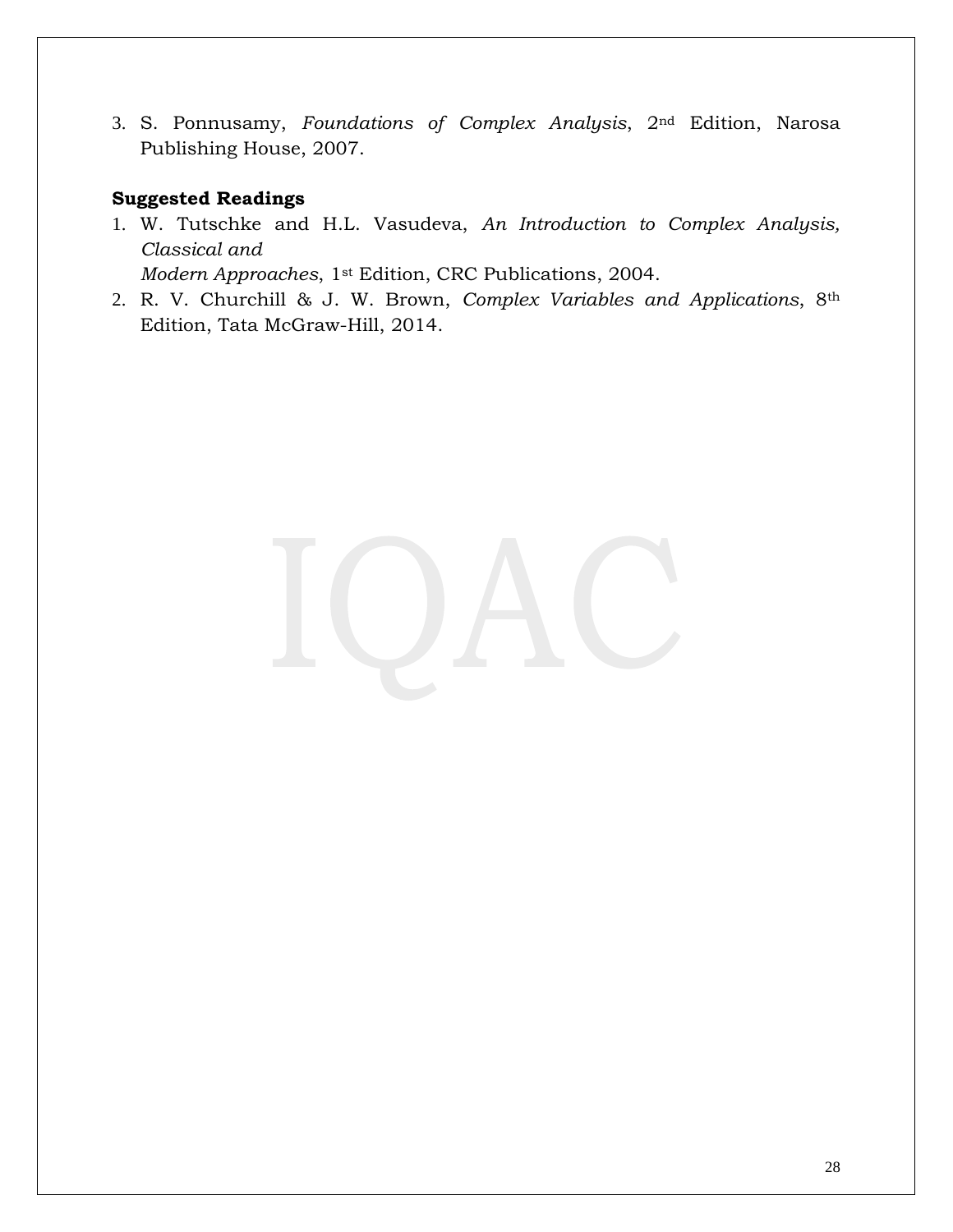3. S. Ponnusamy, *Foundations of Complex Analysis*, 2nd Edition, Narosa Publishing House, 2007.

**Suggested Readings**

1. W. Tutschke and H.L. Vasudeva, *An Introduction to Complex Analysis, Classical and Modern Approaches*, 1st Edition, CRC Publications, 2004.
2. R. V. Churchill & J. W. Brown, *Complex Variables and Applications*, 8th Edition, Tata McGraw-Hill, 2014.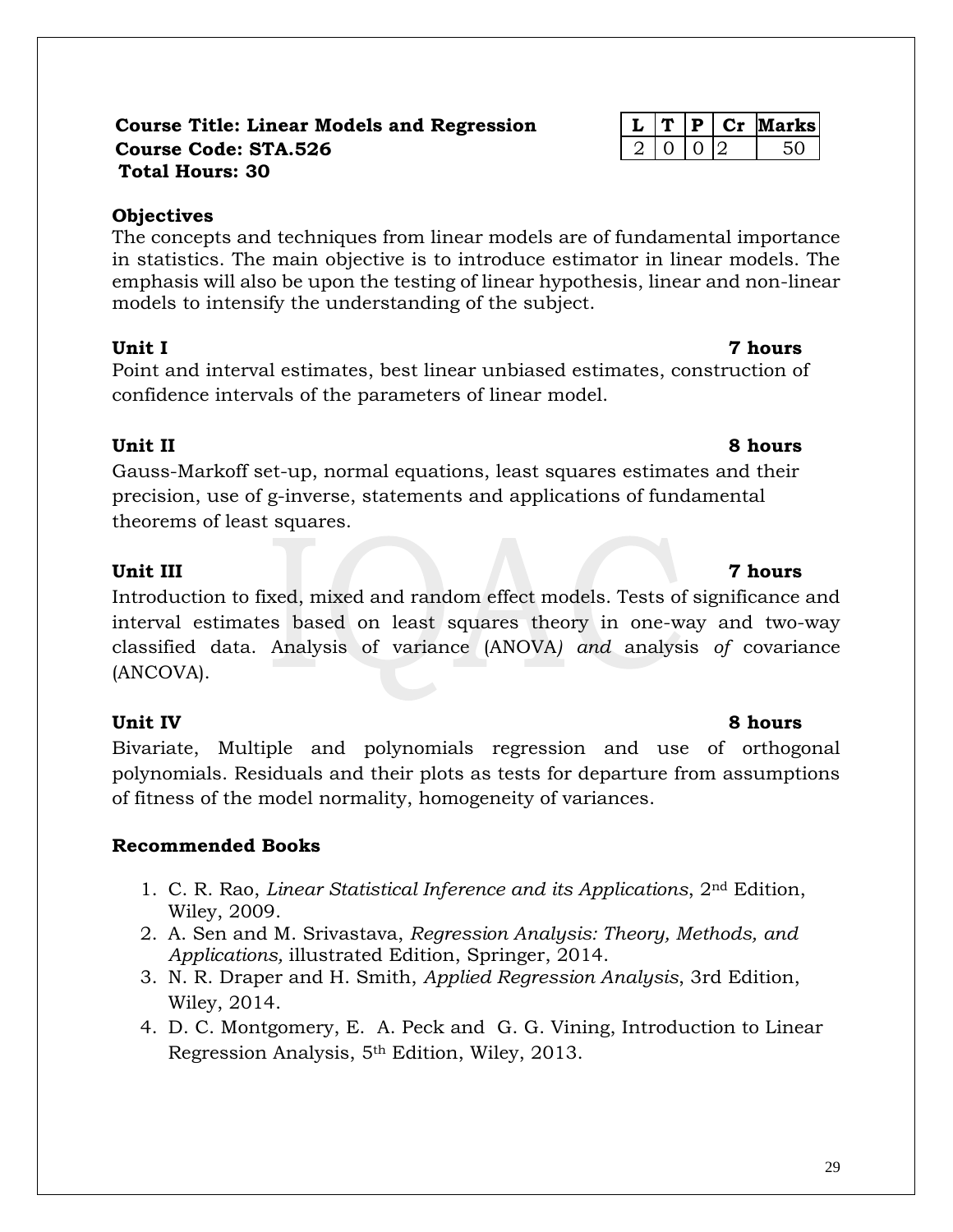**Course Title: Linear Models and Regression**
**Course Code: STA.526**
**Total Hours: 30**

| L | T | P | Cr | Marks |
|---|---|---|---|---|
| 2 | 0 | 0 | 2 | 50 |

**Objectives**

The concepts and techniques from linear models are of fundamental importance in statistics. The main objective is to introduce estimator in linear models. The emphasis will also be upon the testing of linear hypothesis, linear and non-linear models to intensify the understanding of the subject.

**Unit I** **7 hours**

Point and interval estimates, best linear unbiased estimates, construction of confidence intervals of the parameters of linear model.

**Unit II** **8 hours**

Gauss-Markoff set-up, normal equations, least squares estimates and their precision, use of g-inverse, statements and applications of fundamental theorems of least squares.

**Unit III** **7 hours**

Introduction to fixed, mixed and random effect models. Tests of significance and interval estimates based on least squares theory in one-way and two-way classified data. Analysis of variance (ANOVA*) and* analysis *of* covariance (ANCOVA).

**Unit IV** **8 hours**

Bivariate, Multiple and polynomials regression and use of orthogonal polynomials. Residuals and their plots as tests for departure from assumptions of fitness of the model normality, homogeneity of variances.

**Recommended Books**

1. C. R. Rao, *Linear Statistical Inference and its Applications*, 2nd Edition, Wiley, 2009.
2. A. Sen and M. Srivastava, *Regression Analysis: Theory, Methods, and Applications,* illustrated Edition, Springer, 2014.
3. N. R. Draper and H. Smith, *Applied Regression Analysis*, 3rd Edition, Wiley, 2014.
4. D. C. Montgomery, E. A. Peck and G. G. Vining, Introduction to Linear Regression Analysis, 5th Edition, Wiley, 2013.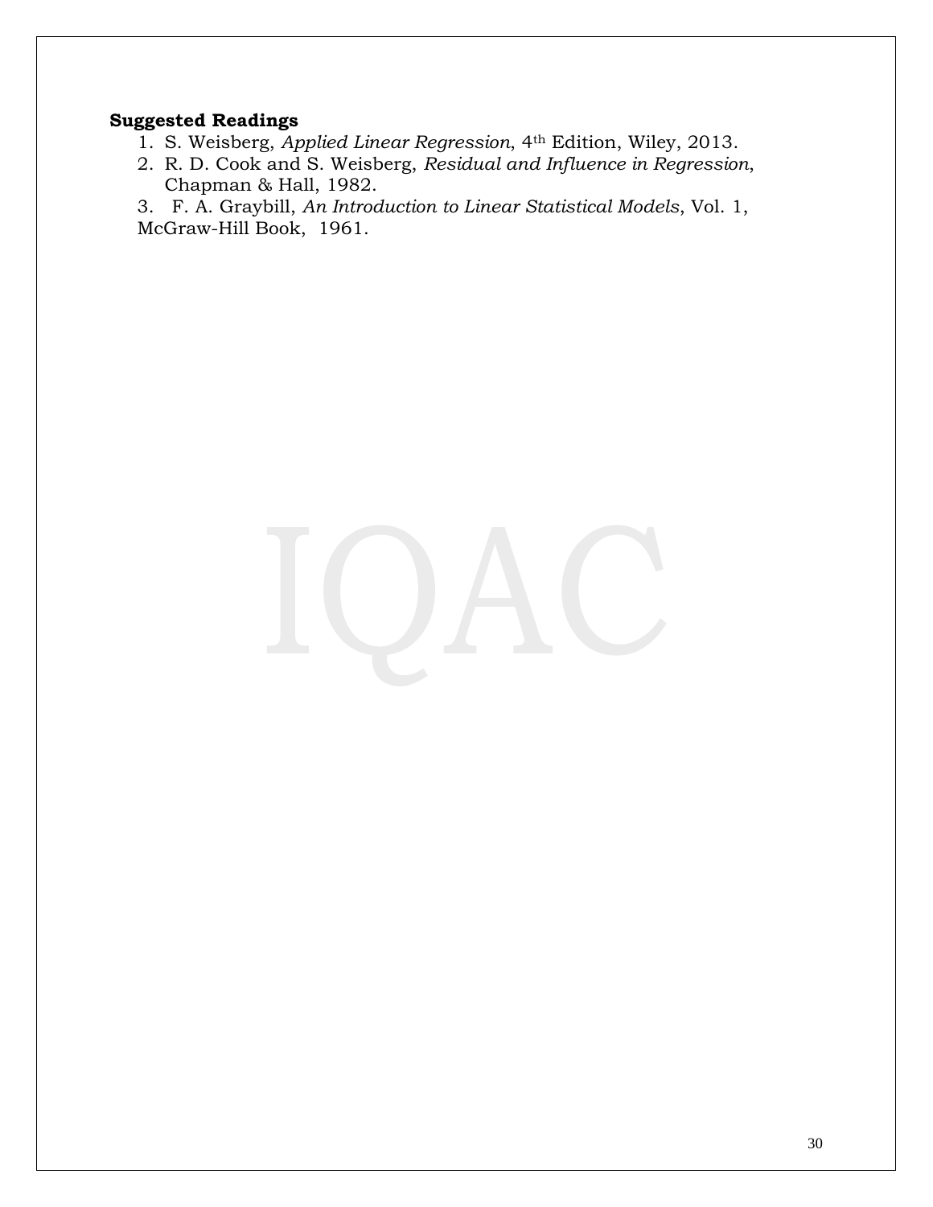**Suggested Readings**

1. S. Weisberg, *Applied Linear Regression*, 4th Edition, Wiley, 2013.
2. R. D. Cook and S. Weisberg, *Residual and Influence in Regression*, Chapman & Hall, 1982.
3. F. A. Graybill, *An Introduction to Linear Statistical Models*, Vol. 1, McGraw-Hill Book, 1961.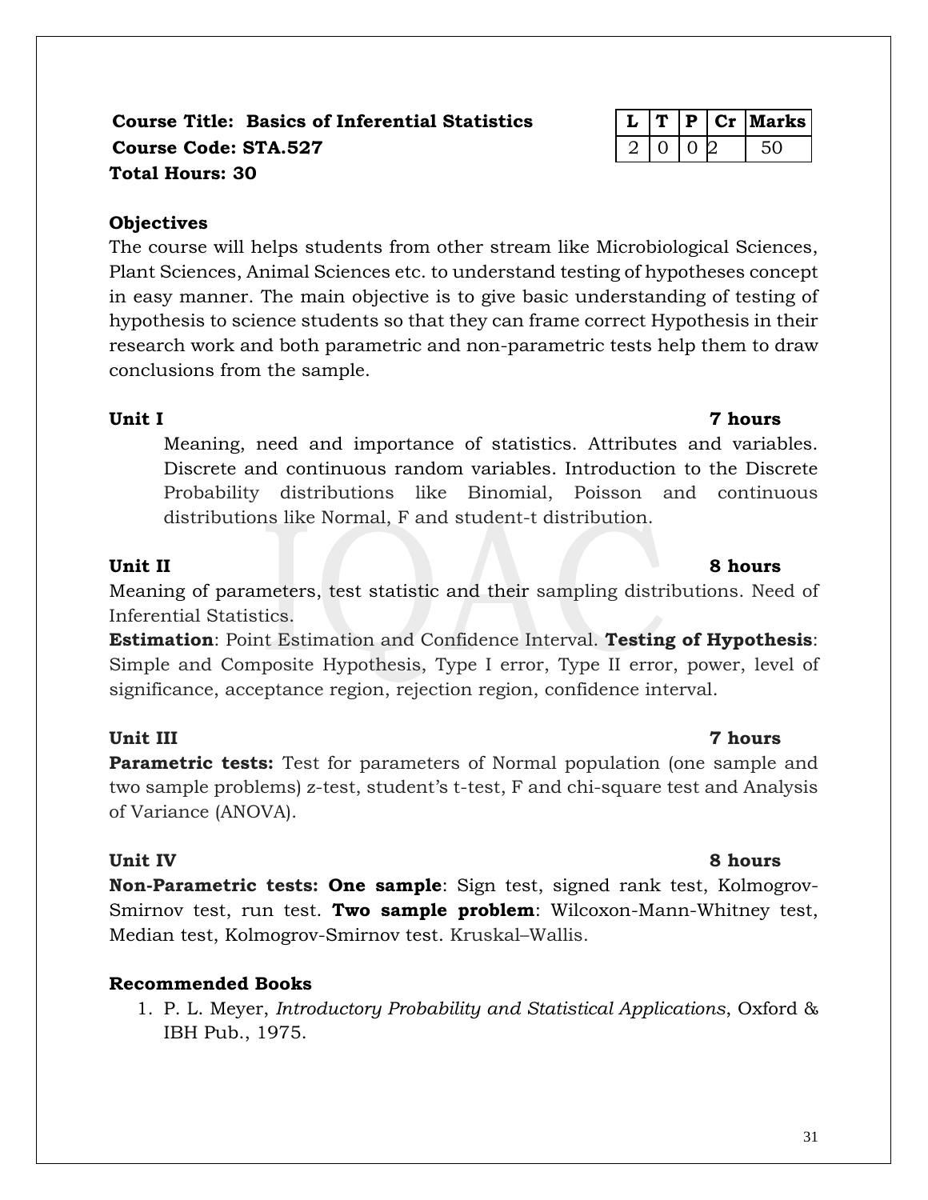**Course Title: Basics of Inferential Statistics**
**Course Code: STA.527**
**Total Hours: 30**

| L | T | P | Cr | Marks |
|---|---|---|---|---|
| 2 | 0 | 0 | 2 | 50 |

**Objectives**

The course will helps students from other stream like Microbiological Sciences, Plant Sciences, Animal Sciences etc. to understand testing of hypotheses concept in easy manner. The main objective is to give basic understanding of testing of hypothesis to science students so that they can frame correct Hypothesis in their research work and both parametric and non-parametric tests help them to draw conclusions from the sample.

**Unit I** **7 hours**

Meaning, need and importance of statistics. Attributes and variables. Discrete and continuous random variables. Introduction to the Discrete Probability distributions like Binomial, Poisson and continuous distributions like Normal, F and student-t distribution.

**Unit II** **8 hours**

Meaning of parameters, test statistic and their sampling distributions. Need of Inferential Statistics.

**Estimation**: Point Estimation and Confidence Interval. **Testing of Hypothesis**: Simple and Composite Hypothesis, Type I error, Type II error, power, level of significance, acceptance region, rejection region, confidence interval.

**Unit III** **7 hours**

**Parametric tests:** Test for parameters of Normal population (one sample and two sample problems) z-test, student's t-test, F and chi-square test and Analysis of Variance (ANOVA).

**Unit IV** **8 hours**

**Non-Parametric tests: One sample**: Sign test, signed rank test, Kolmogrov-Smirnov test, run test. **Two sample problem**: Wilcoxon-Mann-Whitney test, Median test, Kolmogrov-Smirnov test. Kruskal–Wallis.

**Recommended Books**

1. P. L. Meyer, *Introductory Probability and Statistical Applications*, Oxford & IBH Pub., 1975.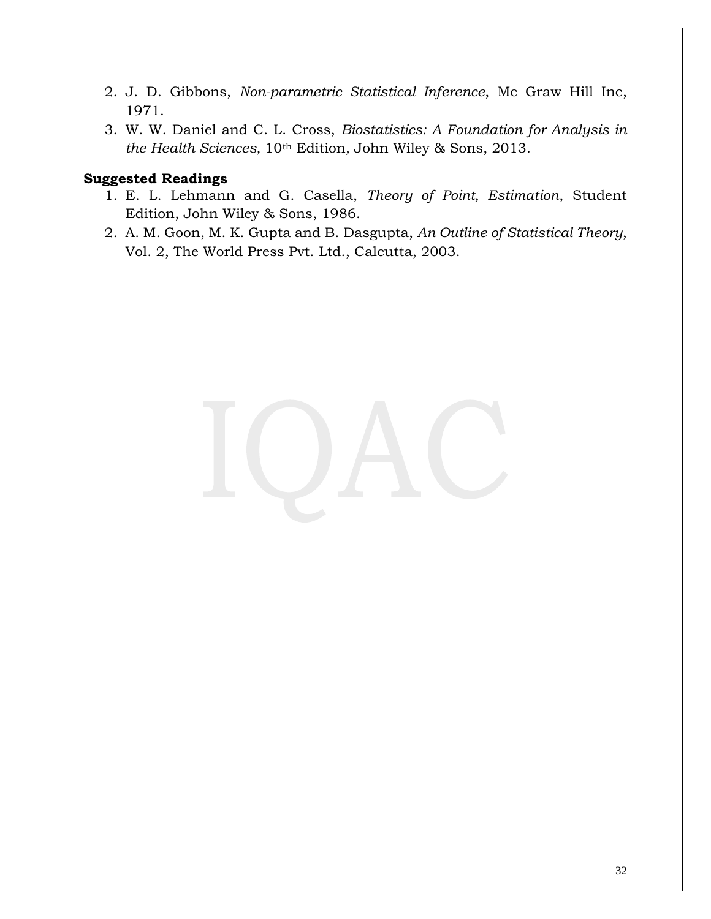2. J. D. Gibbons, *Non-parametric Statistical Inference*, Mc Graw Hill Inc, 1971.
3. W. W. Daniel and C. L. Cross, *Biostatistics: A Foundation for Analysis in the Health Sciences,* 10th Edition, John Wiley & Sons, 2013.

**Suggested Readings**

1. E. L. Lehmann and G. Casella, *Theory of Point, Estimation*, Student Edition, John Wiley & Sons, 1986.
2. A. M. Goon, M. K. Gupta and B. Dasgupta, *An Outline of Statistical Theory*, Vol. 2, The World Press Pvt. Ltd., Calcutta, 2003.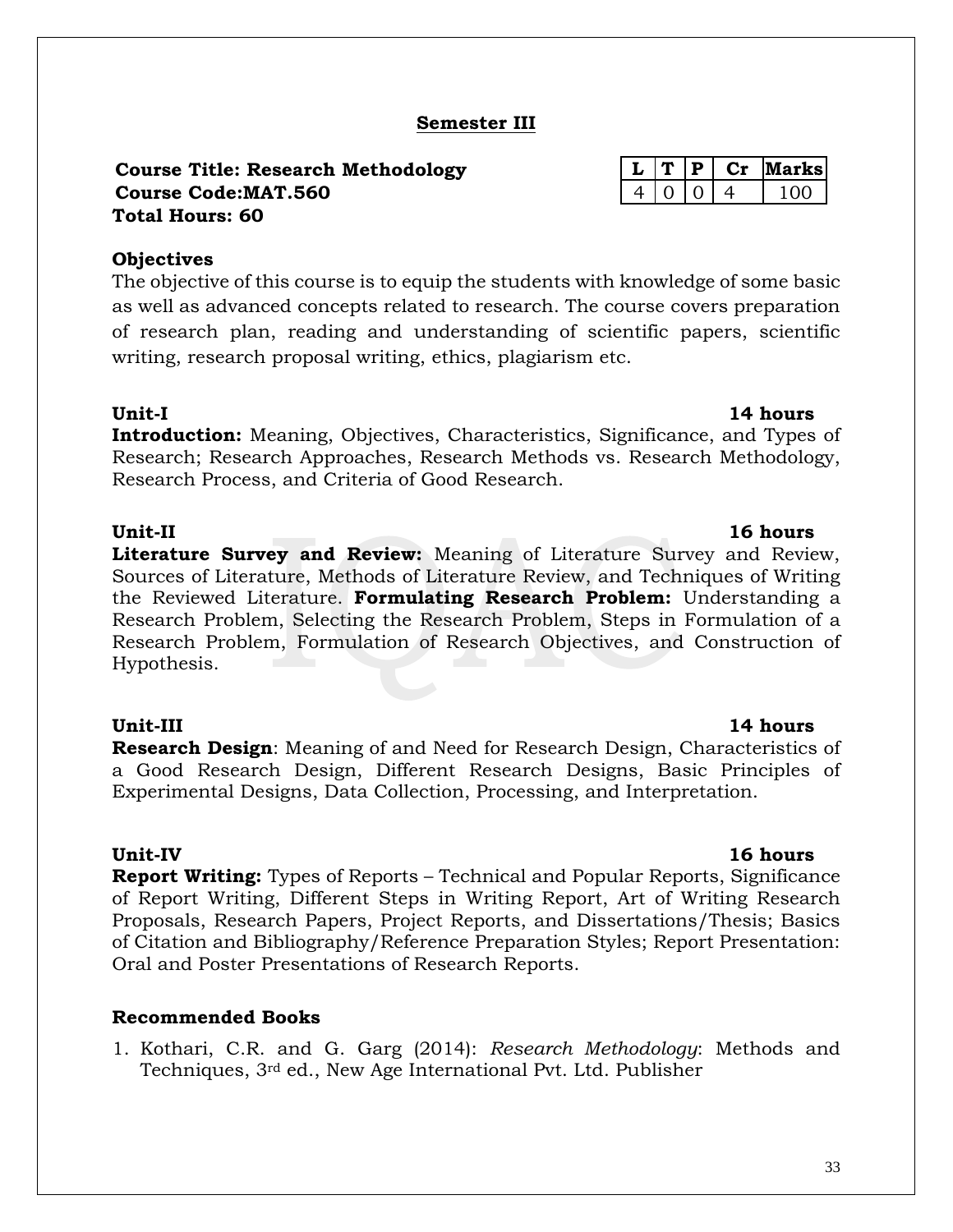## Semester III

**Course Title: Research Methodology**
**Course Code:MAT.560**
**Total Hours: 60**

| L | T | P | Cr | Marks |
|---|---|---|---|---|
| 4 | 0 | 0 | 4 | 100 |

**Objectives**

The objective of this course is to equip the students with knowledge of some basic as well as advanced concepts related to research. The course covers preparation of research plan, reading and understanding of scientific papers, scientific writing, research proposal writing, ethics, plagiarism etc.

**Unit-I** **14 hours**

**Introduction:** Meaning, Objectives, Characteristics, Significance, and Types of Research; Research Approaches, Research Methods vs. Research Methodology, Research Process, and Criteria of Good Research.

**Unit-II** **16 hours**

**Literature Survey and Review:** Meaning of Literature Survey and Review, Sources of Literature, Methods of Literature Review, and Techniques of Writing the Reviewed Literature. **Formulating Research Problem:** Understanding a Research Problem, Selecting the Research Problem, Steps in Formulation of a Research Problem, Formulation of Research Objectives, and Construction of Hypothesis.

**Unit-III** **14 hours**

**Research Design**: Meaning of and Need for Research Design, Characteristics of a Good Research Design, Different Research Designs, Basic Principles of Experimental Designs, Data Collection, Processing, and Interpretation.

**Unit-IV** **16 hours**

**Report Writing:** Types of Reports – Technical and Popular Reports, Significance of Report Writing, Different Steps in Writing Report, Art of Writing Research Proposals, Research Papers, Project Reports, and Dissertations/Thesis; Basics of Citation and Bibliography/Reference Preparation Styles; Report Presentation: Oral and Poster Presentations of Research Reports.

**Recommended Books**

1. Kothari, C.R. and G. Garg (2014): *Research Methodology*: Methods and Techniques, 3rd ed., New Age International Pvt. Ltd. Publisher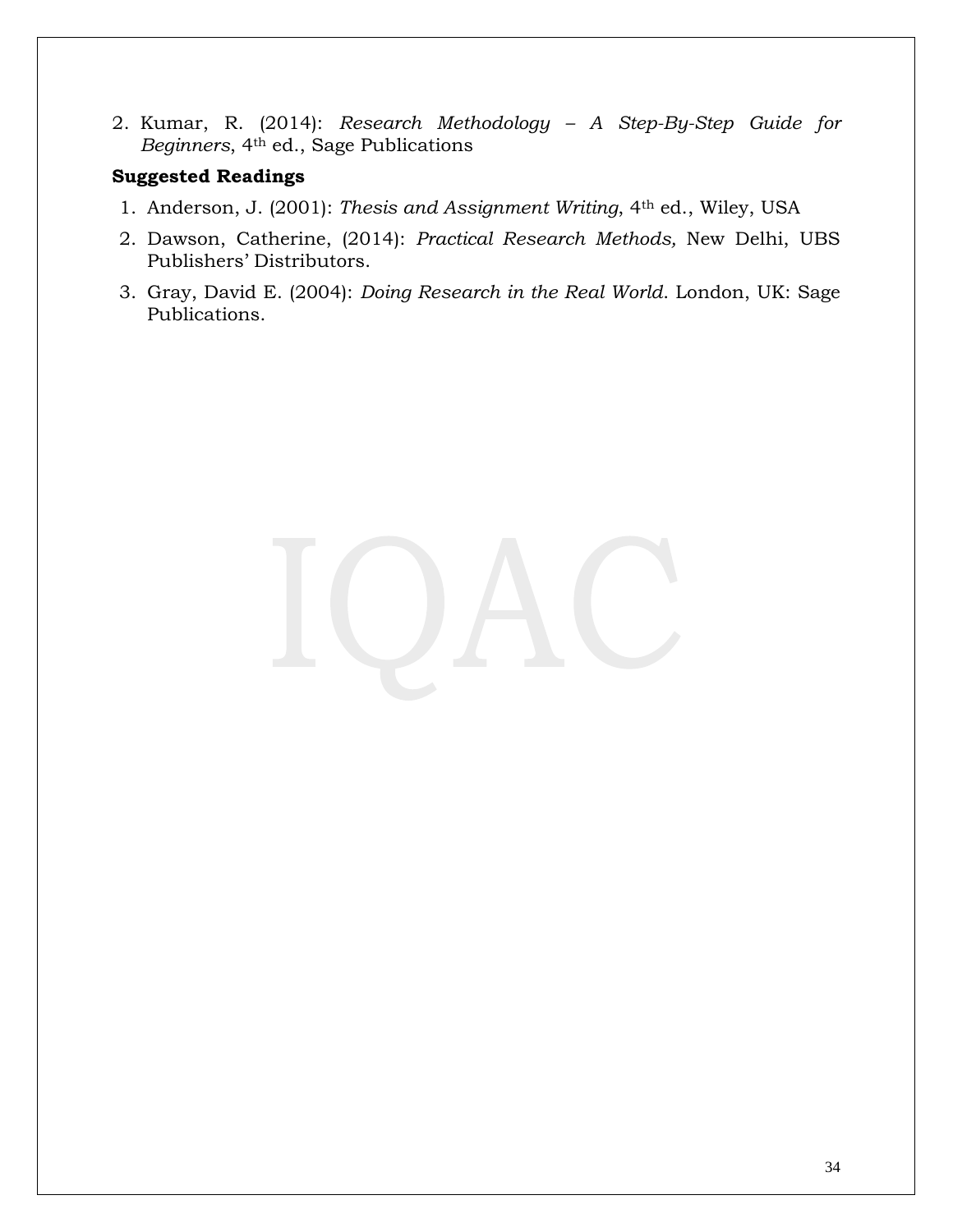2. Kumar, R. (2014): *Research Methodology – A Step-By-Step Guide for Beginners*, 4th ed., Sage Publications

**Suggested Readings**

1. Anderson, J. (2001): *Thesis and Assignment Writing*, 4th ed., Wiley, USA
2. Dawson, Catherine, (2014): *Practical Research Methods,* New Delhi, UBS Publishers' Distributors.
3. Gray, David E. (2004): *Doing Research in the Real World*. London, UK: Sage Publications.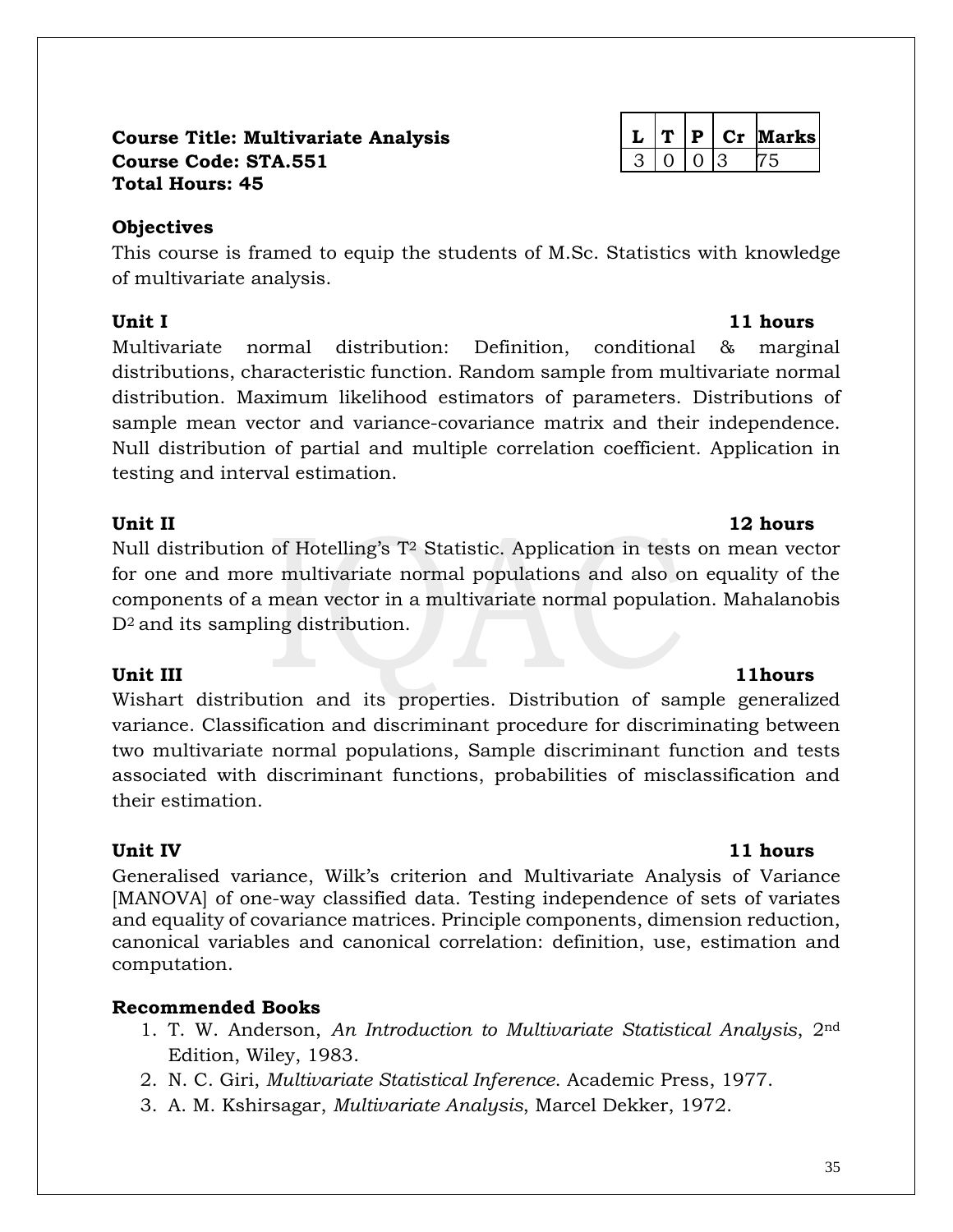**Course Title: Multivariate Analysis**
**Course Code: STA.551**
**Total Hours: 45**

| L | T | P | Cr | Marks |
|---|---|---|---|---|
| 3 | 0 | 0 | 3 | 75 |

**Objectives**

This course is framed to equip the students of M.Sc. Statistics with knowledge of multivariate analysis.

**Unit I** **11 hours**

Multivariate normal distribution: Definition, conditional & marginal distributions, characteristic function. Random sample from multivariate normal distribution. Maximum likelihood estimators of parameters. Distributions of sample mean vector and variance-covariance matrix and their independence. Null distribution of partial and multiple correlation coefficient. Application in testing and interval estimation.

**Unit II** **12 hours**

Null distribution of Hotelling's $T^2$ Statistic. Application in tests on mean vector for one and more multivariate normal populations and also on equality of the components of a mean vector in a multivariate normal population. Mahalanobis $D^2$ and its sampling distribution.

**Unit III** **11hours**

Wishart distribution and its properties. Distribution of sample generalized variance. Classification and discriminant procedure for discriminating between two multivariate normal populations, Sample discriminant function and tests associated with discriminant functions, probabilities of misclassification and their estimation.

**Unit IV** **11 hours**

Generalised variance, Wilk's criterion and Multivariate Analysis of Variance [MANOVA] of one-way classified data. Testing independence of sets of variates and equality of covariance matrices. Principle components, dimension reduction, canonical variables and canonical correlation: definition, use, estimation and computation.

**Recommended Books**

1. T. W. Anderson, *An Introduction to Multivariate Statistical Analysis*, 2nd Edition, Wiley, 1983.
2. N. C. Giri, *Multivariate Statistical Inference*. Academic Press, 1977.
3. A. M. Kshirsagar, *Multivariate Analysis*, Marcel Dekker, 1972.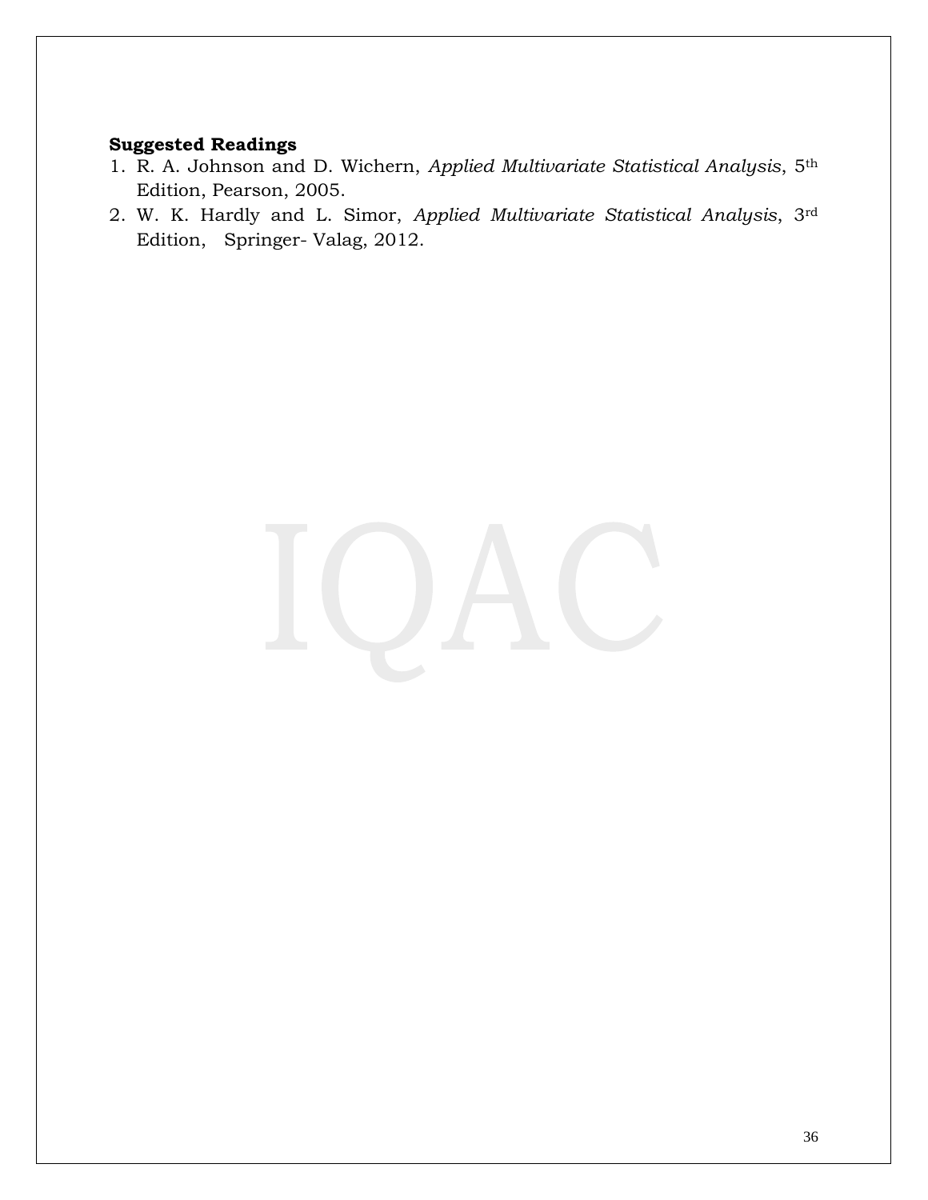**Suggested Readings**

1. R. A. Johnson and D. Wichern, *Applied Multivariate Statistical Analysis*, 5th Edition, Pearson, 2005.
2. W. K. Hardly and L. Simor, *Applied Multivariate Statistical Analysis*, 3rd Edition, Springer- Valag, 2012.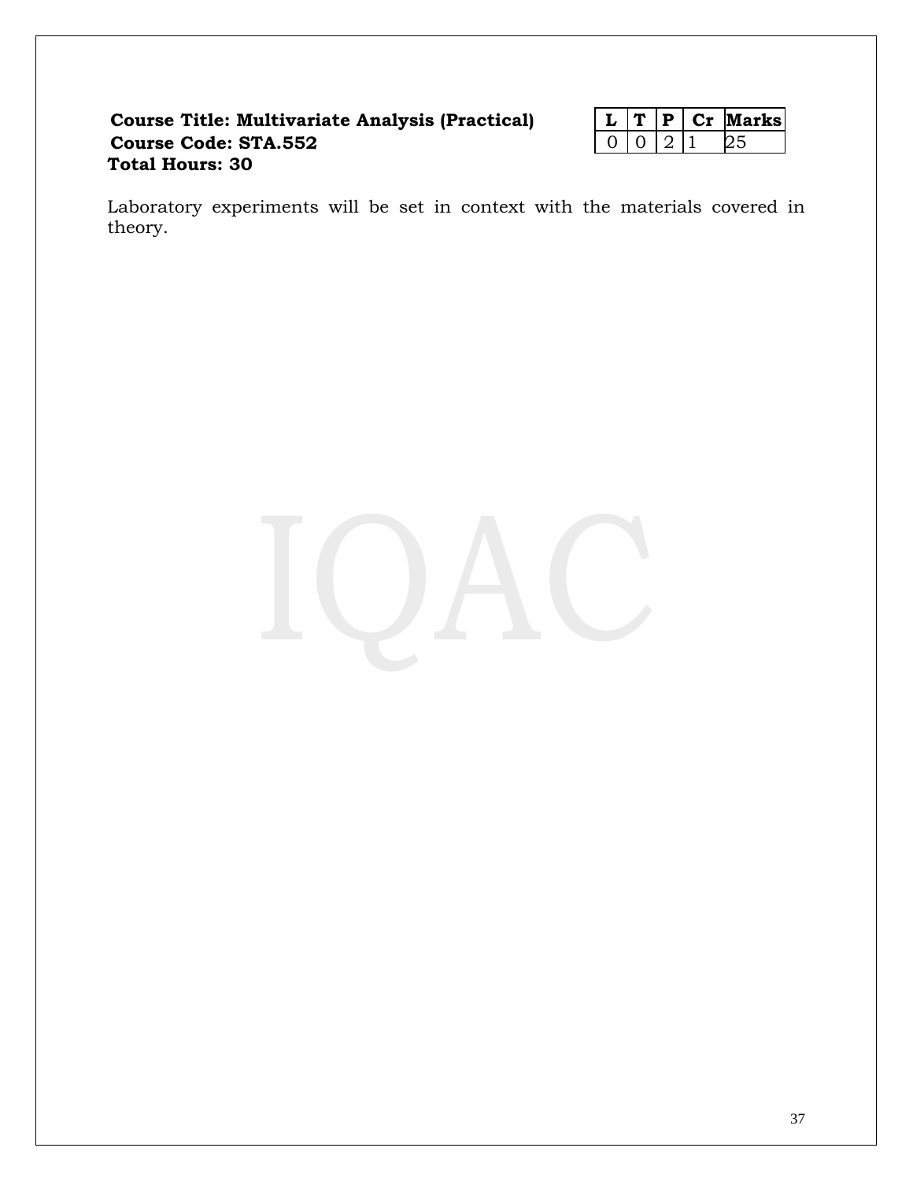**Course Title: Multivariate Analysis (Practical)**
**Course Code: STA.552**
**Total Hours: 30**

| L | T | P | Cr | Marks |
|---|---|---|---|---|
| 0 | 0 | 2 | 1 | 25 |

Laboratory experiments will be set in context with the materials covered in theory.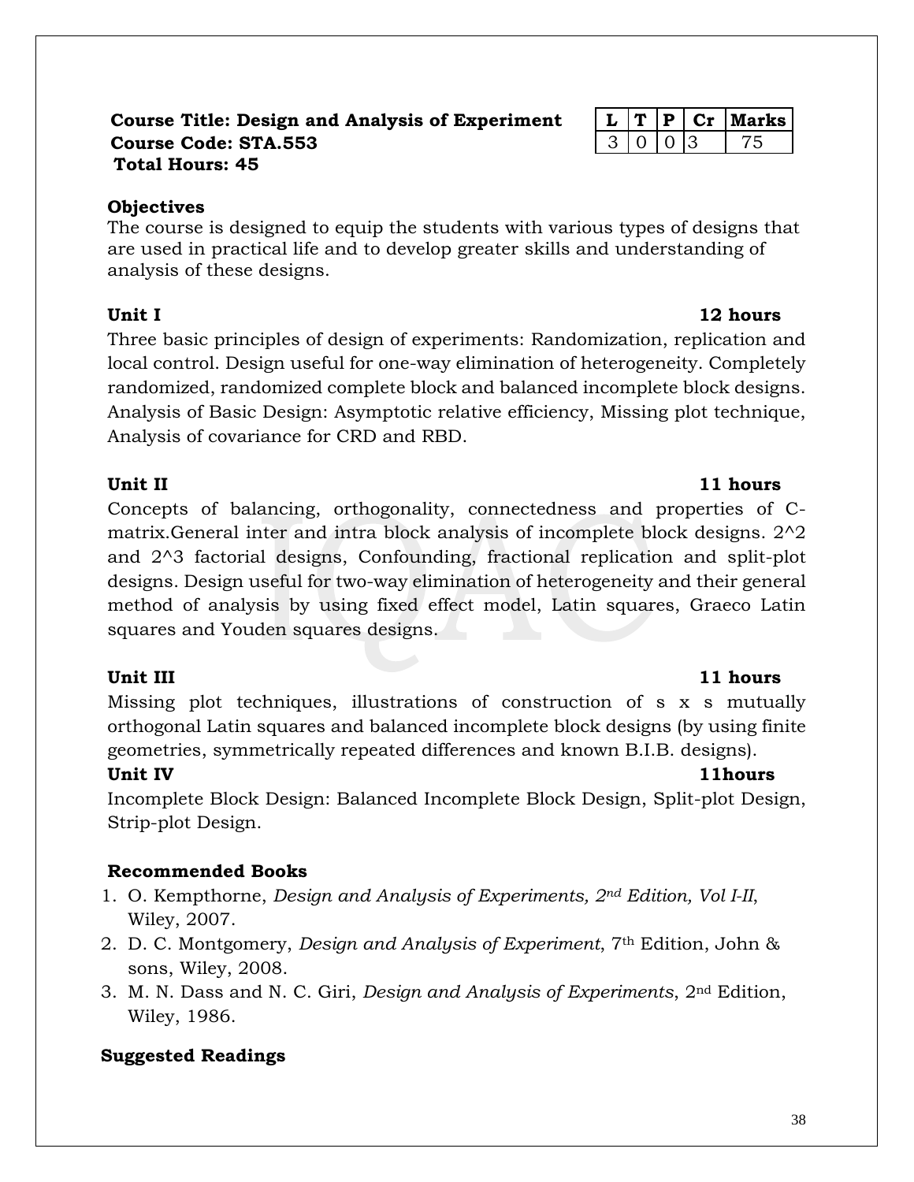**Course Title: Design and Analysis of Experiment**
**Course Code: STA.553**
**Total Hours: 45**

| L | T | P | Cr | Marks |
|---|---|---|---|---|
| 3 | 0 | 0 | 3 | 75 |

**Objectives**

The course is designed to equip the students with various types of designs that are used in practical life and to develop greater skills and understanding of analysis of these designs.

**Unit I — 12 hours**

Three basic principles of design of experiments: Randomization, replication and local control. Design useful for one-way elimination of heterogeneity. Completely randomized, randomized complete block and balanced incomplete block designs. Analysis of Basic Design: Asymptotic relative efficiency, Missing plot technique, Analysis of covariance for CRD and RBD.

**Unit II — 11 hours**

Concepts of balancing, orthogonality, connectedness and properties of C-matrix.General inter and intra block analysis of incomplete block designs. $2^2$ and $2^3$ factorial designs, Confounding, fractional replication and split-plot designs. Design useful for two-way elimination of heterogeneity and their general method of analysis by using fixed effect model, Latin squares, Graeco Latin squares and Youden squares designs.

**Unit III — 11 hours**

Missing plot techniques, illustrations of construction of $s \times s$ mutually orthogonal Latin squares and balanced incomplete block designs (by using finite geometries, symmetrically repeated differences and known B.I.B. designs).

**Unit IV — 11hours**

Incomplete Block Design: Balanced Incomplete Block Design, Split-plot Design, Strip-plot Design.

**Recommended Books**

1. O. Kempthorne, *Design and Analysis of Experiments, 2nd Edition, Vol I-II*, Wiley, 2007.
2. D. C. Montgomery, *Design and Analysis of Experiment*, 7th Edition, John & sons, Wiley, 2008.
3. M. N. Dass and N. C. Giri, *Design and Analysis of Experiments*, 2nd Edition, Wiley, 1986.

**Suggested Readings**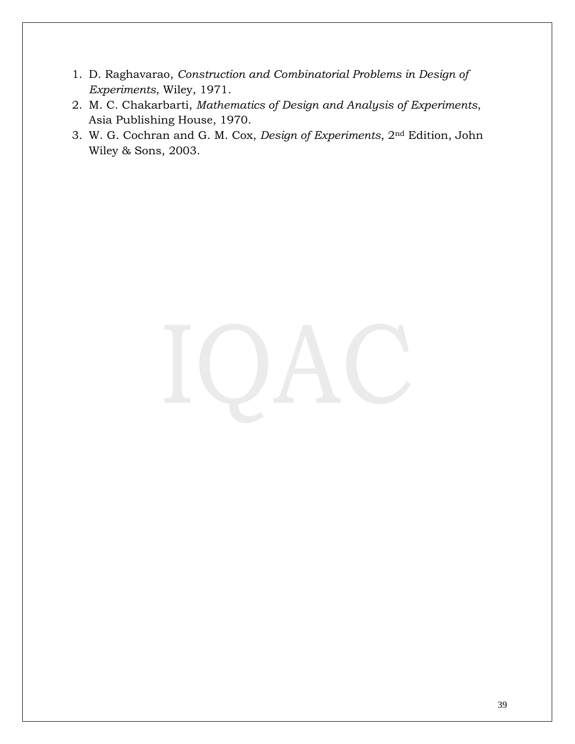1. D. Raghavarao, *Construction and Combinatorial Problems in Design of Experiments*, Wiley, 1971.
2. M. C. Chakarbarti, *Mathematics of Design and Analysis of Experiments*, Asia Publishing House, 1970.
3. W. G. Cochran and G. M. Cox, *Design of Experiments*, 2nd Edition, John Wiley & Sons, 2003.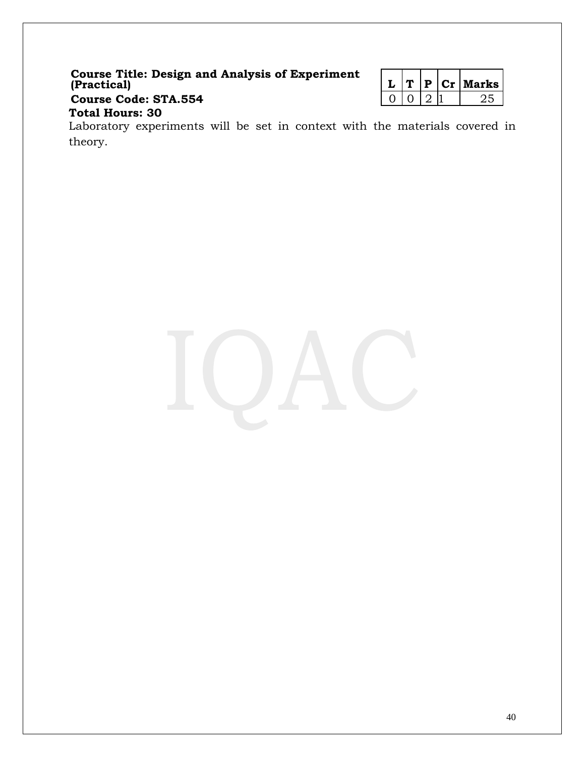**Course Title: Design and Analysis of Experiment (Practical)**

**Course Code: STA.554**

**Total Hours: 30**

| L | T | P | Cr | Marks |
|---|---|---|---|---|
| 0 | 0 | 2 | 1 | 25 |

Laboratory experiments will be set in context with the materials covered in theory.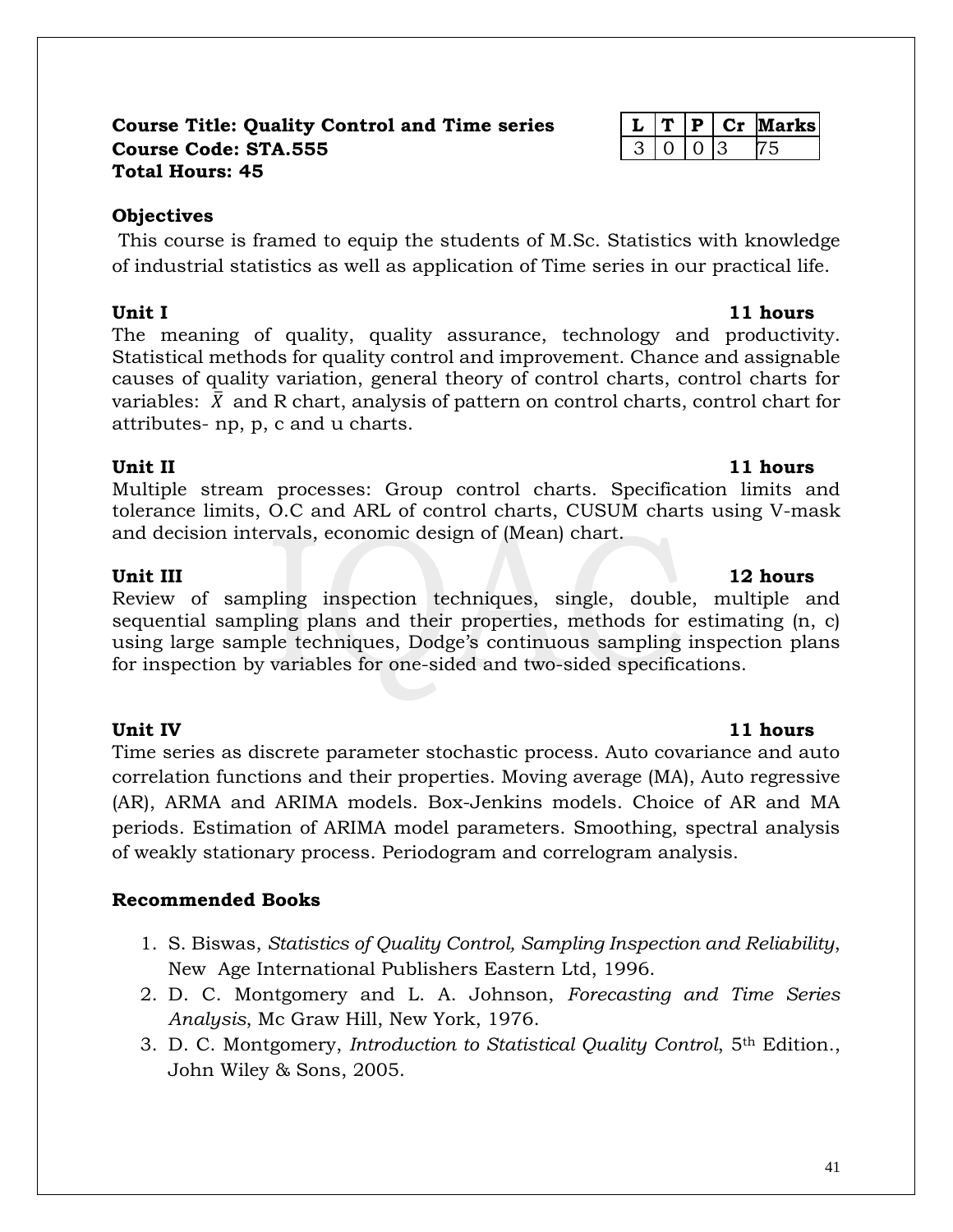**Course Title: Quality Control and Time series**
**Course Code: STA.555**
**Total Hours: 45**

| L | T | P | Cr | Marks |
|---|---|---|---|---|
| 3 | 0 | 0 | 3 | 75 |

**Objectives**

This course is framed to equip the students of M.Sc. Statistics with knowledge of industrial statistics as well as application of Time series in our practical life.

**Unit I** **11 hours**

The meaning of quality, quality assurance, technology and productivity. Statistical methods for quality control and improvement. Chance and assignable causes of quality variation, general theory of control charts, control charts for variables: $\bar{X}$ and R chart, analysis of pattern on control charts, control chart for attributes- np, p, c and u charts.

**Unit II** **11 hours**

Multiple stream processes: Group control charts. Specification limits and tolerance limits, O.C and ARL of control charts, CUSUM charts using V-mask and decision intervals, economic design of (Mean) chart.

**Unit III** **12 hours**

Review of sampling inspection techniques, single, double, multiple and sequential sampling plans and their properties, methods for estimating (n, c) using large sample techniques, Dodge's continuous sampling inspection plans for inspection by variables for one-sided and two-sided specifications.

**Unit IV** **11 hours**

Time series as discrete parameter stochastic process. Auto covariance and auto correlation functions and their properties. Moving average (MA), Auto regressive (AR), ARMA and ARIMA models. Box-Jenkins models. Choice of AR and MA periods. Estimation of ARIMA model parameters. Smoothing, spectral analysis of weakly stationary process. Periodogram and correlogram analysis.

**Recommended Books**

1. S. Biswas, *Statistics of Quality Control, Sampling Inspection and Reliability*, New Age International Publishers Eastern Ltd, 1996.
2. D. C. Montgomery and L. A. Johnson, *Forecasting and Time Series Analysis*, Mc Graw Hill, New York, 1976.
3. D. C. Montgomery, *Introduction to Statistical Quality Control*, 5th Edition., John Wiley & Sons, 2005.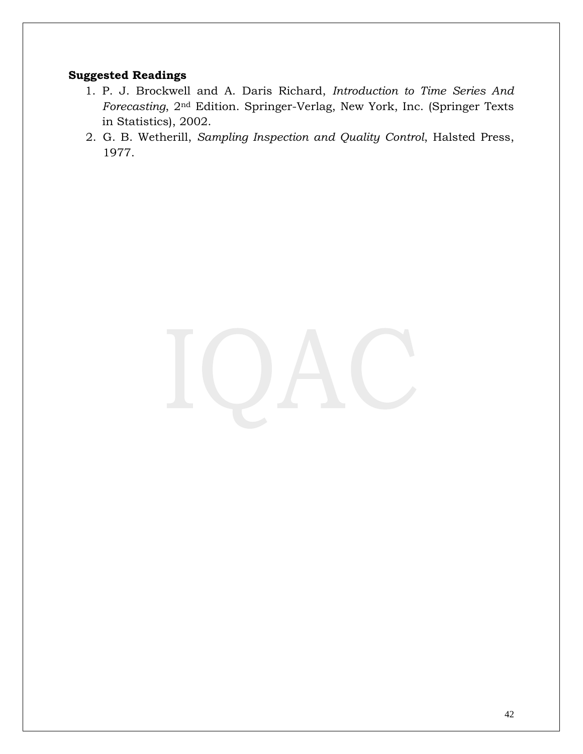**Suggested Readings**

1. P. J. Brockwell and A. Daris Richard, *Introduction to Time Series And Forecasting*, 2nd Edition. Springer-Verlag, New York, Inc. (Springer Texts in Statistics), 2002.
2. G. B. Wetherill, *Sampling Inspection and Quality Control*, Halsted Press, 1977.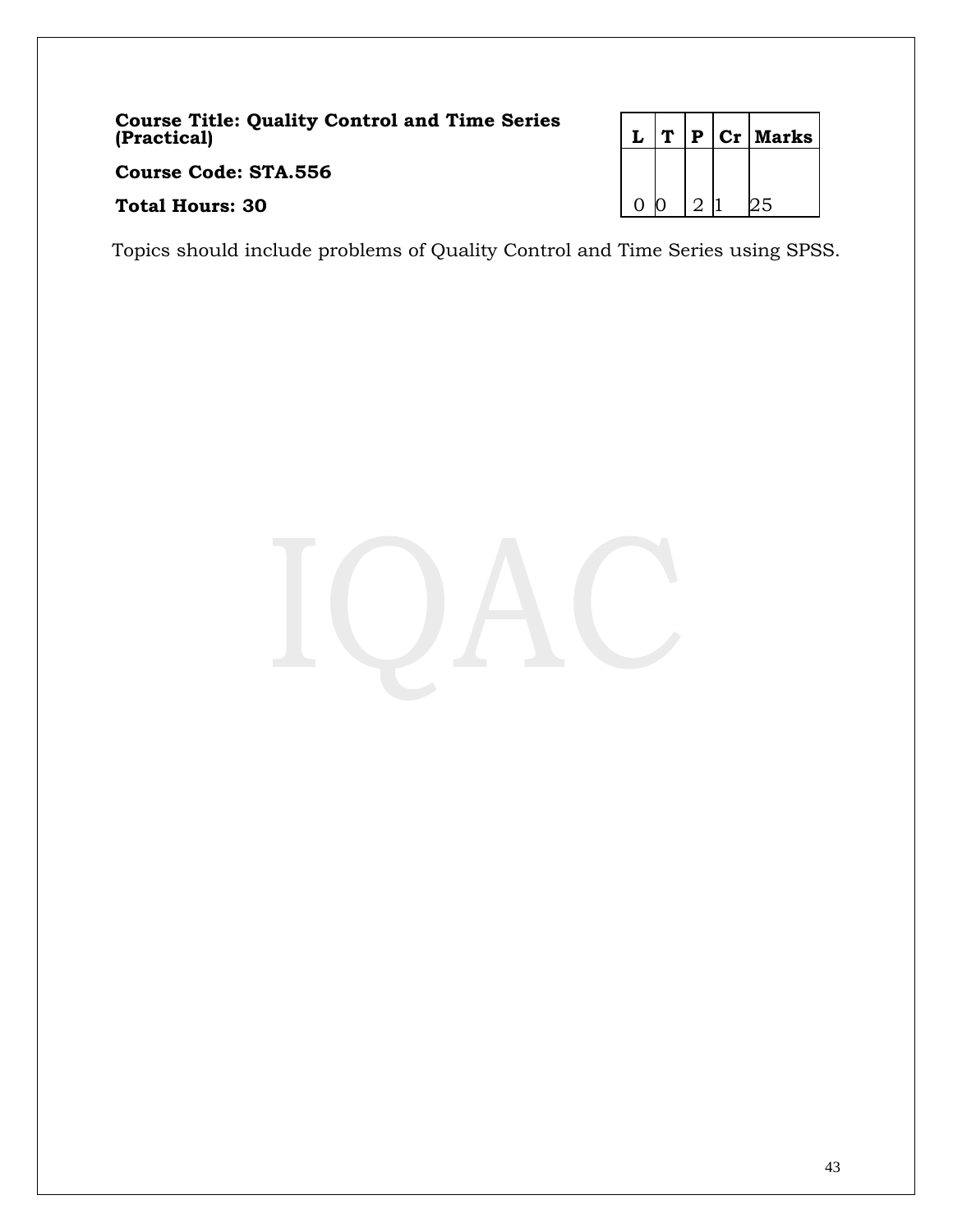**Course Title: Quality Control and Time Series (Practical)**

**Course Code: STA.556**

**Total Hours: 30**

| L | T | P | Cr | Marks |
|---|---|---|---|---|
| 0 | 0 | 2 | 1 | 25 |

Topics should include problems of Quality Control and Time Series using SPSS.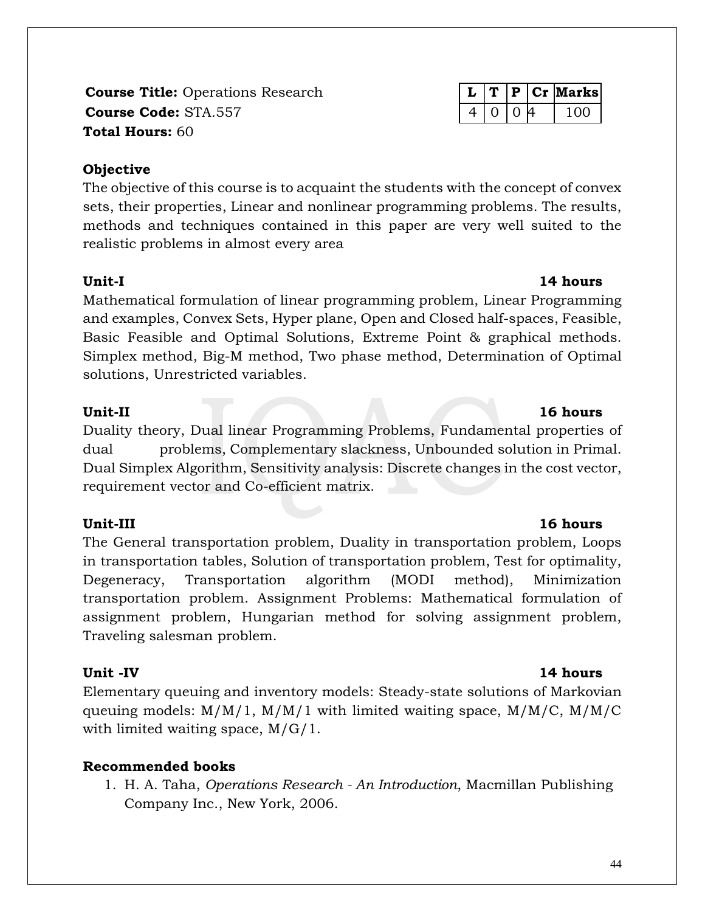**Course Title:** Operations Research
**Course Code:** STA.557
**Total Hours:** 60

| L | T | P | Cr | Marks |
|---|---|---|---|---|
| 4 | 0 | 0 | 4 | 100 |

**Objective**

The objective of this course is to acquaint the students with the concept of convex sets, their properties, Linear and nonlinear programming problems. The results, methods and techniques contained in this paper are very well suited to the realistic problems in almost every area

**Unit-I** **14 hours**

Mathematical formulation of linear programming problem, Linear Programming and examples, Convex Sets, Hyper plane, Open and Closed half-spaces, Feasible, Basic Feasible and Optimal Solutions, Extreme Point & graphical methods. Simplex method, Big-M method, Two phase method, Determination of Optimal solutions, Unrestricted variables.

**Unit-II** **16 hours**

Duality theory, Dual linear Programming Problems, Fundamental properties of dual problems, Complementary slackness, Unbounded solution in Primal. Dual Simplex Algorithm, Sensitivity analysis: Discrete changes in the cost vector, requirement vector and Co-efficient matrix.

**Unit-III** **16 hours**

The General transportation problem, Duality in transportation problem, Loops in transportation tables, Solution of transportation problem, Test for optimality, Degeneracy, Transportation algorithm (MODI method), Minimization transportation problem. Assignment Problems: Mathematical formulation of assignment problem, Hungarian method for solving assignment problem, Traveling salesman problem.

**Unit -IV** **14 hours**

Elementary queuing and inventory models: Steady-state solutions of Markovian queuing models: M/M/1, M/M/1 with limited waiting space, M/M/C, M/M/C with limited waiting space, M/G/1.

**Recommended books**

1. H. A. Taha, *Operations Research - An Introduction*, Macmillan Publishing Company Inc., New York, 2006.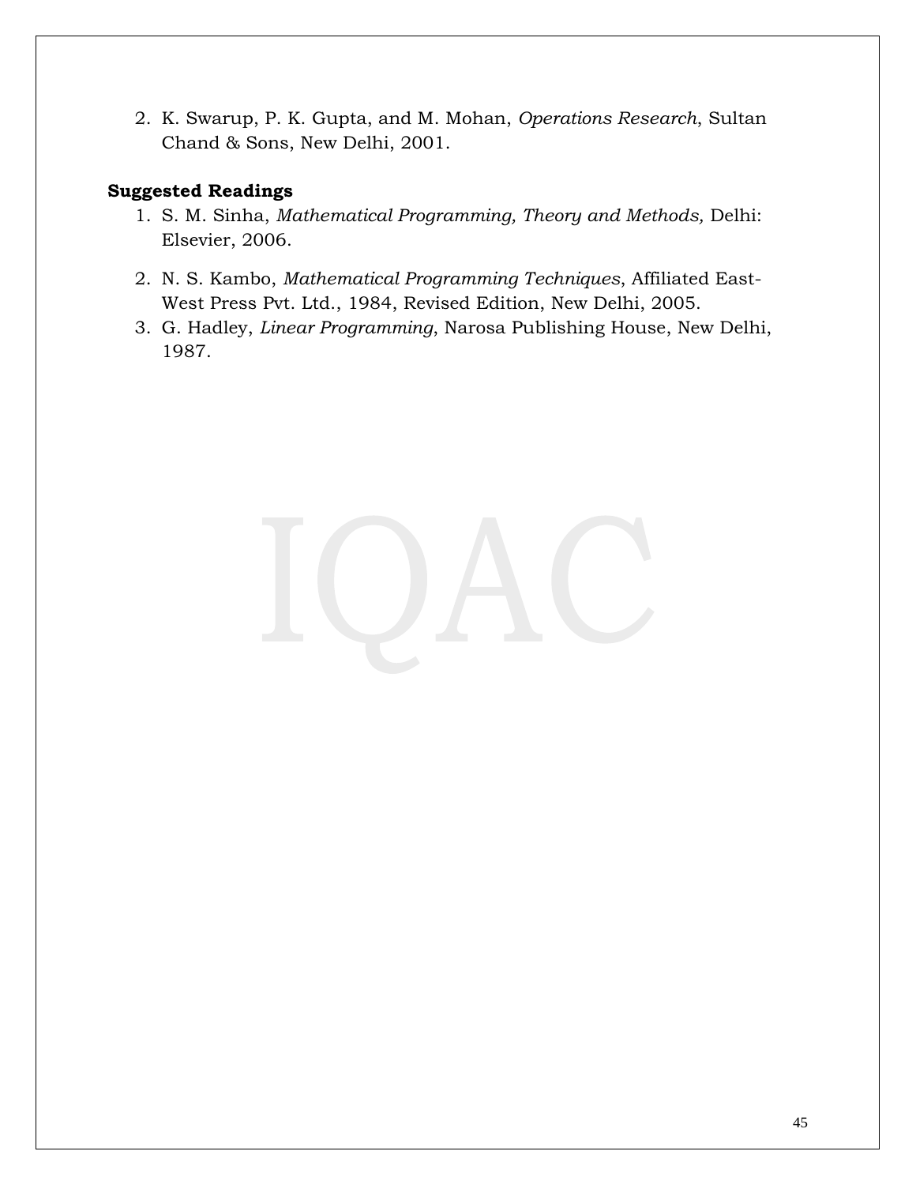2. K. Swarup, P. K. Gupta, and M. Mohan, *Operations Research*, Sultan Chand & Sons, New Delhi, 2001.

**Suggested Readings**

1. S. M. Sinha, *Mathematical Programming, Theory and Methods,* Delhi: Elsevier, 2006.
2. N. S. Kambo, *Mathematical Programming Techniques*, Affiliated East-West Press Pvt. Ltd., 1984, Revised Edition, New Delhi, 2005.
3. G. Hadley, *Linear Programming*, Narosa Publishing House, New Delhi, 1987.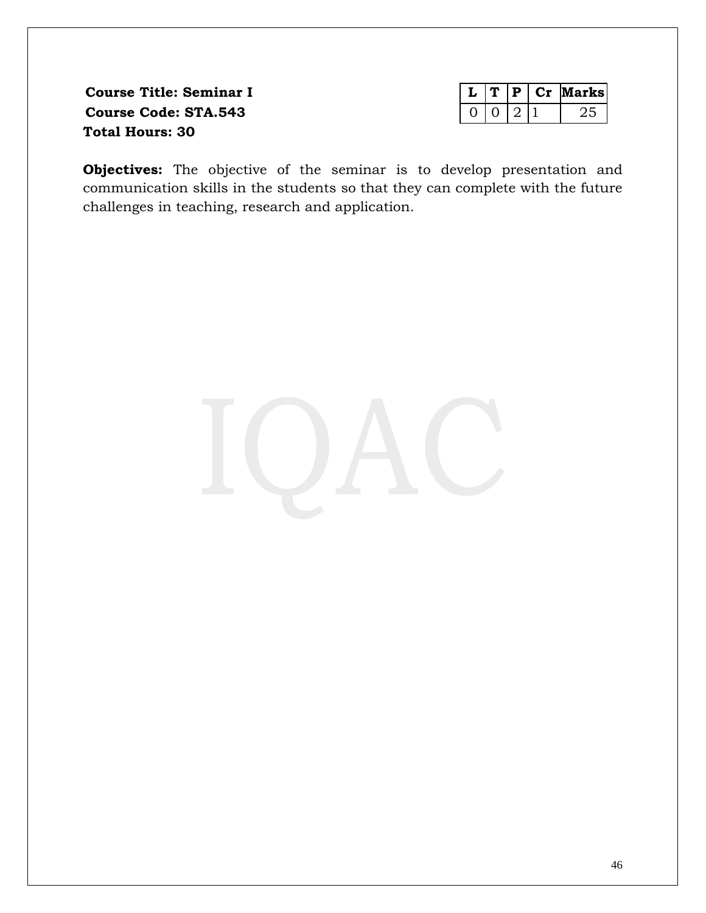**Course Title: Seminar I**
**Course Code: STA.543**
**Total Hours: 30**

| L | T | P | Cr | Marks |
|---|---|---|---|---|
| 0 | 0 | 2 | 1 | 25 |

**Objectives:** The objective of the seminar is to develop presentation and communication skills in the students so that they can complete with the future challenges in teaching, research and application.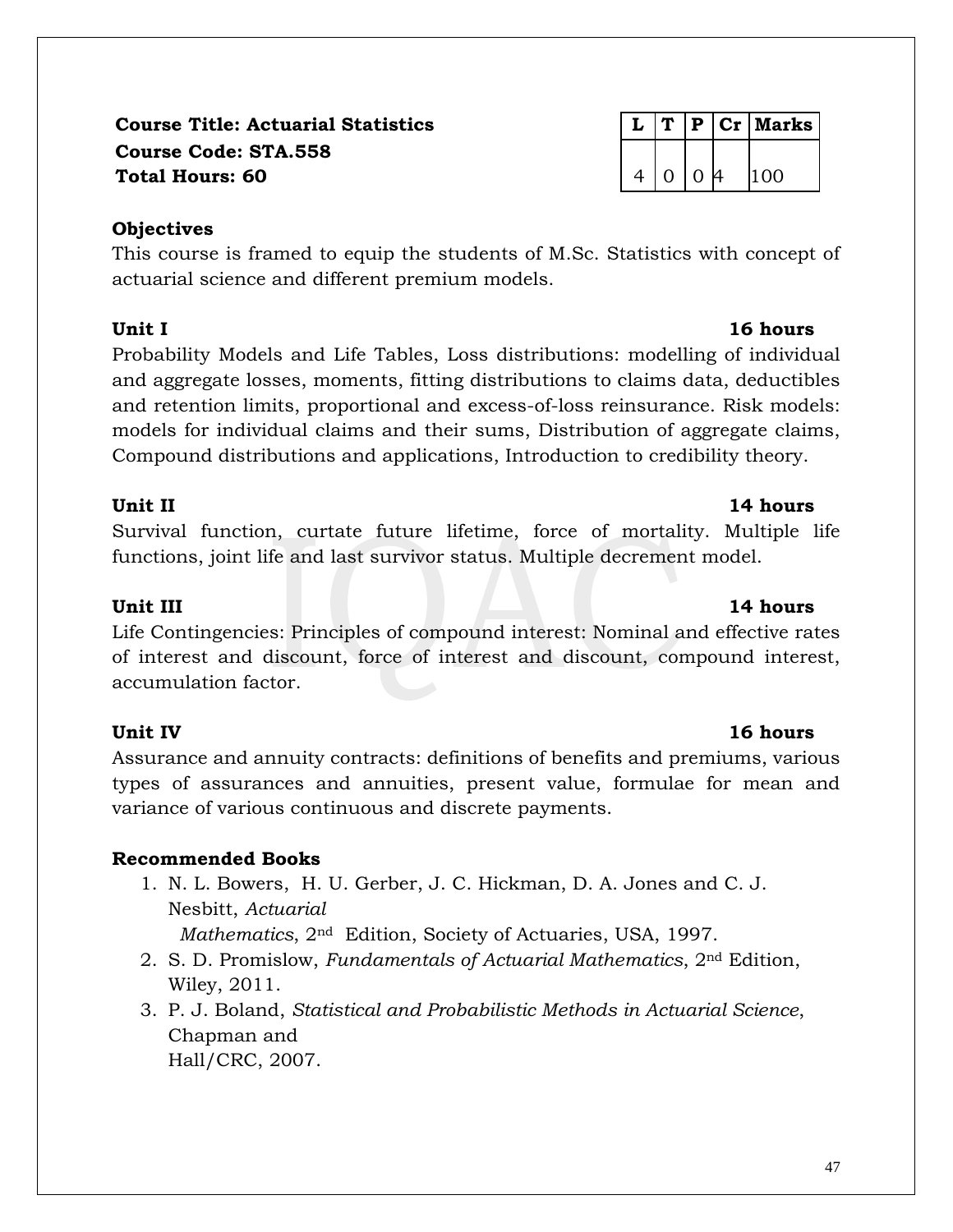**Course Title: Actuarial Statistics**
**Course Code: STA.558**
**Total Hours: 60**

| L | T | P | Cr | Marks |
|---|---|---|---|---|
| 4 | 0 | 0 | 4 | 100 |

**Objectives**

This course is framed to equip the students of M.Sc. Statistics with concept of actuarial science and different premium models.

**Unit I** **16 hours**

Probability Models and Life Tables, Loss distributions: modelling of individual and aggregate losses, moments, fitting distributions to claims data, deductibles and retention limits, proportional and excess-of-loss reinsurance. Risk models: models for individual claims and their sums, Distribution of aggregate claims, Compound distributions and applications, Introduction to credibility theory.

**Unit II** **14 hours**

Survival function, curtate future lifetime, force of mortality. Multiple life functions, joint life and last survivor status. Multiple decrement model.

**Unit III** **14 hours**

Life Contingencies: Principles of compound interest: Nominal and effective rates of interest and discount, force of interest and discount, compound interest, accumulation factor.

**Unit IV** **16 hours**

Assurance and annuity contracts: definitions of benefits and premiums, various types of assurances and annuities, present value, formulae for mean and variance of various continuous and discrete payments.

**Recommended Books**

1. N. L. Bowers, H. U. Gerber, J. C. Hickman, D. A. Jones and C. J. Nesbitt, *Actuarial Mathematics*, 2nd Edition, Society of Actuaries, USA, 1997.
2. S. D. Promislow, *Fundamentals of Actuarial Mathematics*, 2nd Edition, Wiley, 2011.
3. P. J. Boland, *Statistical and Probabilistic Methods in Actuarial Science*, Chapman and Hall/CRC, 2007.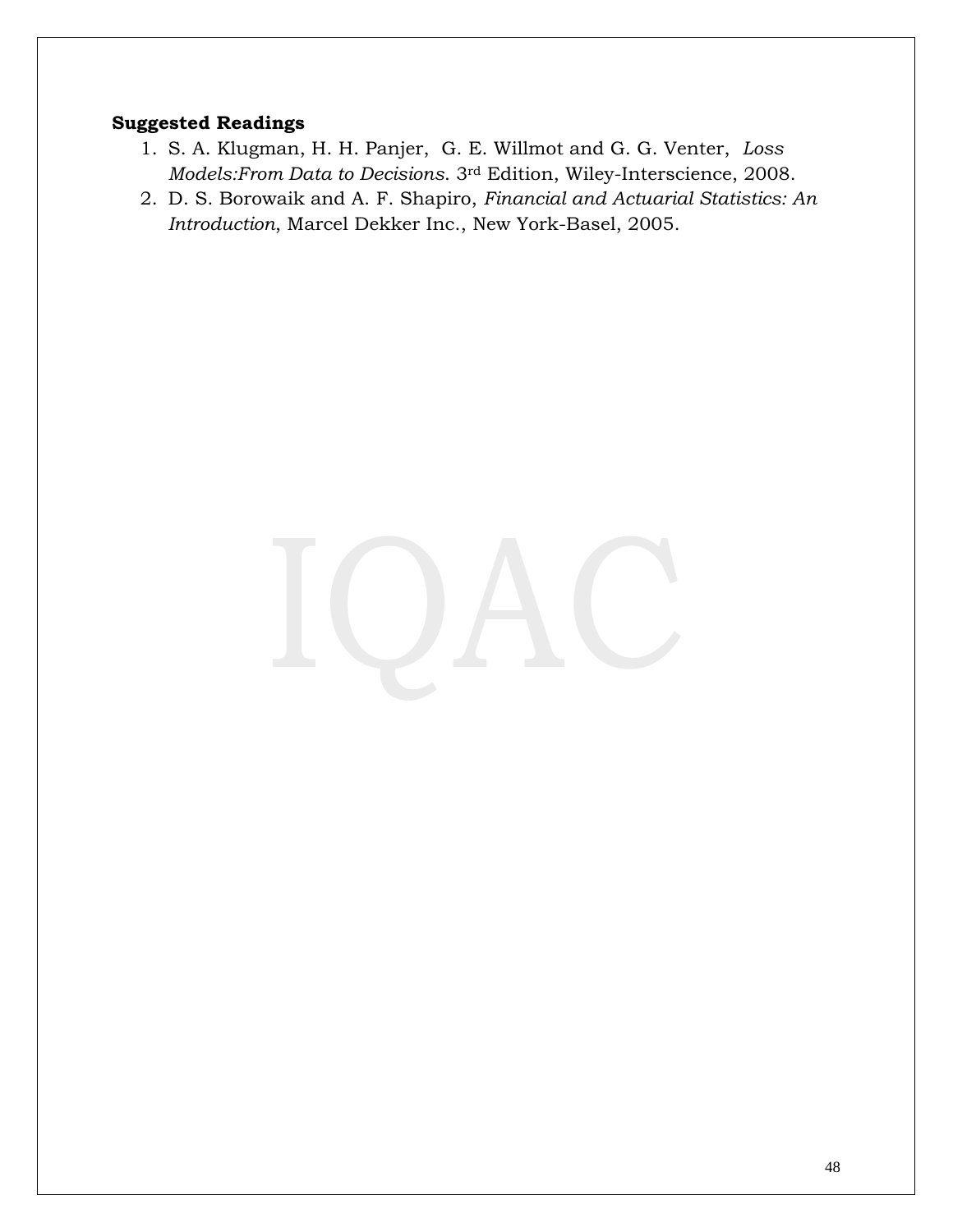**Suggested Readings**

1. S. A. Klugman, H. H. Panjer, G. E. Willmot and G. G. Venter, *Loss Models:From Data to Decisions*. 3rd Edition, Wiley-Interscience, 2008.
2. D. S. Borowaik and A. F. Shapiro, *Financial and Actuarial Statistics: An Introduction*, Marcel Dekker Inc., New York-Basel, 2005.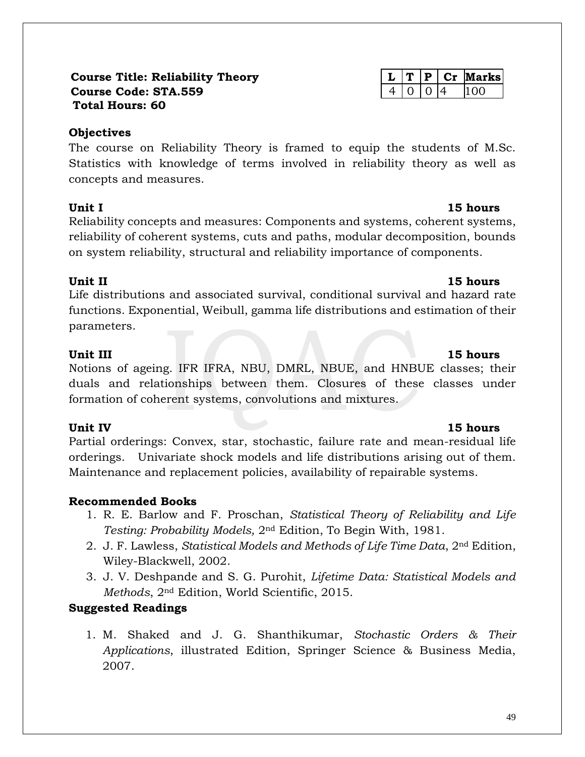**Course Title: Reliability Theory**
**Course Code: STA.559**
**Total Hours: 60**

| L | T | P | Cr | Marks |
|---|---|---|---|---|
| 4 | 0 | 0 | 4 | 100 |

**Objectives**

The course on Reliability Theory is framed to equip the students of M.Sc. Statistics with knowledge of terms involved in reliability theory as well as concepts and measures.

**Unit I** **15 hours**

Reliability concepts and measures: Components and systems, coherent systems, reliability of coherent systems, cuts and paths, modular decomposition, bounds on system reliability, structural and reliability importance of components.

**Unit II** **15 hours**

Life distributions and associated survival, conditional survival and hazard rate functions. Exponential, Weibull, gamma life distributions and estimation of their parameters.

**Unit III** **15 hours**

Notions of ageing. IFR IFRA, NBU, DMRL, NBUE, and HNBUE classes; their duals and relationships between them. Closures of these classes under formation of coherent systems, convolutions and mixtures.

**Unit IV** **15 hours**

Partial orderings: Convex, star, stochastic, failure rate and mean-residual life orderings. Univariate shock models and life distributions arising out of them. Maintenance and replacement policies, availability of repairable systems.

**Recommended Books**

1. R. E. Barlow and F. Proschan, *Statistical Theory of Reliability and Life Testing: Probability Models,* 2nd Edition, To Begin With, 1981.
2. J. F. Lawless, *Statistical Models and Methods of Life Time Data*, 2nd Edition, Wiley-Blackwell, 2002.
3. J. V. Deshpande and S. G. Purohit, *Lifetime Data: Statistical Models and Methods*, 2nd Edition, World Scientific, 2015.

**Suggested Readings**

1. M. Shaked and J. G. Shanthikumar, *Stochastic Orders & Their Applications*, illustrated Edition, Springer Science & Business Media, 2007.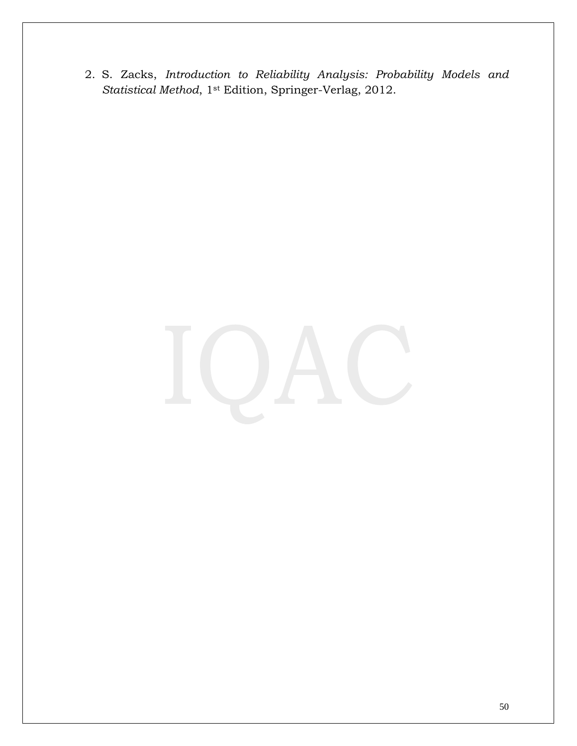2. S. Zacks, *Introduction to Reliability Analysis: Probability Models and Statistical Method*, 1st Edition, Springer-Verlag, 2012.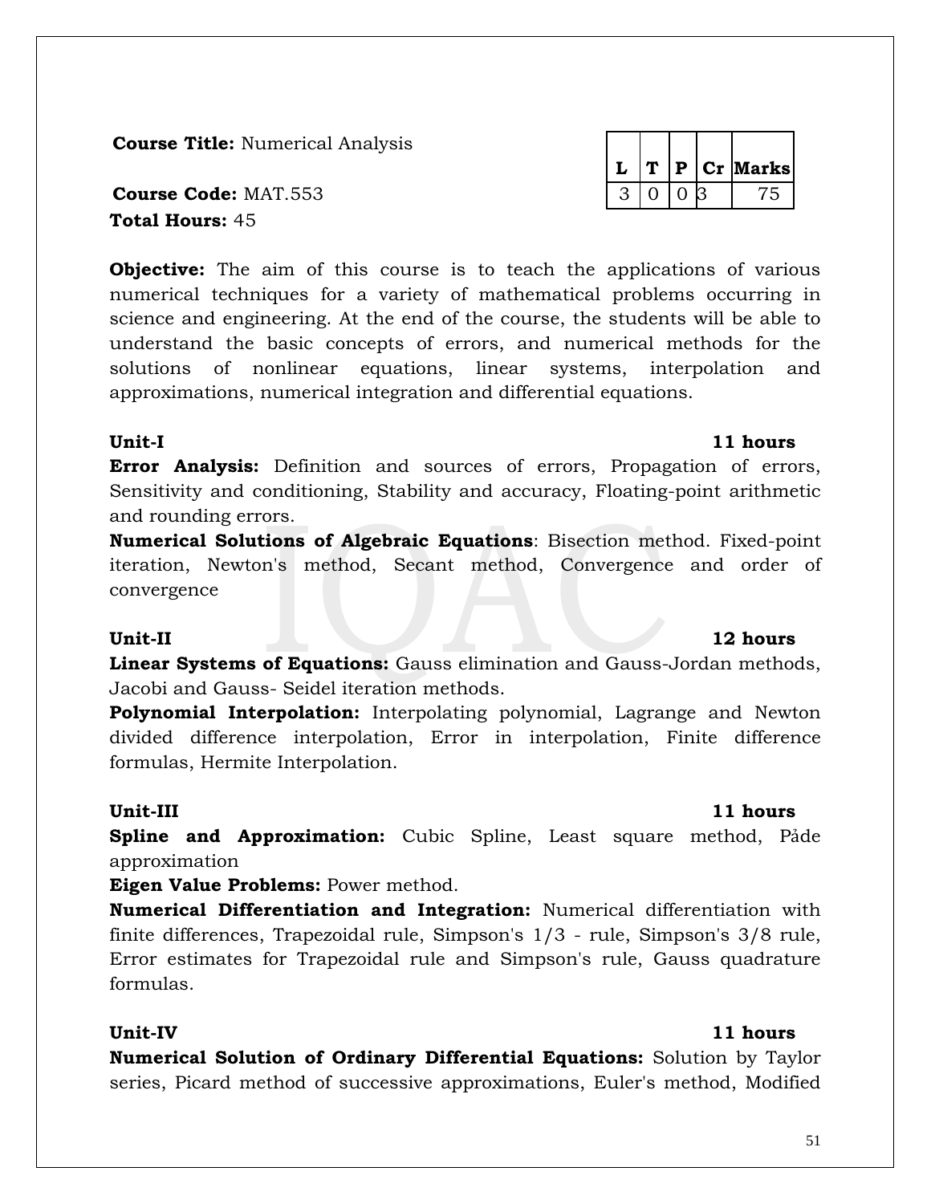**Course Title:** Numerical Analysis

**Course Code:** MAT.553

**Total Hours:** 45

| L | T | P | Cr | Marks |
|---|---|---|---|---|
| 3 | 0 | 0 | 3 | 75 |

**Objective:** The aim of this course is to teach the applications of various numerical techniques for a variety of mathematical problems occurring in science and engineering. At the end of the course, the students will be able to understand the basic concepts of errors, and numerical methods for the solutions of nonlinear equations, linear systems, interpolation and approximations, numerical integration and differential equations.

**Unit-I** **11 hours**

**Error Analysis:** Definition and sources of errors, Propagation of errors, Sensitivity and conditioning, Stability and accuracy, Floating-point arithmetic and rounding errors.

**Numerical Solutions of Algebraic Equations**: Bisection method. Fixed-point iteration, Newton's method, Secant method, Convergence and order of convergence

**Unit-II** **12 hours**

**Linear Systems of Equations:** Gauss elimination and Gauss-Jordan methods, Jacobi and Gauss- Seidel iteration methods.

**Polynomial Interpolation:** Interpolating polynomial, Lagrange and Newton divided difference interpolation, Error in interpolation, Finite difference formulas, Hermite Interpolation.

**Unit-III** **11 hours**

**Spline and Approximation:** Cubic Spline, Least square method, Påde approximation

**Eigen Value Problems:** Power method.

**Numerical Differentiation and Integration:** Numerical differentiation with finite differences, Trapezoidal rule, Simpson's 1/3 - rule, Simpson's 3/8 rule, Error estimates for Trapezoidal rule and Simpson's rule, Gauss quadrature formulas.

**Unit-IV** **11 hours**

**Numerical Solution of Ordinary Differential Equations:** Solution by Taylor series, Picard method of successive approximations, Euler's method, Modified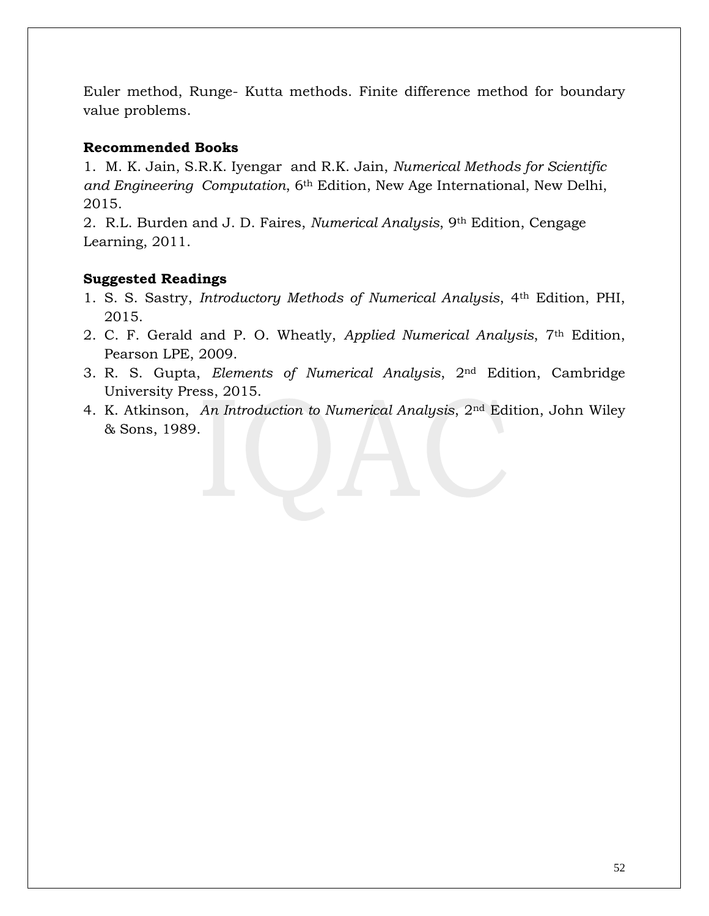Euler method, Runge- Kutta methods. Finite difference method for boundary value problems.

**Recommended Books**

1. M. K. Jain, S.R.K. Iyengar and R.K. Jain, *Numerical Methods for Scientific and Engineering Computation*, 6th Edition, New Age International, New Delhi, 2015.
2. R.L. Burden and J. D. Faires, *Numerical Analysis*, 9th Edition, Cengage Learning, 2011.

**Suggested Readings**

1. S. S. Sastry, *Introductory Methods of Numerical Analysis*, 4th Edition, PHI, 2015.
2. C. F. Gerald and P. O. Wheatly, *Applied Numerical Analysis*, 7th Edition, Pearson LPE, 2009.
3. R. S. Gupta, *Elements of Numerical Analysis*, 2nd Edition, Cambridge University Press, 2015.
4. K. Atkinson, *An Introduction to Numerical Analysis*, 2nd Edition, John Wiley & Sons, 1989.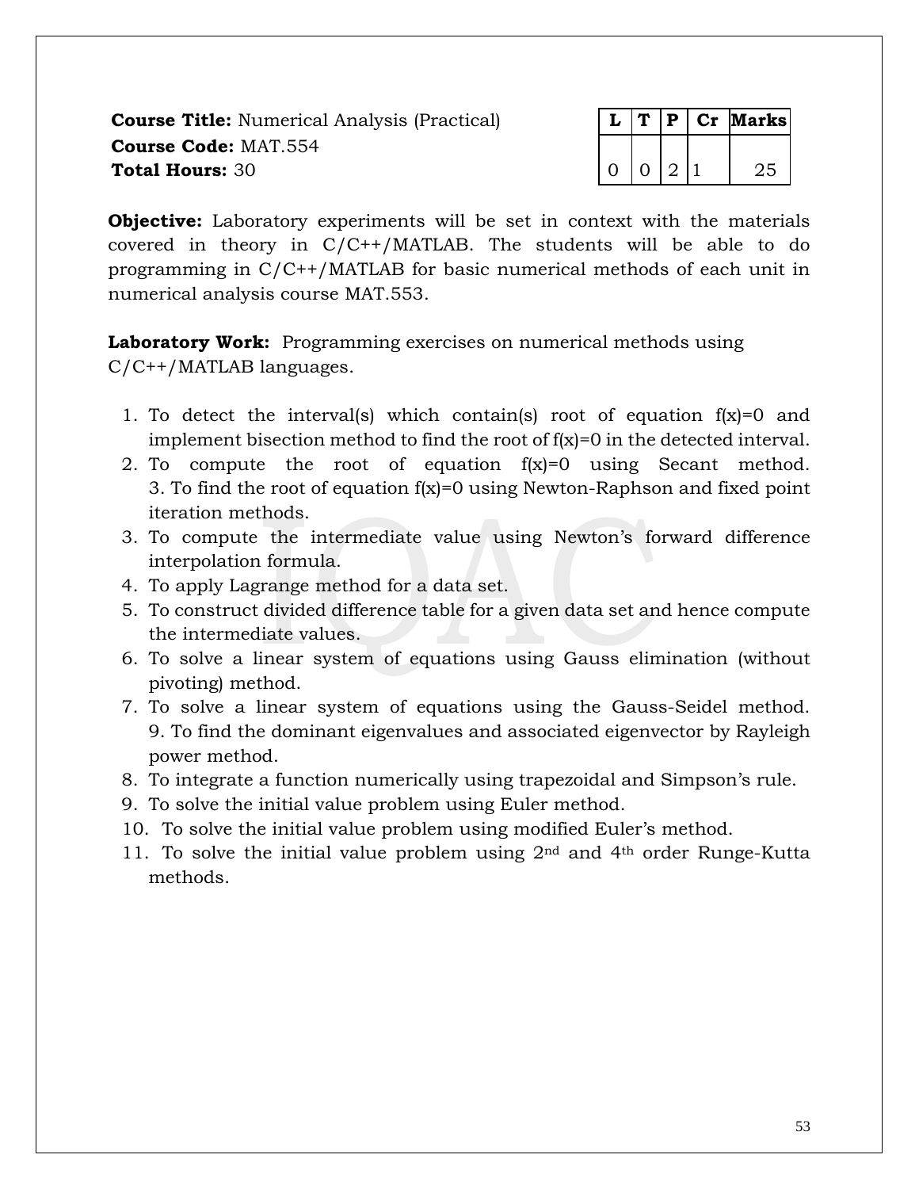**Course Title:** Numerical Analysis (Practical)
**Course Code:** MAT.554
**Total Hours:** 30

| L | T | P | Cr | Marks |
|---|---|---|---|---|
| 0 | 0 | 2 | 1 | 25 |

**Objective:** Laboratory experiments will be set in context with the materials covered in theory in C/C++/MATLAB. The students will be able to do programming in C/C++/MATLAB for basic numerical methods of each unit in numerical analysis course MAT.553.

**Laboratory Work:** Programming exercises on numerical methods using C/C++/MATLAB languages.

1. To detect the interval(s) which contain(s) root of equation f(x)=0 and implement bisection method to find the root of f(x)=0 in the detected interval.
2. To compute the root of equation f(x)=0 using Secant method. 3. To find the root of equation f(x)=0 using Newton-Raphson and fixed point iteration methods.
3. To compute the intermediate value using Newton's forward difference interpolation formula.
4. To apply Lagrange method for a data set.
5. To construct divided difference table for a given data set and hence compute the intermediate values.
6. To solve a linear system of equations using Gauss elimination (without pivoting) method.
7. To solve a linear system of equations using the Gauss-Seidel method. 9. To find the dominant eigenvalues and associated eigenvector by Rayleigh power method.
8. To integrate a function numerically using trapezoidal and Simpson's rule.
9. To solve the initial value problem using Euler method.
10. To solve the initial value problem using modified Euler's method.
11. To solve the initial value problem using 2nd and 4th order Runge-Kutta methods.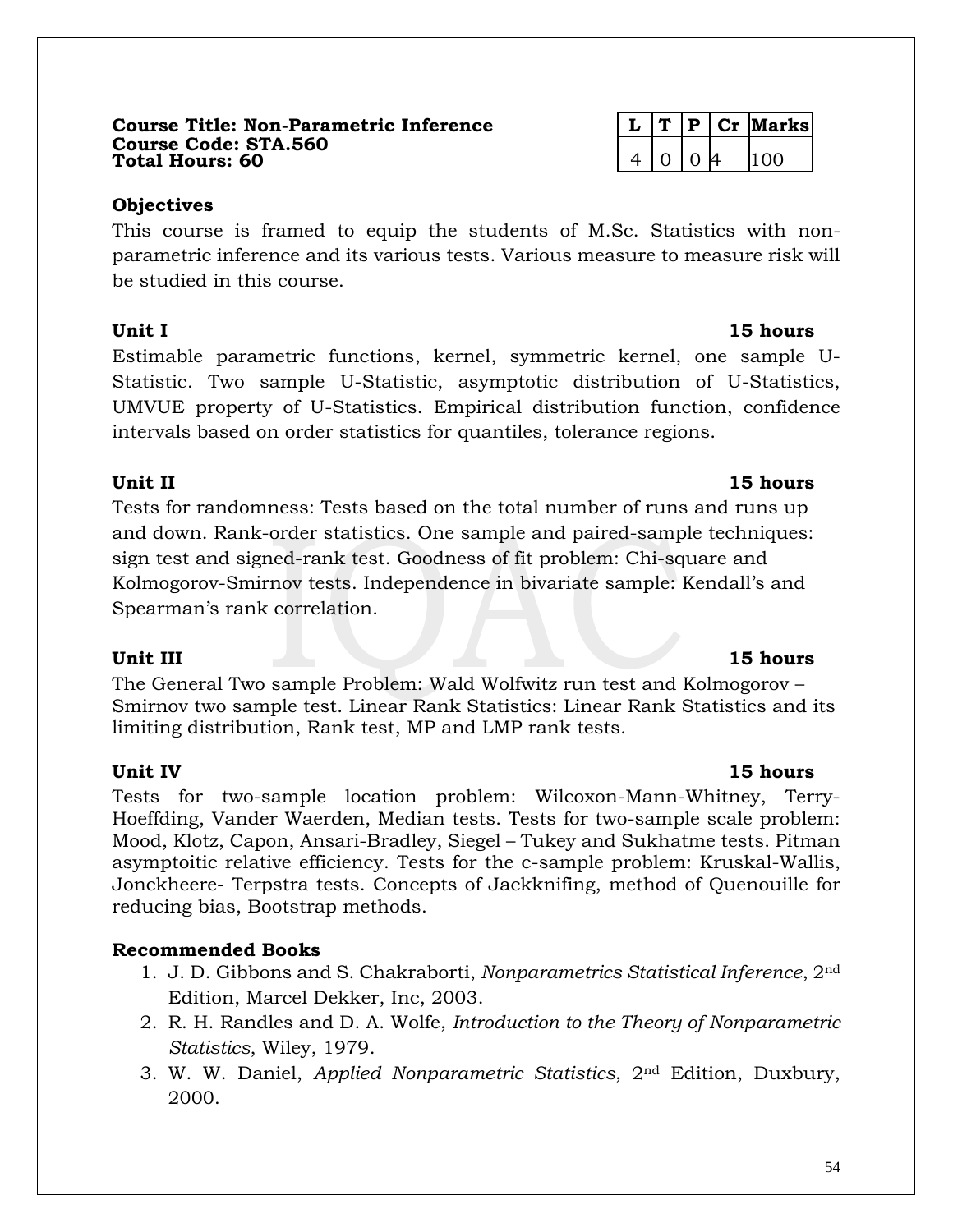**Course Title: Non-Parametric Inference**
**Course Code: STA.560**
**Total Hours: 60**

| L | T | P | Cr | Marks |
|---|---|---|---|---|
| 4 | 0 | 0 | 4 | 100 |

**Objectives**

This course is framed to equip the students of M.Sc. Statistics with non-parametric inference and its various tests. Various measure to measure risk will be studied in this course.

**Unit I** **15 hours**

Estimable parametric functions, kernel, symmetric kernel, one sample U-Statistic. Two sample U-Statistic, asymptotic distribution of U-Statistics, UMVUE property of U-Statistics. Empirical distribution function, confidence intervals based on order statistics for quantiles, tolerance regions.

**Unit II** **15 hours**

Tests for randomness: Tests based on the total number of runs and runs up and down. Rank-order statistics. One sample and paired-sample techniques: sign test and signed-rank test. Goodness of fit problem: Chi-square and Kolmogorov-Smirnov tests. Independence in bivariate sample: Kendall's and Spearman's rank correlation.

**Unit III** **15 hours**

The General Two sample Problem: Wald Wolfwitz run test and Kolmogorov – Smirnov two sample test. Linear Rank Statistics: Linear Rank Statistics and its limiting distribution, Rank test, MP and LMP rank tests.

**Unit IV** **15 hours**

Tests for two-sample location problem: Wilcoxon-Mann-Whitney, Terry-Hoeffding, Vander Waerden, Median tests. Tests for two-sample scale problem: Mood, Klotz, Capon, Ansari-Bradley, Siegel – Tukey and Sukhatme tests. Pitman asymptoitic relative efficiency. Tests for the c-sample problem: Kruskal-Wallis, Jonckheere- Terpstra tests. Concepts of Jackknifing, method of Quenouille for reducing bias, Bootstrap methods.

**Recommended Books**

1. J. D. Gibbons and S. Chakraborti, *Nonparametrics Statistical Inference*, 2nd Edition, Marcel Dekker, Inc, 2003.
2. R. H. Randles and D. A. Wolfe, *Introduction to the Theory of Nonparametric Statistics*, Wiley, 1979.
3. W. W. Daniel, *Applied Nonparametric Statistics*, 2nd Edition, Duxbury, 2000.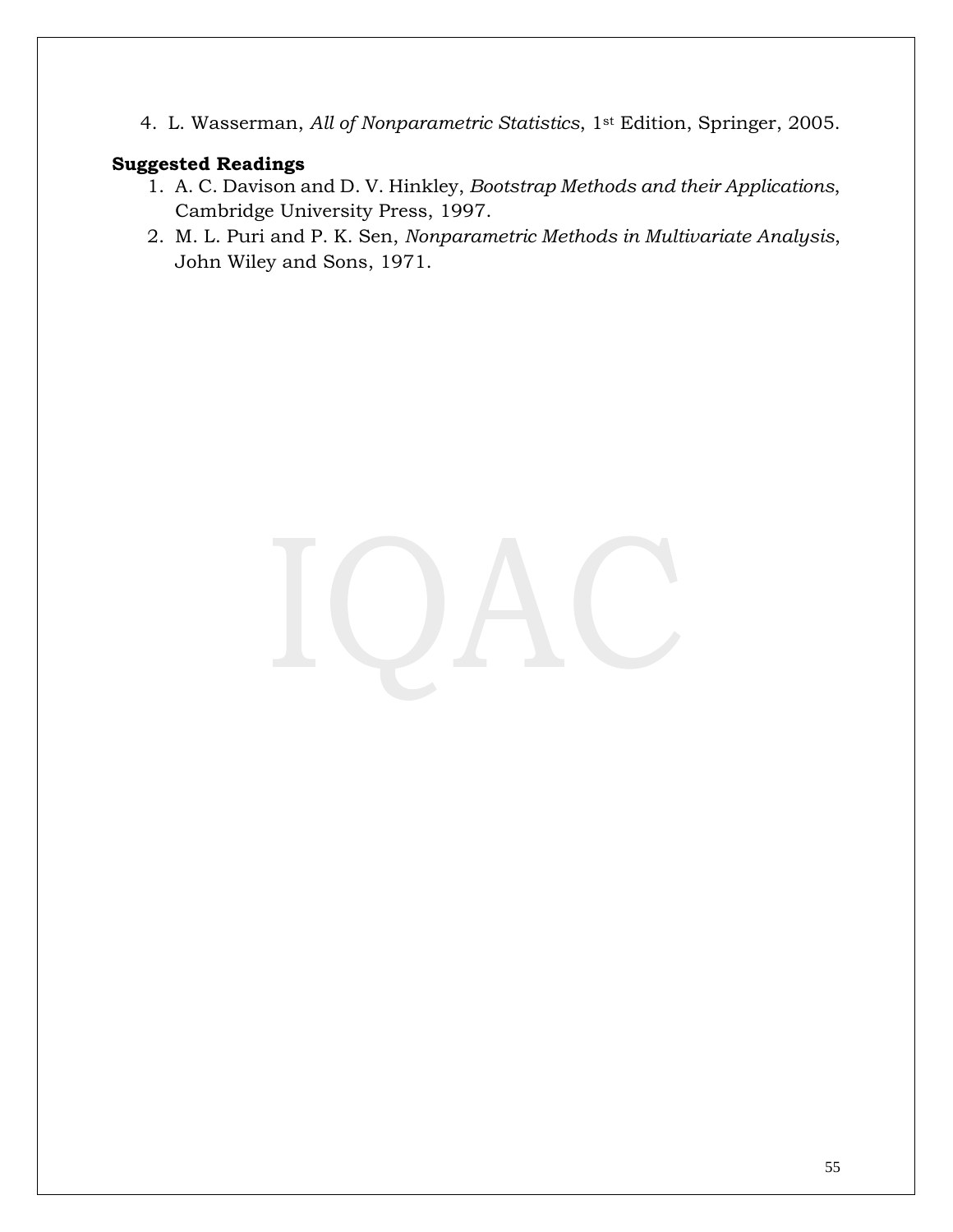4. L. Wasserman, *All of Nonparametric Statistics*, 1st Edition, Springer, 2005.

**Suggested Readings**

1. A. C. Davison and D. V. Hinkley, *Bootstrap Methods and their Applications*, Cambridge University Press, 1997.
2. M. L. Puri and P. K. Sen, *Nonparametric Methods in Multivariate Analysis*, John Wiley and Sons, 1971.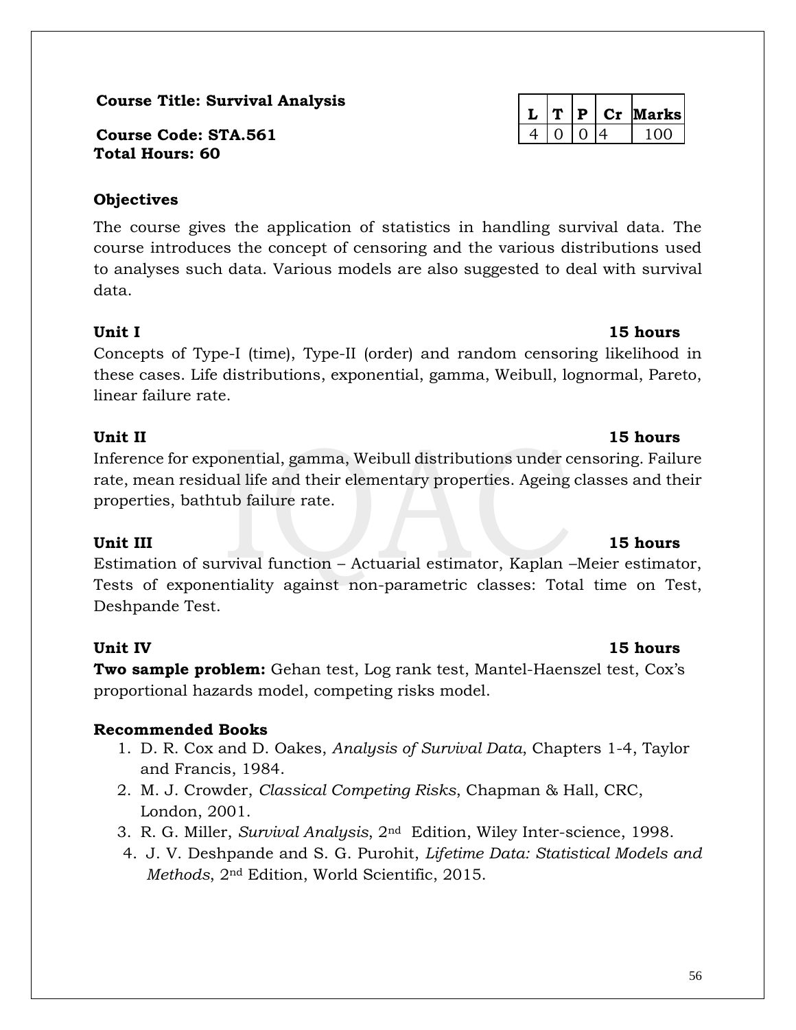**Course Title: Survival Analysis**

**Course Code: STA.561**

**Total Hours: 60**

| L | T | P | Cr | Marks |
|---|---|---|---|---|
| 4 | 0 | 0 | 4 | 100 |

**Objectives**

The course gives the application of statistics in handling survival data. The course introduces the concept of censoring and the various distributions used to analyses such data. Various models are also suggested to deal with survival data.

**Unit I** **15 hours**

Concepts of Type-I (time), Type-II (order) and random censoring likelihood in these cases. Life distributions, exponential, gamma, Weibull, lognormal, Pareto, linear failure rate.

**Unit II** **15 hours**

Inference for exponential, gamma, Weibull distributions under censoring. Failure rate, mean residual life and their elementary properties. Ageing classes and their properties, bathtub failure rate.

**Unit III** **15 hours**

Estimation of survival function – Actuarial estimator, Kaplan –Meier estimator, Tests of exponentiality against non-parametric classes: Total time on Test, Deshpande Test.

**Unit IV** **15 hours**

**Two sample problem:** Gehan test, Log rank test, Mantel-Haenszel test, Cox's proportional hazards model, competing risks model.

**Recommended Books**

1. D. R. Cox and D. Oakes, *Analysis of Survival Data*, Chapters 1-4, Taylor and Francis, 1984.
2. M. J. Crowder, *Classical Competing Risks*, Chapman & Hall, CRC, London, 2001.
3. R. G. Miller, *Survival Analysis*, 2nd Edition, Wiley Inter-science, 1998.
4. J. V. Deshpande and S. G. Purohit, *Lifetime Data: Statistical Models and Methods*, 2nd Edition, World Scientific, 2015.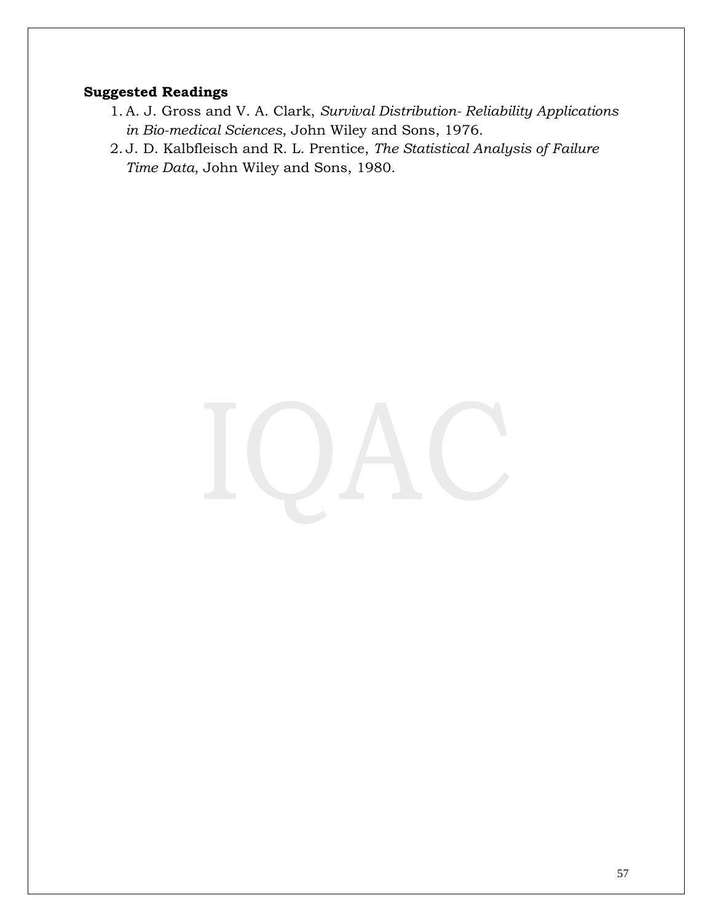**Suggested Readings**

1. A. J. Gross and V. A. Clark, *Survival Distribution- Reliability Applications in Bio-medical Sciences*, John Wiley and Sons, 1976.
2. J. D. Kalbfleisch and R. L. Prentice, *The Statistical Analysis of Failure Time Data*, John Wiley and Sons, 1980.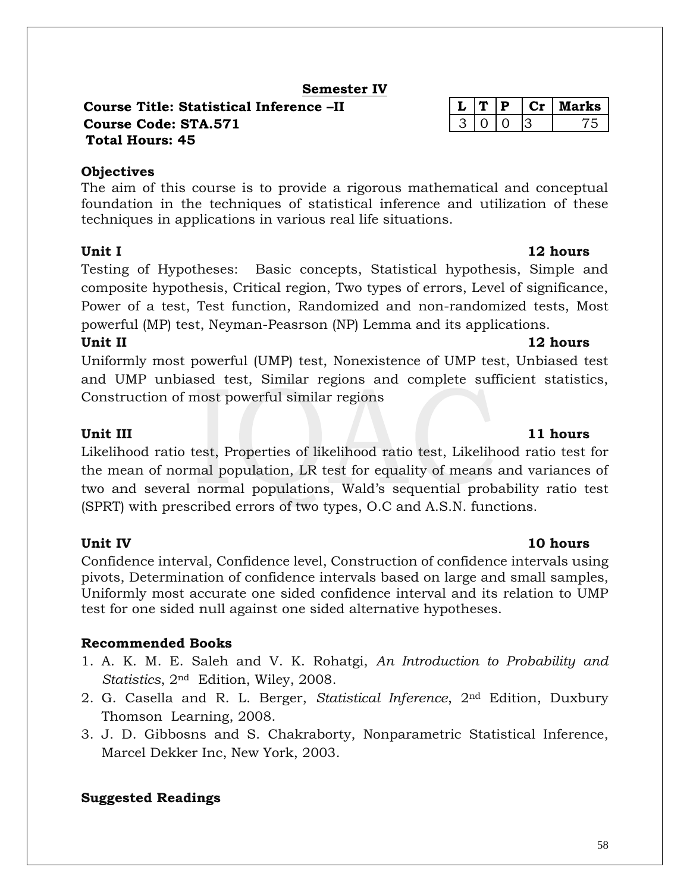## Semester IV

**Course Title: Statistical Inference –II**
**Course Code: STA.571**
**Total Hours: 45**

| L | T | P | Cr | Marks |
|---|---|---|---|---|
| 3 | 0 | 0 | 3 | 75 |

### Objectives

The aim of this course is to provide a rigorous mathematical and conceptual foundation in the techniques of statistical inference and utilization of these techniques in applications in various real life situations.

**Unit I** **12 hours**

Testing of Hypotheses: Basic concepts, Statistical hypothesis, Simple and composite hypothesis, Critical region, Two types of errors, Level of significance, Power of a test, Test function, Randomized and non-randomized tests, Most powerful (MP) test, Neyman-Peasrson (NP) Lemma and its applications.

**Unit II** **12 hours**

Uniformly most powerful (UMP) test, Nonexistence of UMP test, Unbiased test and UMP unbiased test, Similar regions and complete sufficient statistics, Construction of most powerful similar regions

**Unit III** **11 hours**

Likelihood ratio test, Properties of likelihood ratio test, Likelihood ratio test for the mean of normal population, LR test for equality of means and variances of two and several normal populations, Wald's sequential probability ratio test (SPRT) with prescribed errors of two types, O.C and A.S.N. functions.

**Unit IV** **10 hours**

Confidence interval, Confidence level, Construction of confidence intervals using pivots, Determination of confidence intervals based on large and small samples, Uniformly most accurate one sided confidence interval and its relation to UMP test for one sided null against one sided alternative hypotheses.

### Recommended Books

1. A. K. M. E. Saleh and V. K. Rohatgi, *An Introduction to Probability and Statistics*, 2nd Edition, Wiley, 2008.
2. G. Casella and R. L. Berger, *Statistical Inference*, 2nd Edition, Duxbury Thomson Learning, 2008.
3. J. D. Gibbosns and S. Chakraborty, Nonparametric Statistical Inference, Marcel Dekker Inc, New York, 2003.

### Suggested Readings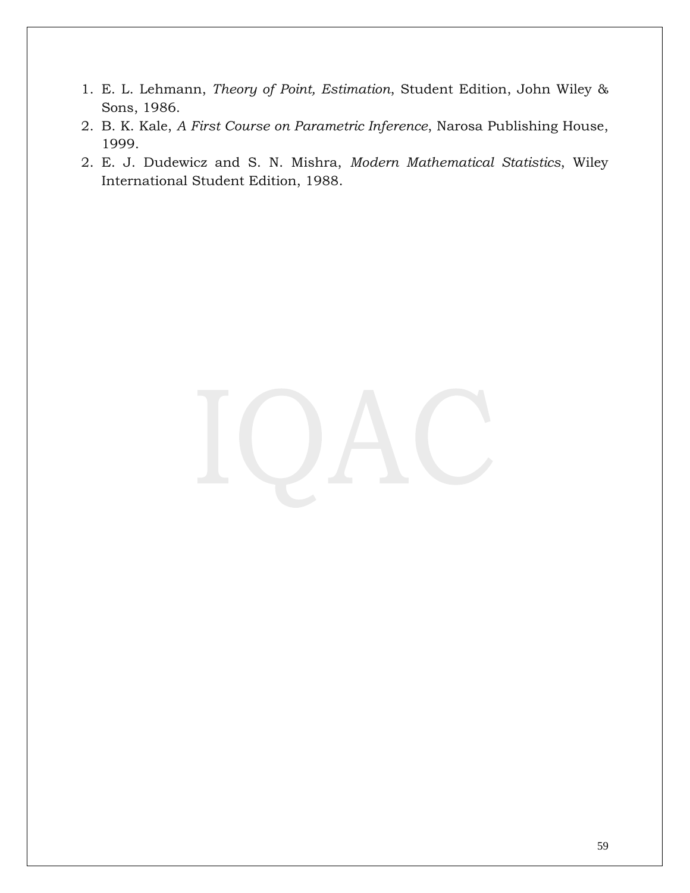1. E. L. Lehmann, *Theory of Point, Estimation*, Student Edition, John Wiley & Sons, 1986.
2. B. K. Kale, *A First Course on Parametric Inference*, Narosa Publishing House, 1999.
2. E. J. Dudewicz and S. N. Mishra, *Modern Mathematical Statistics*, Wiley International Student Edition, 1988.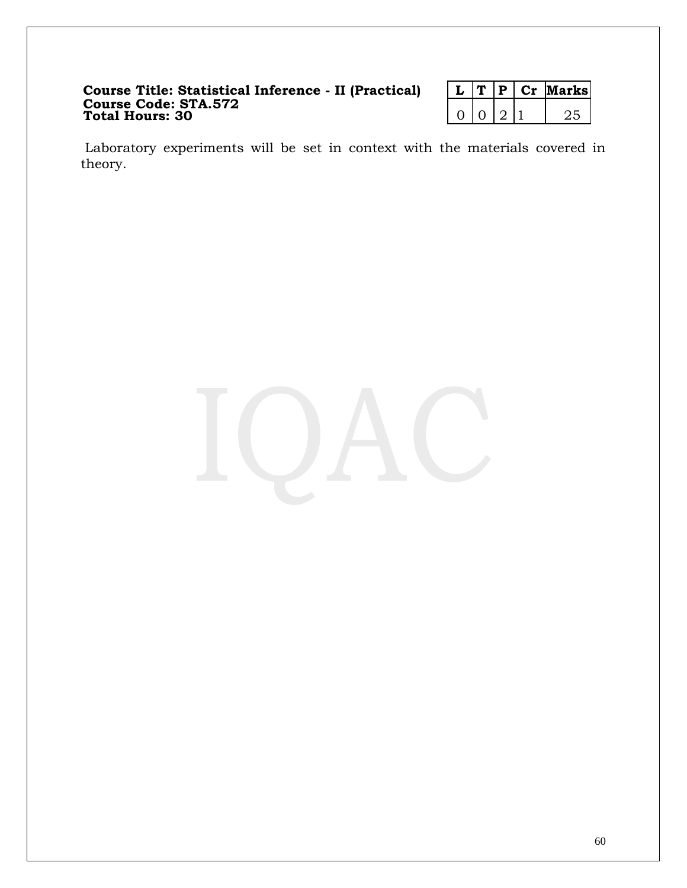**Course Title: Statistical Inference - II (Practical)**
**Course Code: STA.572**
**Total Hours: 30**

| L | T | P | Cr | Marks |
|---|---|---|---|---|
| 0 | 0 | 2 | 1 | 25 |

Laboratory experiments will be set in context with the materials covered in theory.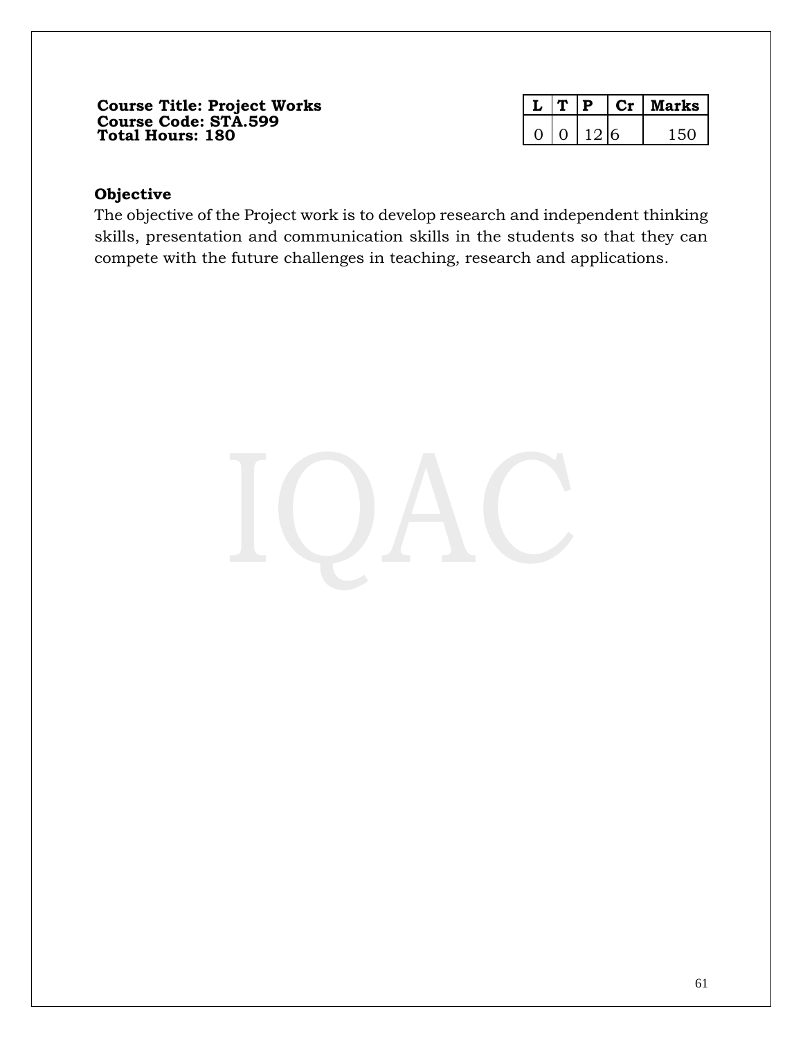**Course Title: Project Works**
**Course Code: STA.599**
**Total Hours: 180**

| L | T | P | Cr | Marks |
|---|---|---|---|---|
| 0 | 0 | 12 | 6 | 150 |

**Objective**

The objective of the Project work is to develop research and independent thinking skills, presentation and communication skills in the students so that they can compete with the future challenges in teaching, research and applications.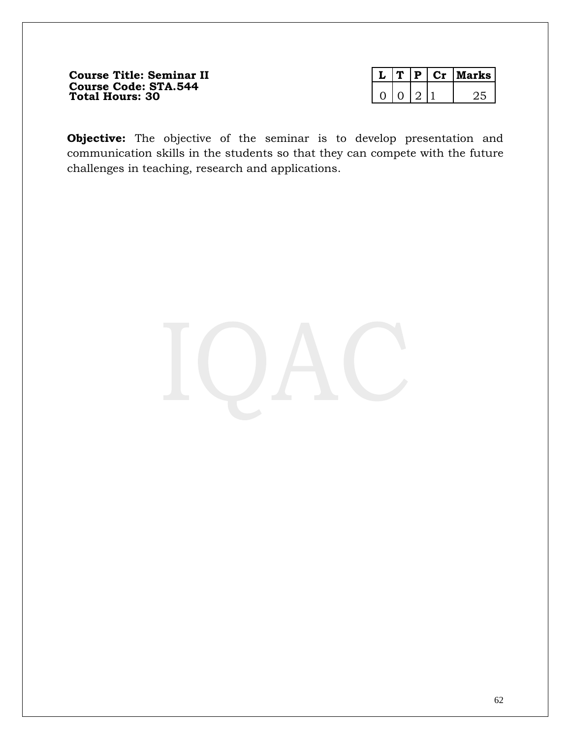**Course Title: Seminar II**
**Course Code: STA.544**
**Total Hours: 30**

| L | T | P | Cr | Marks |
|---|---|---|---|---|
| 0 | 0 | 2 | 1 | 25 |

**Objective:** The objective of the seminar is to develop presentation and communication skills in the students so that they can compete with the future challenges in teaching, research and applications.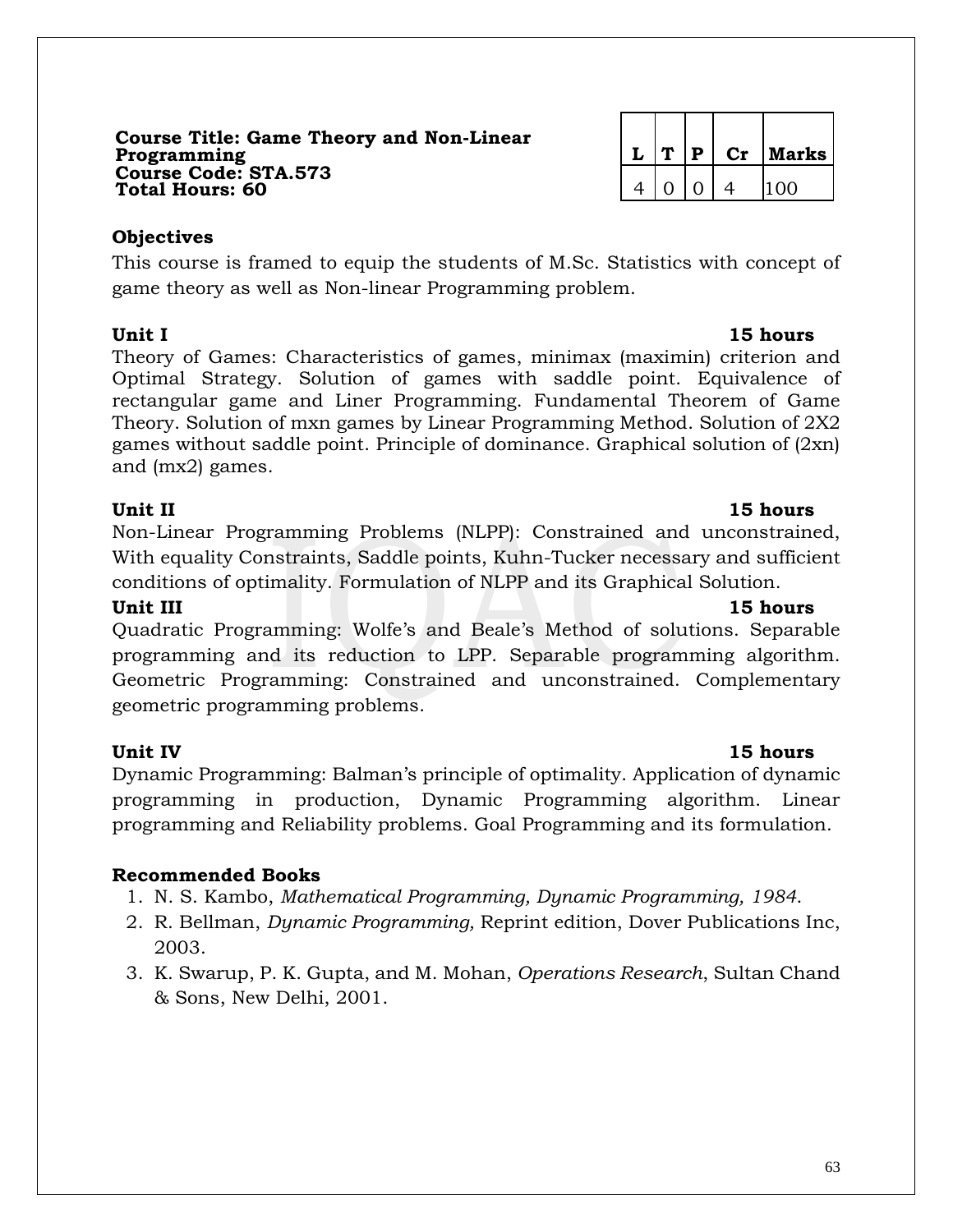**Course Title: Game Theory and Non-Linear Programming**
**Course Code: STA.573**
**Total Hours: 60**

| L | T | P | Cr | Marks |
|---|---|---|---|---|
| 4 | 0 | 0 | 4 | 100 |

**Objectives**

This course is framed to equip the students of M.Sc. Statistics with concept of game theory as well as Non-linear Programming problem.

**Unit I** **15 hours**

Theory of Games: Characteristics of games, minimax (maximin) criterion and Optimal Strategy. Solution of games with saddle point. Equivalence of rectangular game and Liner Programming. Fundamental Theorem of Game Theory. Solution of mxn games by Linear Programming Method. Solution of 2X2 games without saddle point. Principle of dominance. Graphical solution of (2xn) and (mx2) games.

**Unit II** **15 hours**

Non-Linear Programming Problems (NLPP): Constrained and unconstrained, With equality Constraints, Saddle points, Kuhn-Tucker necessary and sufficient conditions of optimality. Formulation of NLPP and its Graphical Solution.

**Unit III** **15 hours**

Quadratic Programming: Wolfe's and Beale's Method of solutions. Separable programming and its reduction to LPP. Separable programming algorithm. Geometric Programming: Constrained and unconstrained. Complementary geometric programming problems.

**Unit IV** **15 hours**

Dynamic Programming: Balman's principle of optimality. Application of dynamic programming in production, Dynamic Programming algorithm. Linear programming and Reliability problems. Goal Programming and its formulation.

**Recommended Books**

1. N. S. Kambo, *Mathematical Programming, Dynamic Programming, 1984*.
2. R. Bellman, *Dynamic Programming,* Reprint edition, Dover Publications Inc, 2003.
3. K. Swarup, P. K. Gupta, and M. Mohan, *Operations Research*, Sultan Chand & Sons, New Delhi, 2001.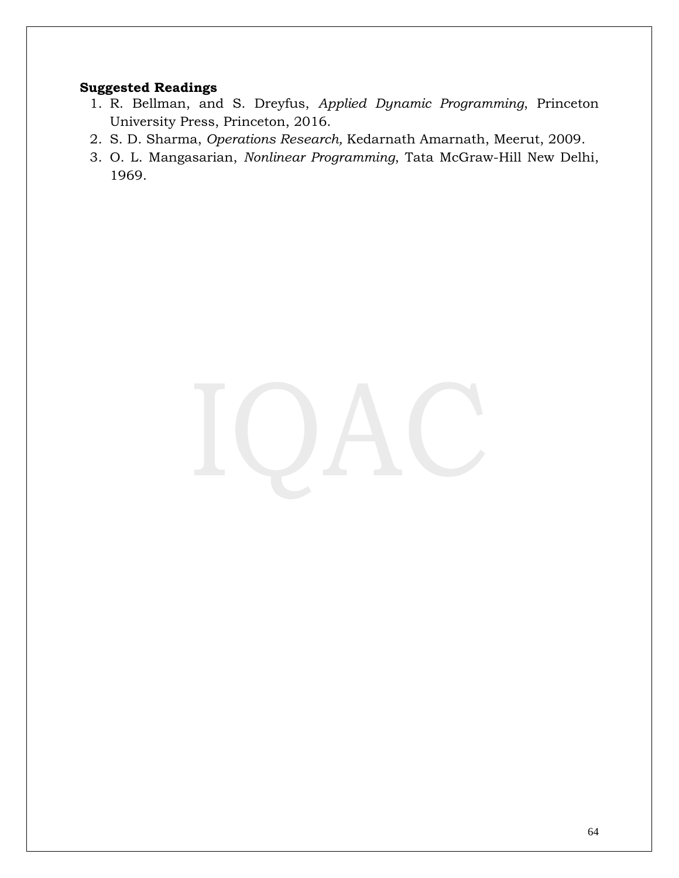**Suggested Readings**

1. R. Bellman, and S. Dreyfus, *Applied Dynamic Programming*, Princeton University Press, Princeton, 2016.
2. S. D. Sharma, *Operations Research,* Kedarnath Amarnath, Meerut, 2009.
3. O. L. Mangasarian, *Nonlinear Programming*, Tata McGraw-Hill New Delhi, 1969.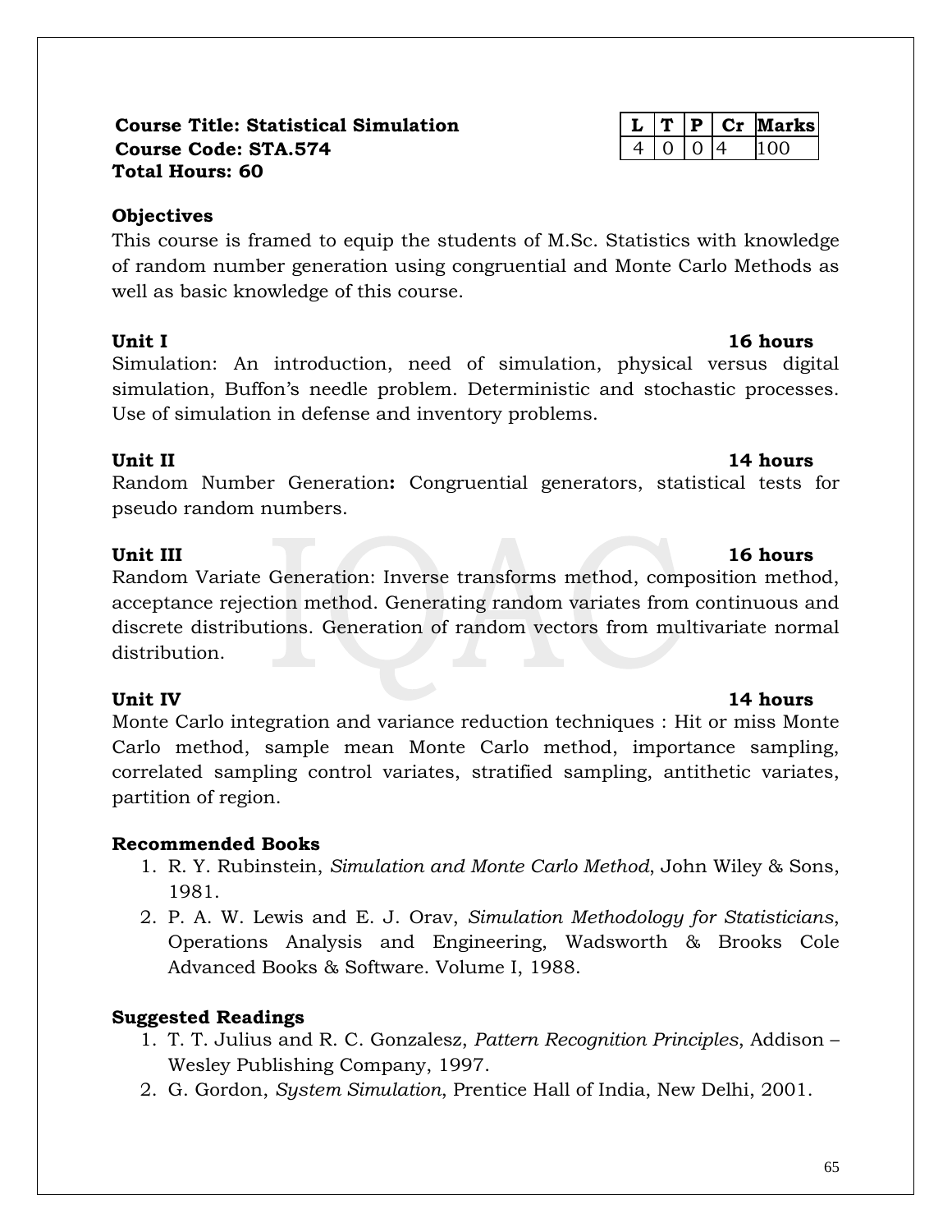**Course Title: Statistical Simulation**
**Course Code: STA.574**
**Total Hours: 60**

| L | T | P | Cr | Marks |
|---|---|---|---|---|
| 4 | 0 | 0 | 4 | 100 |

**Objectives**

This course is framed to equip the students of M.Sc. Statistics with knowledge of random number generation using congruential and Monte Carlo Methods as well as basic knowledge of this course.

**Unit I** **16 hours**

Simulation: An introduction, need of simulation, physical versus digital simulation, Buffon's needle problem. Deterministic and stochastic processes. Use of simulation in defense and inventory problems.

**Unit II** **14 hours**

Random Number Generation**:** Congruential generators, statistical tests for pseudo random numbers.

**Unit III** **16 hours**

Random Variate Generation: Inverse transforms method, composition method, acceptance rejection method. Generating random variates from continuous and discrete distributions. Generation of random vectors from multivariate normal distribution.

**Unit IV** **14 hours**

Monte Carlo integration and variance reduction techniques : Hit or miss Monte Carlo method, sample mean Monte Carlo method, importance sampling, correlated sampling control variates, stratified sampling, antithetic variates, partition of region.

**Recommended Books**

1. R. Y. Rubinstein, *Simulation and Monte Carlo Method*, John Wiley & Sons, 1981.
2. P. A. W. Lewis and E. J. Orav, *Simulation Methodology for Statisticians*, Operations Analysis and Engineering, Wadsworth & Brooks Cole Advanced Books & Software. Volume I, 1988.

**Suggested Readings**

1. T. T. Julius and R. C. Gonzalesz, *Pattern Recognition Principles*, Addison – Wesley Publishing Company, 1997.
2. G. Gordon, *System Simulation*, Prentice Hall of India, New Delhi, 2001.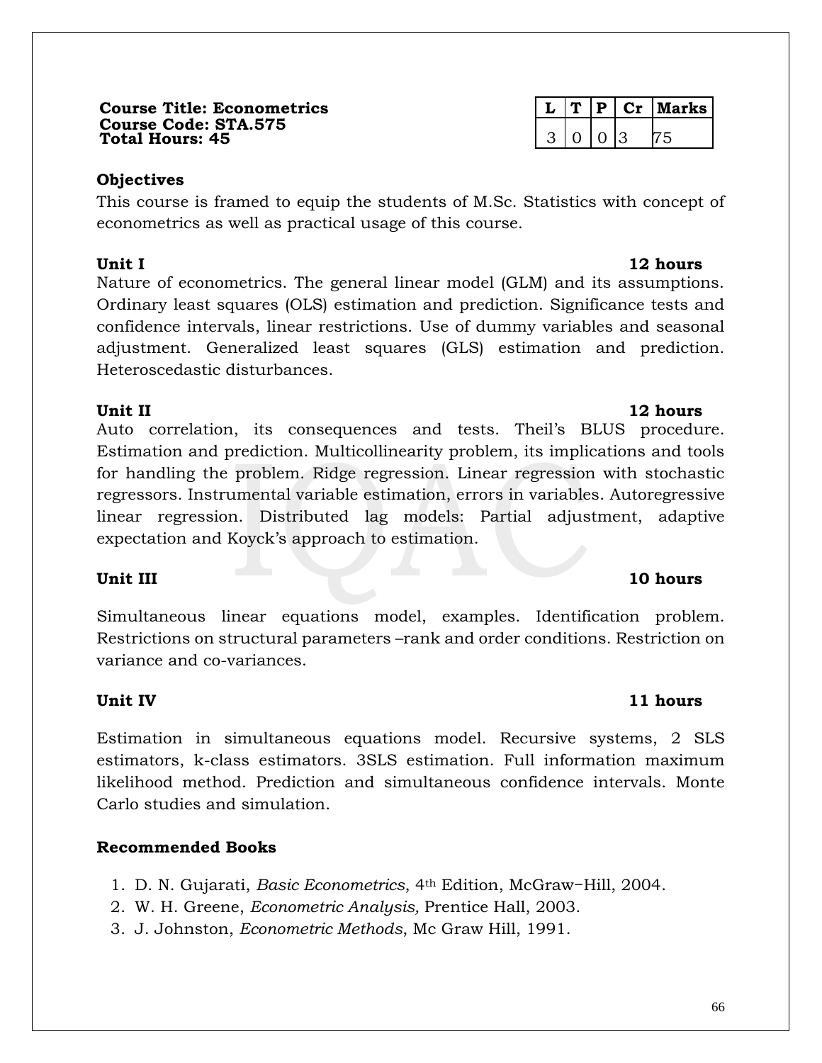**Course Title: Econometrics**
**Course Code: STA.575**
**Total Hours: 45**

| L | T | P | Cr | Marks |
|---|---|---|---|---|
| 3 | 0 | 0 | 3 | 75 |

### Objectives

This course is framed to equip the students of M.Sc. Statistics with concept of econometrics as well as practical usage of this course.

### Unit I — 12 hours

Nature of econometrics. The general linear model (GLM) and its assumptions. Ordinary least squares (OLS) estimation and prediction. Significance tests and confidence intervals, linear restrictions. Use of dummy variables and seasonal adjustment. Generalized least squares (GLS) estimation and prediction. Heteroscedastic disturbances.

### Unit II — 12 hours

Auto correlation, its consequences and tests. Theil's BLUS procedure. Estimation and prediction. Multicollinearity problem, its implications and tools for handling the problem. Ridge regression. Linear regression with stochastic regressors. Instrumental variable estimation, errors in variables. Autoregressive linear regression. Distributed lag models: Partial adjustment, adaptive expectation and Koyck's approach to estimation.

### Unit III — 10 hours

Simultaneous linear equations model, examples. Identification problem. Restrictions on structural parameters –rank and order conditions. Restriction on variance and co-variances.

### Unit IV — 11 hours

Estimation in simultaneous equations model. Recursive systems, 2 SLS estimators, k-class estimators. 3SLS estimation. Full information maximum likelihood method. Prediction and simultaneous confidence intervals. Monte Carlo studies and simulation.

### Recommended Books

1. D. N. Gujarati, *Basic Econometrics*, 4th Edition, McGraw−Hill, 2004.
2. W. H. Greene, *Econometric Analysis,* Prentice Hall, 2003.
3. J. Johnston, *Econometric Methods*, Mc Graw Hill, 1991.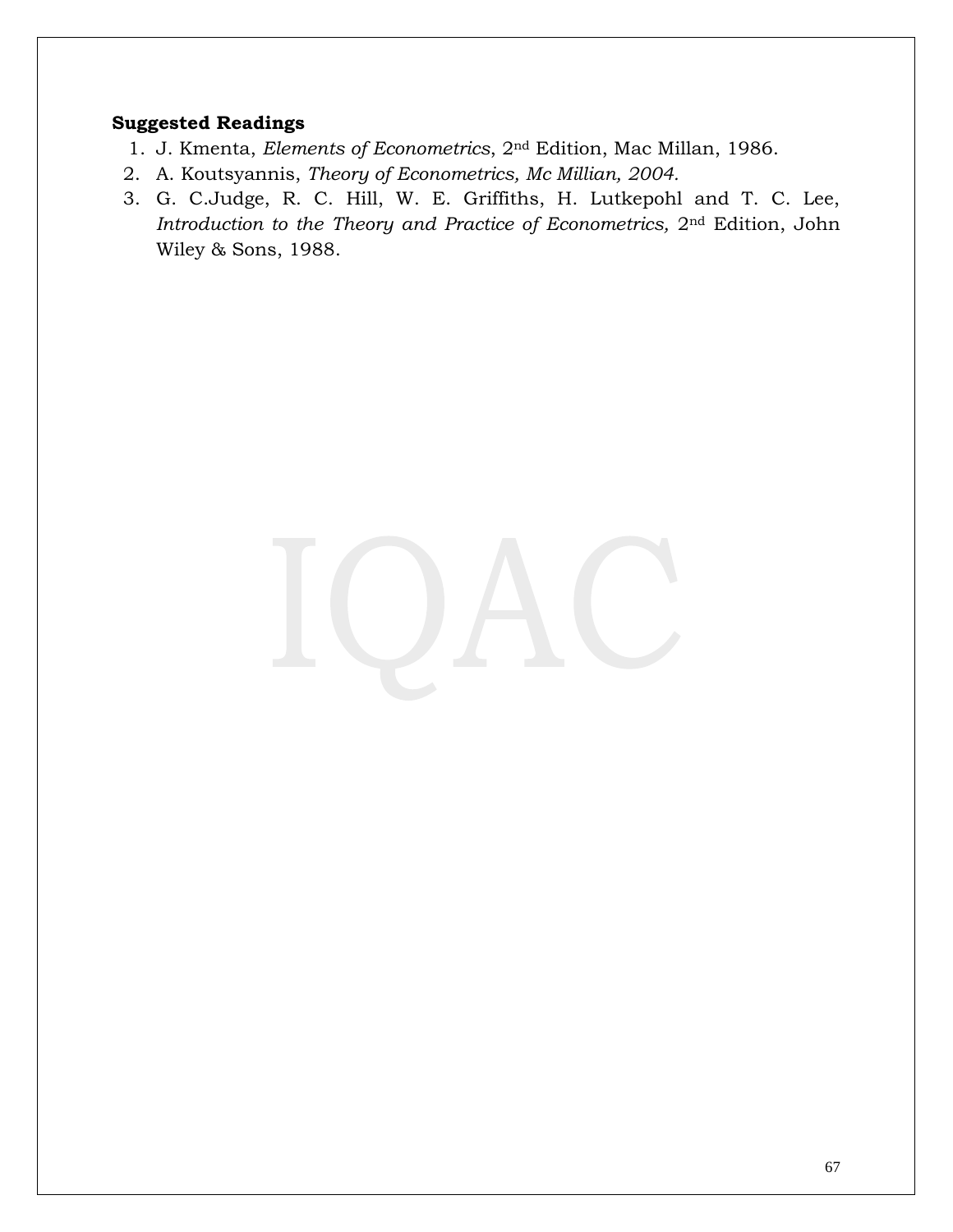**Suggested Readings**

1. J. Kmenta, *Elements of Econometrics*, 2nd Edition, Mac Millan, 1986.
2. A. Koutsyannis, *Theory of Econometrics, Mc Millian, 2004.*
3. G. C.Judge, R. C. Hill, W. E. Griffiths, H. Lutkepohl and T. C. Lee, *Introduction to the Theory and Practice of Econometrics,* 2nd Edition, John Wiley & Sons, 1988.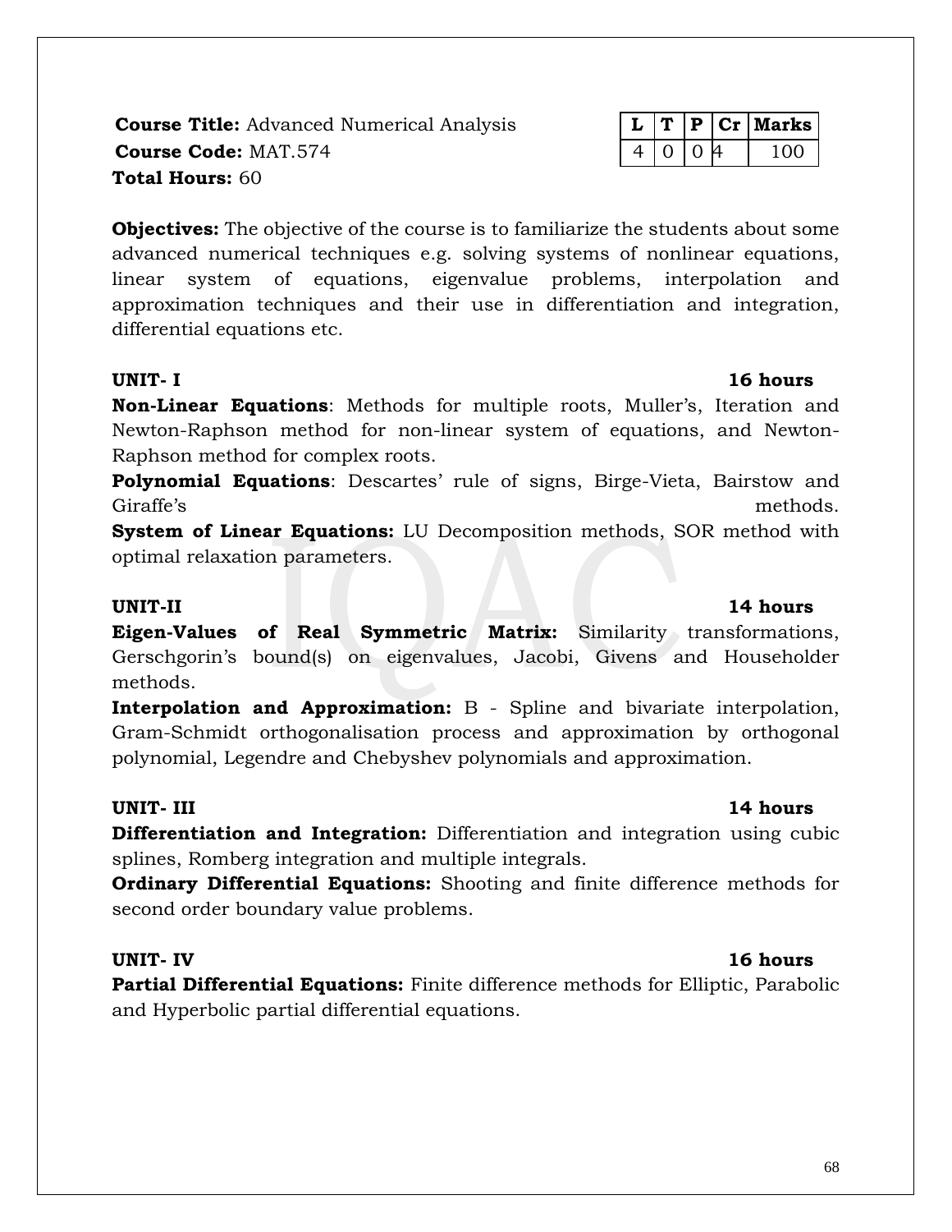**Course Title:** Advanced Numerical Analysis
**Course Code:** MAT.574
**Total Hours:** 60

| L | T | P | Cr | Marks |
|---|---|---|---|---|
| 4 | 0 | 0 | 4 | 100 |

**Objectives:** The objective of the course is to familiarize the students about some advanced numerical techniques e.g. solving systems of nonlinear equations, linear system of equations, eigenvalue problems, interpolation and approximation techniques and their use in differentiation and integration, differential equations etc.

**UNIT- I** **16 hours**

**Non-Linear Equations**: Methods for multiple roots, Muller's, Iteration and Newton-Raphson method for non-linear system of equations, and Newton-Raphson method for complex roots.

**Polynomial Equations**: Descartes' rule of signs, Birge-Vieta, Bairstow and Giraffe's methods.

**System of Linear Equations:** LU Decomposition methods, SOR method with optimal relaxation parameters.

**UNIT-II** **14 hours**

**Eigen-Values of Real Symmetric Matrix:** Similarity transformations, Gerschgorin's bound(s) on eigenvalues, Jacobi, Givens and Householder methods.

**Interpolation and Approximation:** B - Spline and bivariate interpolation, Gram-Schmidt orthogonalisation process and approximation by orthogonal polynomial, Legendre and Chebyshev polynomials and approximation.

**UNIT- III** **14 hours**

**Differentiation and Integration:** Differentiation and integration using cubic splines, Romberg integration and multiple integrals.

**Ordinary Differential Equations:** Shooting and finite difference methods for second order boundary value problems.

**UNIT- IV** **16 hours**

**Partial Differential Equations:** Finite difference methods for Elliptic, Parabolic and Hyperbolic partial differential equations.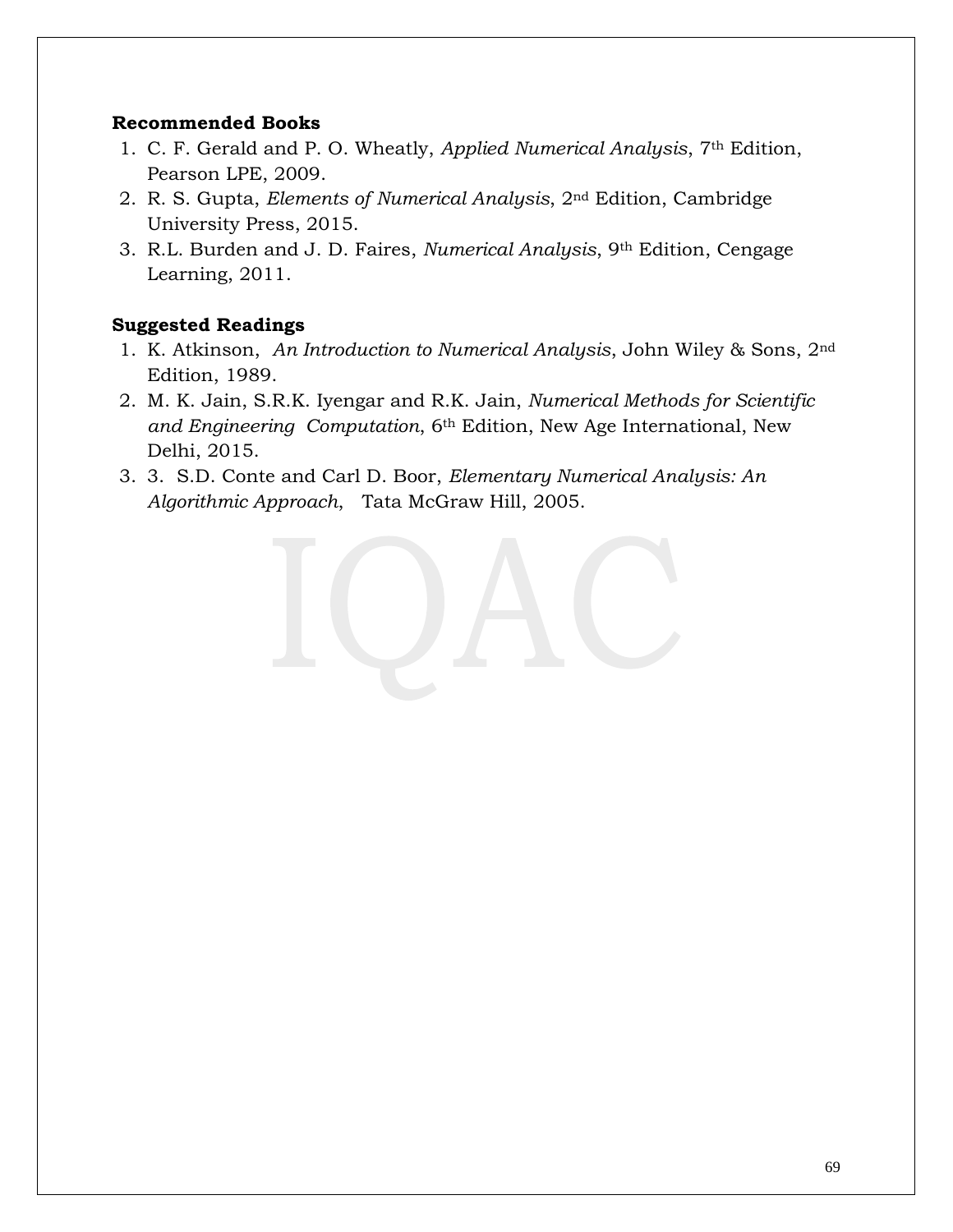**Recommended Books**

1. C. F. Gerald and P. O. Wheatly, *Applied Numerical Analysis*, 7th Edition, Pearson LPE, 2009.
2. R. S. Gupta, *Elements of Numerical Analysis*, 2nd Edition, Cambridge University Press, 2015.
3. R.L. Burden and J. D. Faires, *Numerical Analysis*, 9th Edition, Cengage Learning, 2011.

**Suggested Readings**

1. K. Atkinson, *An Introduction to Numerical Analysis*, John Wiley & Sons, 2nd Edition, 1989.
2. M. K. Jain, S.R.K. Iyengar and R.K. Jain, *Numerical Methods for Scientific and Engineering Computation*, 6th Edition, New Age International, New Delhi, 2015.
3. 3. S.D. Conte and Carl D. Boor, *Elementary Numerical Analysis: An Algorithmic Approach*, Tata McGraw Hill, 2005.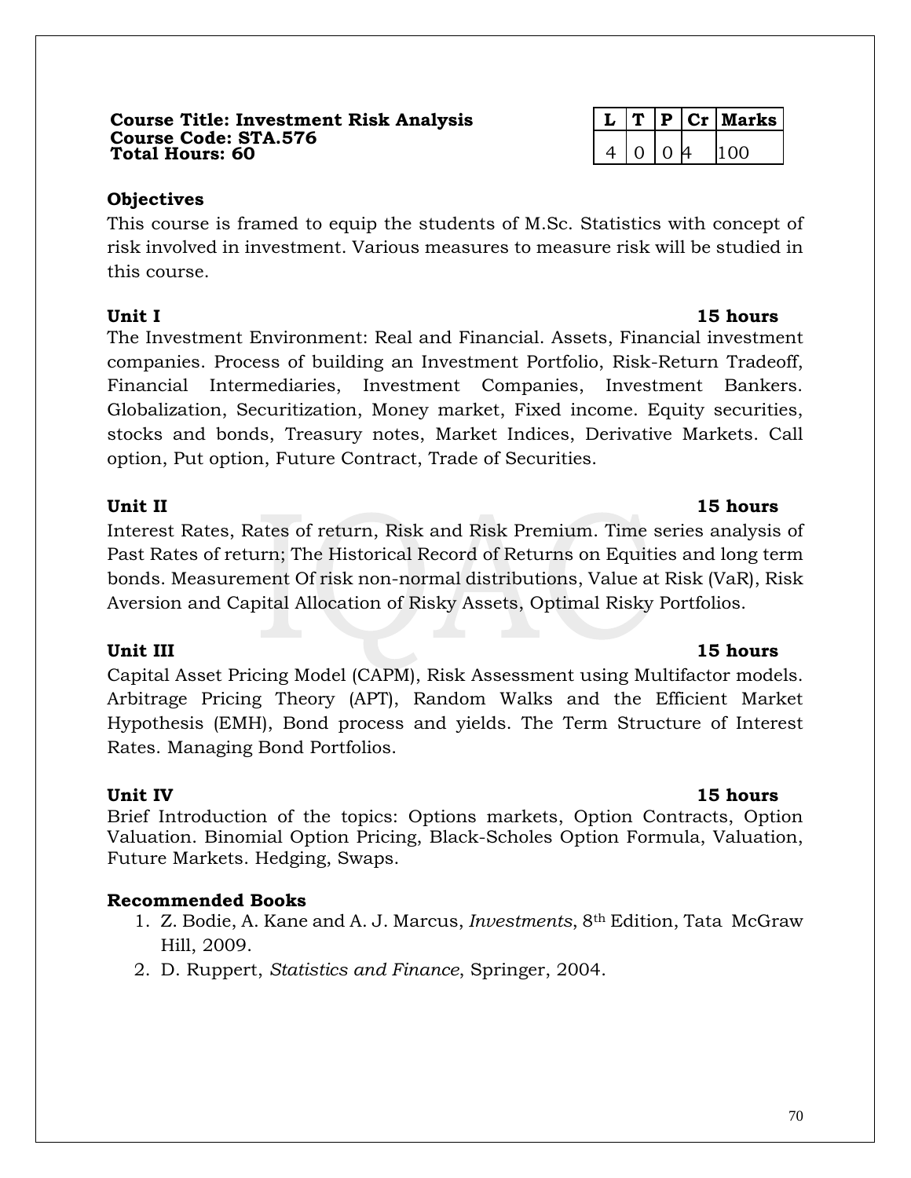**Course Title: Investment Risk Analysis**
**Course Code: STA.576**
**Total Hours: 60**

| L | T | P | Cr | Marks |
|---|---|---|---|---|
| 4 | 0 | 0 | 4 | 100 |

**Objectives**

This course is framed to equip the students of M.Sc. Statistics with concept of risk involved in investment. Various measures to measure risk will be studied in this course.

**Unit I** **15 hours**

The Investment Environment: Real and Financial. Assets, Financial investment companies. Process of building an Investment Portfolio, Risk-Return Tradeoff, Financial Intermediaries, Investment Companies, Investment Bankers. Globalization, Securitization, Money market, Fixed income. Equity securities, stocks and bonds, Treasury notes, Market Indices, Derivative Markets. Call option, Put option, Future Contract, Trade of Securities.

**Unit II** **15 hours**

Interest Rates, Rates of return, Risk and Risk Premium. Time series analysis of Past Rates of return; The Historical Record of Returns on Equities and long term bonds. Measurement Of risk non-normal distributions, Value at Risk (VaR), Risk Aversion and Capital Allocation of Risky Assets, Optimal Risky Portfolios.

**Unit III** **15 hours**

Capital Asset Pricing Model (CAPM), Risk Assessment using Multifactor models. Arbitrage Pricing Theory (APT), Random Walks and the Efficient Market Hypothesis (EMH), Bond process and yields. The Term Structure of Interest Rates. Managing Bond Portfolios.

**Unit IV** **15 hours**

Brief Introduction of the topics: Options markets, Option Contracts, Option Valuation. Binomial Option Pricing, Black-Scholes Option Formula, Valuation, Future Markets. Hedging, Swaps.

**Recommended Books**

1. Z. Bodie, A. Kane and A. J. Marcus, *Investments*, 8th Edition, Tata McGraw Hill, 2009.
2. D. Ruppert, *Statistics and Finance*, Springer, 2004.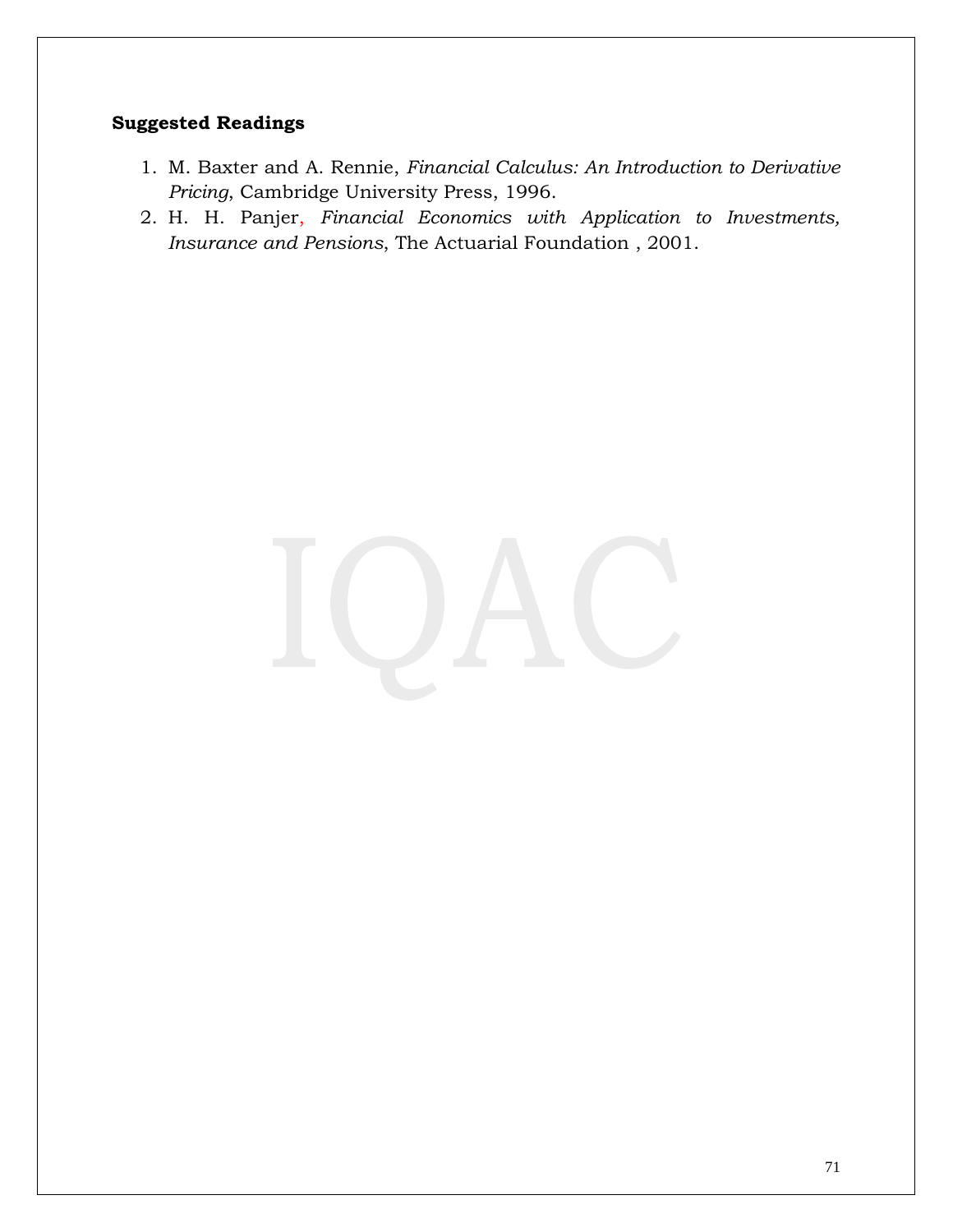**Suggested Readings**

1. M. Baxter and A. Rennie, *Financial Calculus: An Introduction to Derivative Pricing*, Cambridge University Press, 1996.
2. H. H. Panjer, *Financial Economics with Application to Investments, Insurance and Pensions*, The Actuarial Foundation , 2001.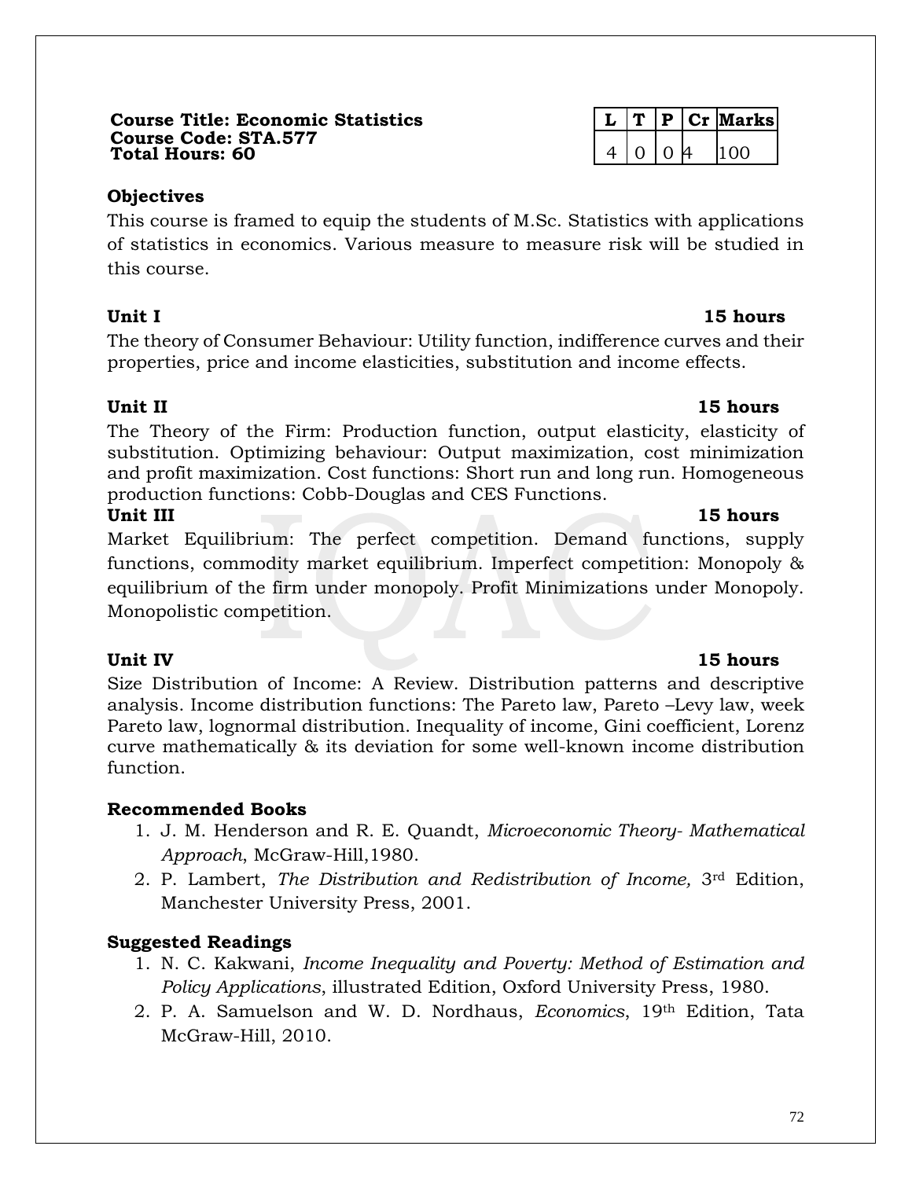**Course Title: Economic Statistics**
**Course Code: STA.577**
**Total Hours: 60**

| L | T | P | Cr | Marks |
|---|---|---|---|---|
| 4 | 0 | 0 | 4 | 100 |

**Objectives**

This course is framed to equip the students of M.Sc. Statistics with applications of statistics in economics. Various measure to measure risk will be studied in this course.

**Unit I** **15 hours**

The theory of Consumer Behaviour: Utility function, indifference curves and their properties, price and income elasticities, substitution and income effects.

**Unit II** **15 hours**

The Theory of the Firm: Production function, output elasticity, elasticity of substitution. Optimizing behaviour: Output maximization, cost minimization and profit maximization. Cost functions: Short run and long run. Homogeneous production functions: Cobb-Douglas and CES Functions.

**Unit III** **15 hours**

Market Equilibrium: The perfect competition. Demand functions, supply functions, commodity market equilibrium. Imperfect competition: Monopoly & equilibrium of the firm under monopoly. Profit Minimizations under Monopoly. Monopolistic competition.

**Unit IV** **15 hours**

Size Distribution of Income: A Review. Distribution patterns and descriptive analysis. Income distribution functions: The Pareto law, Pareto –Levy law, week Pareto law, lognormal distribution. Inequality of income, Gini coefficient, Lorenz curve mathematically & its deviation for some well-known income distribution function.

**Recommended Books**

1. J. M. Henderson and R. E. Quandt, *Microeconomic Theory- Mathematical Approach*, McGraw-Hill,1980.
2. P. Lambert, *The Distribution and Redistribution of Income,* 3rd Edition, Manchester University Press, 2001.

**Suggested Readings**

1. N. C. Kakwani, *Income Inequality and Poverty: Method of Estimation and Policy Applications*, illustrated Edition, Oxford University Press, 1980.
2. P. A. Samuelson and W. D. Nordhaus, *Economics*, 19th Edition, Tata McGraw-Hill, 2010.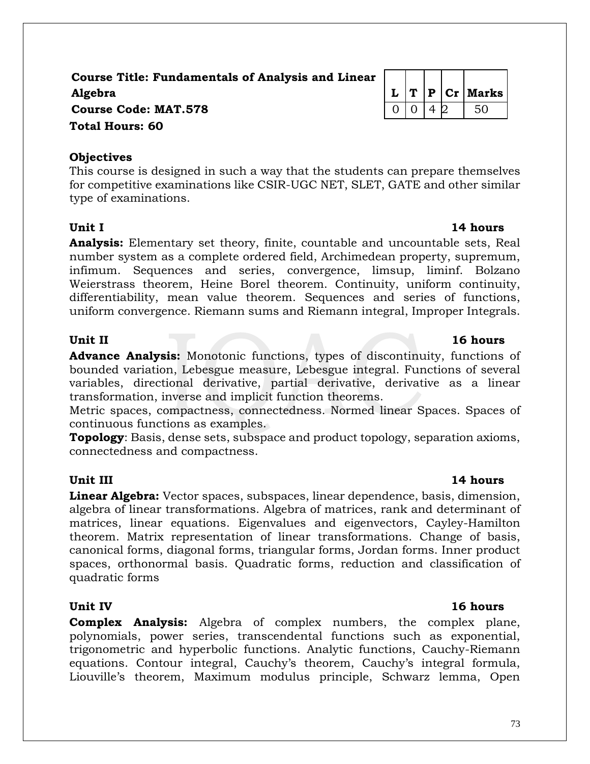**Course Title: Fundamentals of Analysis and Linear Algebra**
**Course Code: MAT.578**
**Total Hours: 60**

| L | T | P | Cr | Marks |
|---|---|---|---|---|
| 0 | 0 | 4 | 2 | 50 |

**Objectives**

This course is designed in such a way that the students can prepare themselves for competitive examinations like CSIR-UGC NET, SLET, GATE and other similar type of examinations.

**Unit I** **14 hours**

**Analysis:** Elementary set theory, finite, countable and uncountable sets, Real number system as a complete ordered field, Archimedean property, supremum, infimum. Sequences and series, convergence, limsup, liminf. Bolzano Weierstrass theorem, Heine Borel theorem. Continuity, uniform continuity, differentiability, mean value theorem. Sequences and series of functions, uniform convergence. Riemann sums and Riemann integral, Improper Integrals.

**Unit II** **16 hours**

**Advance Analysis:** Monotonic functions, types of discontinuity, functions of bounded variation, Lebesgue measure, Lebesgue integral. Functions of several variables, directional derivative, partial derivative, derivative as a linear transformation, inverse and implicit function theorems.

Metric spaces, compactness, connectedness. Normed linear Spaces. Spaces of continuous functions as examples.

**Topology**: Basis, dense sets, subspace and product topology, separation axioms, connectedness and compactness.

**Unit III** **14 hours**

**Linear Algebra:** Vector spaces, subspaces, linear dependence, basis, dimension, algebra of linear transformations. Algebra of matrices, rank and determinant of matrices, linear equations. Eigenvalues and eigenvectors, Cayley-Hamilton theorem. Matrix representation of linear transformations. Change of basis, canonical forms, diagonal forms, triangular forms, Jordan forms. Inner product spaces, orthonormal basis. Quadratic forms, reduction and classification of quadratic forms

**Unit IV** **16 hours**

**Complex Analysis:** Algebra of complex numbers, the complex plane, polynomials, power series, transcendental functions such as exponential, trigonometric and hyperbolic functions. Analytic functions, Cauchy-Riemann equations. Contour integral, Cauchy's theorem, Cauchy's integral formula, Liouville's theorem, Maximum modulus principle, Schwarz lemma, Open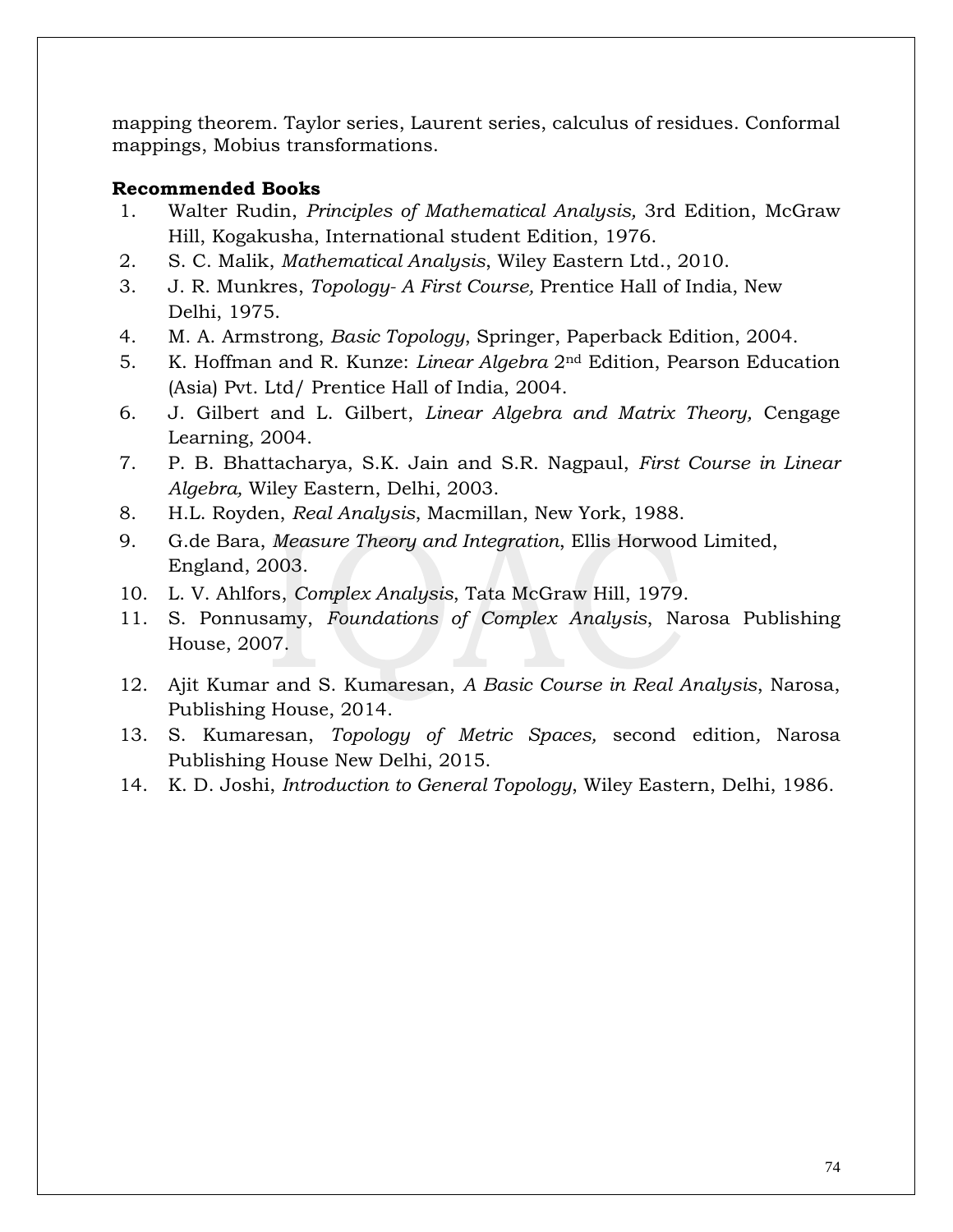mapping theorem. Taylor series, Laurent series, calculus of residues. Conformal mappings, Mobius transformations.

**Recommended Books**

1. Walter Rudin, *Principles of Mathematical Analysis,* 3rd Edition, McGraw Hill, Kogakusha, International student Edition, 1976.
2. S. C. Malik, *Mathematical Analysis*, Wiley Eastern Ltd., 2010.
3. J. R. Munkres, *Topology- A First Course,* Prentice Hall of India, New Delhi, 1975.
4. M. A. Armstrong, *Basic Topology*, Springer, Paperback Edition, 2004.
5. K. Hoffman and R. Kunze: *Linear Algebra* 2nd Edition, Pearson Education (Asia) Pvt. Ltd/ Prentice Hall of India, 2004.
6. J. Gilbert and L. Gilbert, *Linear Algebra and Matrix Theory,* Cengage Learning, 2004.
7. P. B. Bhattacharya, S.K. Jain and S.R. Nagpaul, *First Course in Linear Algebra,* Wiley Eastern, Delhi, 2003.
8. H.L. Royden, *Real Analysis*, Macmillan, New York, 1988.
9. G.de Bara, *Measure Theory and Integration*, Ellis Horwood Limited, England, 2003.
10. L. V. Ahlfors, *Complex Analysis*, Tata McGraw Hill, 1979.
11. S. Ponnusamy, *Foundations of Complex Analysis*, Narosa Publishing House, 2007.
12. Ajit Kumar and S. Kumaresan, *A Basic Course in Real Analysis*, Narosa, Publishing House, 2014.
13. S. Kumaresan, *Topology of Metric Spaces,* second edition*,* Narosa Publishing House New Delhi, 2015.
14. K. D. Joshi, *Introduction to General Topology,* Wiley Eastern, Delhi, 1986.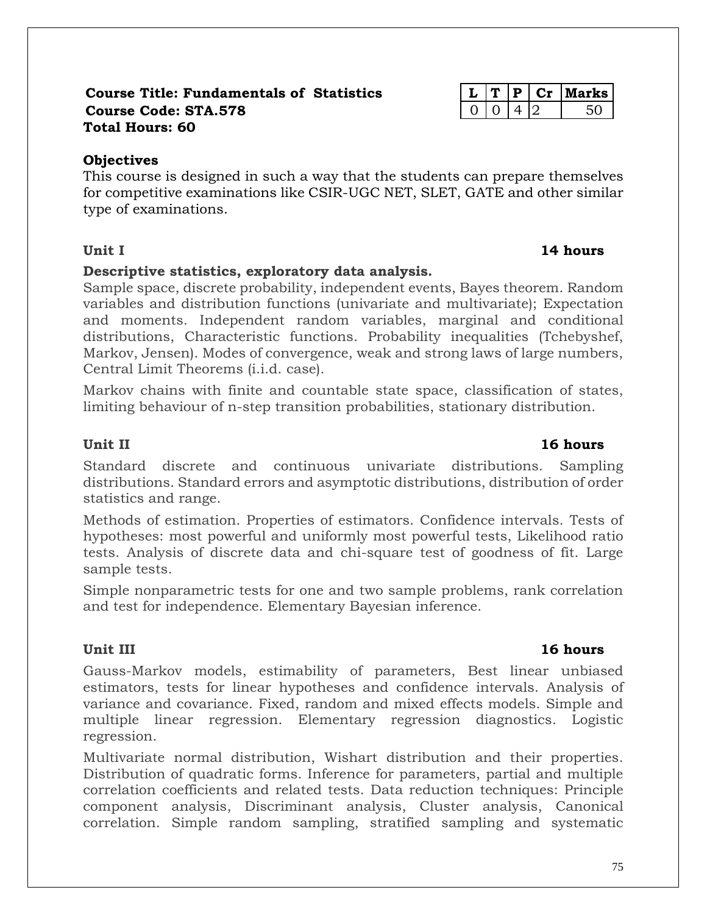**Course Title: Fundamentals of Statistics**
**Course Code: STA.578**
**Total Hours: 60**

| L | T | P | Cr | Marks |
|---|---|---|---|---|
| 0 | 0 | 4 | 2 | 50 |

**Objectives**

This course is designed in such a way that the students can prepare themselves for competitive examinations like CSIR-UGC NET, SLET, GATE and other similar type of examinations.

**Unit I** **14 hours**

**Descriptive statistics, exploratory data analysis.**

Sample space, discrete probability, independent events, Bayes theorem. Random variables and distribution functions (univariate and multivariate); Expectation and moments. Independent random variables, marginal and conditional distributions, Characteristic functions. Probability inequalities (Tchebyshef, Markov, Jensen). Modes of convergence, weak and strong laws of large numbers, Central Limit Theorems (i.i.d. case).

Markov chains with finite and countable state space, classification of states, limiting behaviour of n-step transition probabilities, stationary distribution.

**Unit II** **16 hours**

Standard discrete and continuous univariate distributions. Sampling distributions. Standard errors and asymptotic distributions, distribution of order statistics and range.

Methods of estimation. Properties of estimators. Confidence intervals. Tests of hypotheses: most powerful and uniformly most powerful tests, Likelihood ratio tests. Analysis of discrete data and chi-square test of goodness of fit. Large sample tests.

Simple nonparametric tests for one and two sample problems, rank correlation and test for independence. Elementary Bayesian inference.

**Unit III** **16 hours**

Gauss-Markov models, estimability of parameters, Best linear unbiased estimators, tests for linear hypotheses and confidence intervals. Analysis of variance and covariance. Fixed, random and mixed effects models. Simple and multiple linear regression. Elementary regression diagnostics. Logistic regression.

Multivariate normal distribution, Wishart distribution and their properties. Distribution of quadratic forms. Inference for parameters, partial and multiple correlation coefficients and related tests. Data reduction techniques: Principle component analysis, Discriminant analysis, Cluster analysis, Canonical correlation. Simple random sampling, stratified sampling and systematic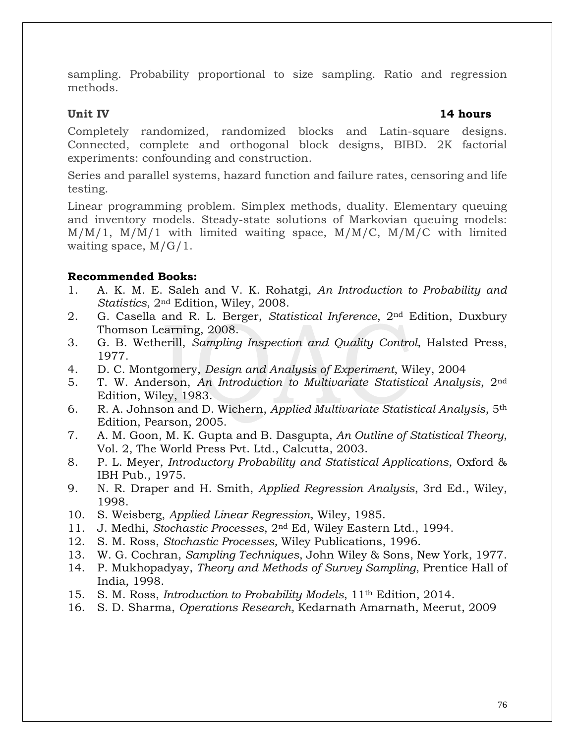sampling. Probability proportional to size sampling. Ratio and regression methods.

**Unit IV** **14 hours**

Completely randomized, randomized blocks and Latin-square designs. Connected, complete and orthogonal block designs, BIBD. 2K factorial experiments: confounding and construction.

Series and parallel systems, hazard function and failure rates, censoring and life testing.

Linear programming problem. Simplex methods, duality. Elementary queuing and inventory models. Steady-state solutions of Markovian queuing models: M/M/1, M/M/1 with limited waiting space, M/M/C, M/M/C with limited waiting space, M/G/1.

**Recommended Books:**

1. A. K. M. E. Saleh and V. K. Rohatgi, *An Introduction to Probability and Statistics*, 2nd Edition, Wiley, 2008.
2. G. Casella and R. L. Berger, *Statistical Inference*, 2nd Edition, Duxbury Thomson Learning, 2008.
3. G. B. Wetherill, *Sampling Inspection and Quality Control*, Halsted Press, 1977.
4. D. C. Montgomery, *Design and Analysis of Experiment*, Wiley, 2004
5. T. W. Anderson, *An Introduction to Multivariate Statistical Analysis*, 2nd Edition, Wiley, 1983.
6. R. A. Johnson and D. Wichern, *Applied Multivariate Statistical Analysis*, 5th Edition, Pearson, 2005.
7. A. M. Goon, M. K. Gupta and B. Dasgupta, *An Outline of Statistical Theory*, Vol. 2, The World Press Pvt. Ltd., Calcutta, 2003.
8. P. L. Meyer, *Introductory Probability and Statistical Applications*, Oxford & IBH Pub., 1975.
9. N. R. Draper and H. Smith, *Applied Regression Analysis*, 3rd Ed., Wiley, 1998.
10. S. Weisberg, *Applied Linear Regression,* Wiley, 1985.
11. J. Medhi, *Stochastic Processes*, 2nd Ed, Wiley Eastern Ltd., 1994.
12. S. M. Ross, *Stochastic Processes,* Wiley Publications, 1996.
13. W. G. Cochran, *Sampling Techniques*, John Wiley & Sons, New York, 1977.
14. P. Mukhopadyay, *Theory and Methods of Survey Sampling*, Prentice Hall of India, 1998.
15. S. M. Ross, *Introduction to Probability Models*, 11th Edition, 2014.
16. S. D. Sharma, *Operations Research,* Kedarnath Amarnath, Meerut, 2009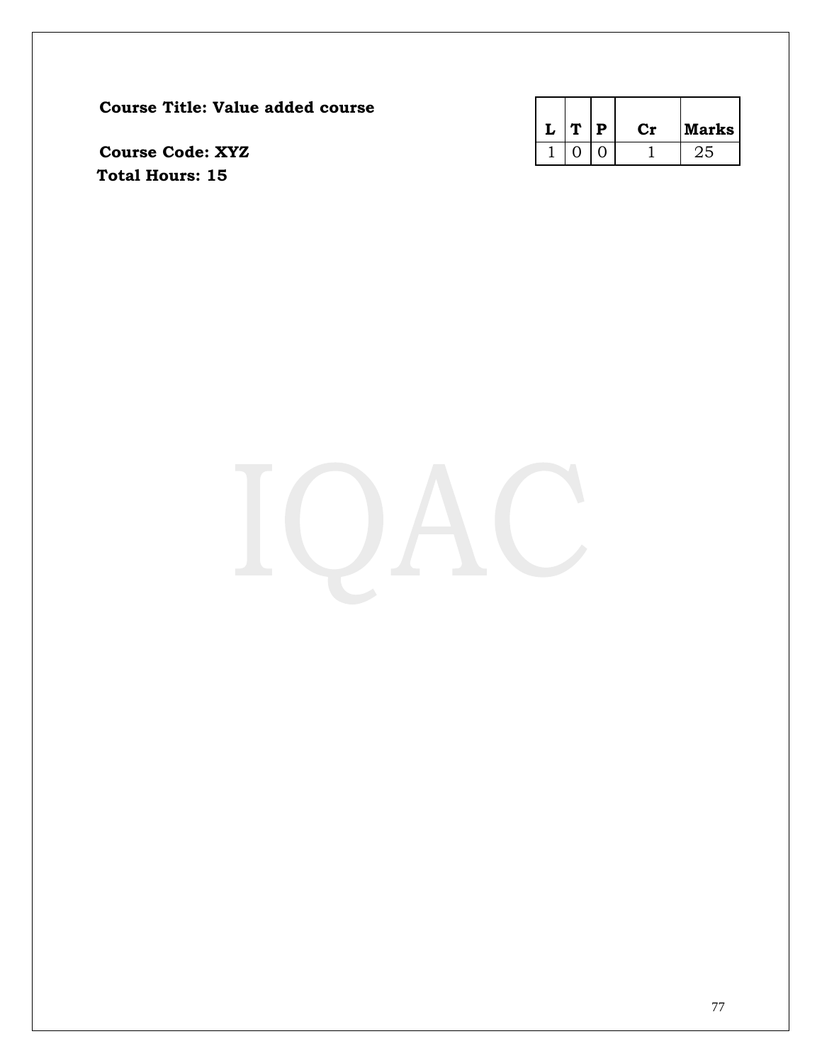**Course Title: Value added course**

**Course Code: XYZ**

**Total Hours: 15**

| L | T | P | Cr | Marks |
|---|---|---|---|---|
| 1 | 0 | 0 | 1 | 25 |